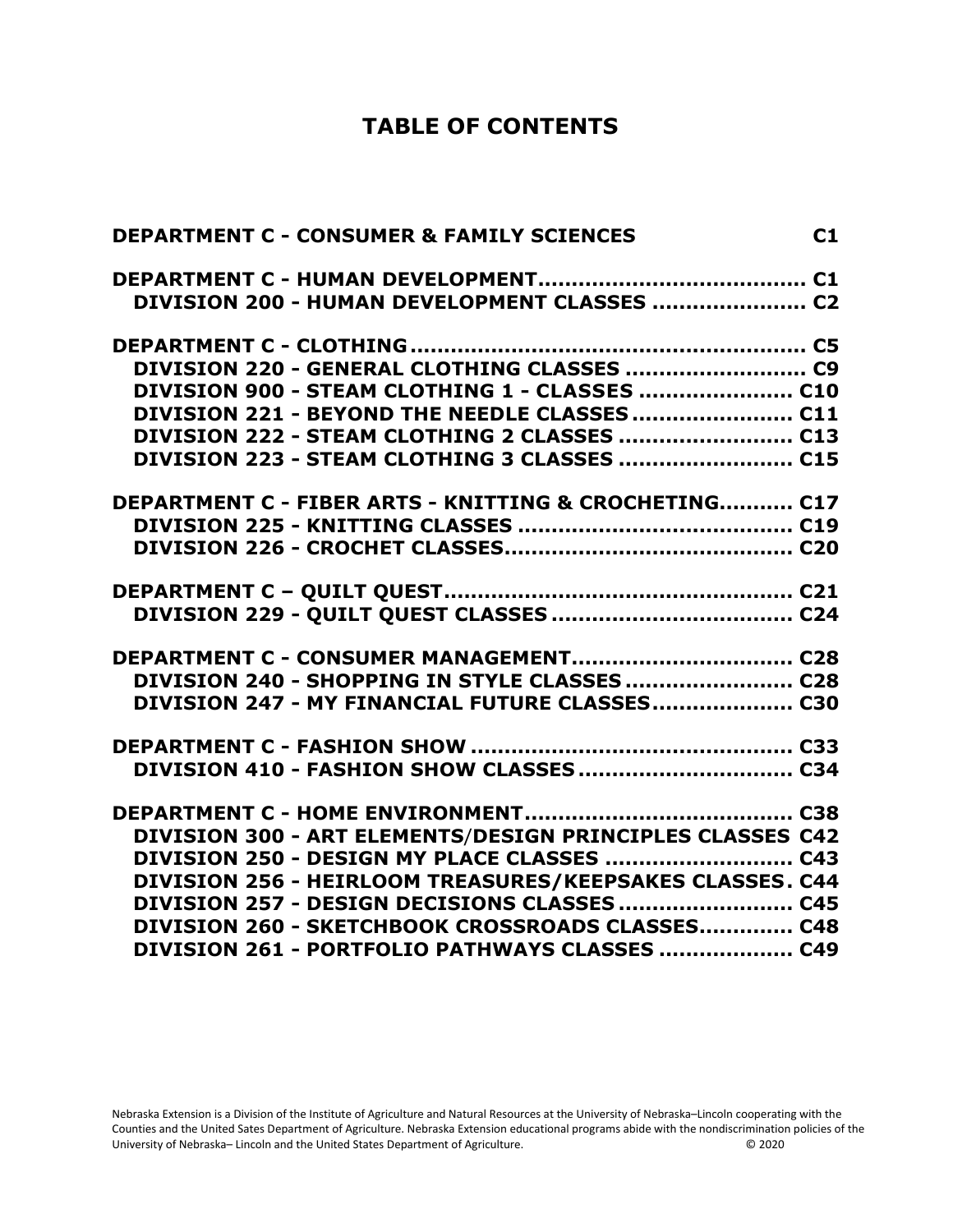# TABLE OF CONTENTS

| | |
|---|---|
| **DEPARTMENT C - CONSUMER & FAMILY SCIENCES** | **C1** |
| **DEPARTMENT C - HUMAN DEVELOPMENT** | **C1** |
| **DIVISION 200 - HUMAN DEVELOPMENT CLASSES** | **C2** |
| **DEPARTMENT C - CLOTHING** | **C5** |
| **DIVISION 220 - GENERAL CLOTHING CLASSES** | **C9** |
| **DIVISION 900 - STEAM CLOTHING 1 - CLASSES** | **C10** |
| **DIVISION 221 - BEYOND THE NEEDLE CLASSES** | **C11** |
| **DIVISION 222 - STEAM CLOTHING 2 CLASSES** | **C13** |
| **DIVISION 223 - STEAM CLOTHING 3 CLASSES** | **C15** |
| **DEPARTMENT C - FIBER ARTS - KNITTING & CROCHETING** | **C17** |
| **DIVISION 225 - KNITTING CLASSES** | **C19** |
| **DIVISION 226 - CROCHET CLASSES** | **C20** |
| **DEPARTMENT C – QUILT QUEST** | **C21** |
| **DIVISION 229 - QUILT QUEST CLASSES** | **C24** |
| **DEPARTMENT C - CONSUMER MANAGEMENT** | **C28** |
| **DIVISION 240 - SHOPPING IN STYLE CLASSES** | **C28** |
| **DIVISION 247 - MY FINANCIAL FUTURE CLASSES** | **C30** |
| **DEPARTMENT C - FASHION SHOW** | **C33** |
| **DIVISION 410 - FASHION SHOW CLASSES** | **C34** |
| **DEPARTMENT C - HOME ENVIRONMENT** | **C38** |
| **DIVISION 300 - ART ELEMENTS/DESIGN PRINCIPLES CLASSES** | **C42** |
| **DIVISION 250 - DESIGN MY PLACE CLASSES** | **C43** |
| **DIVISION 256 - HEIRLOOM TREASURES/KEEPSAKES CLASSES** | **C44** |
| **DIVISION 257 - DESIGN DECISIONS CLASSES** | **C45** |
| **DIVISION 260 - SKETCHBOOK CROSSROADS CLASSES** | **C48** |
| **DIVISION 261 - PORTFOLIO PATHWAYS CLASSES** | **C49** |

Nebraska Extension is a Division of the Institute of Agriculture and Natural Resources at the University of Nebraska–Lincoln cooperating with the Counties and the United Sates Department of Agriculture. Nebraska Extension educational programs abide with the nondiscrimination policies of the University of Nebraska– Lincoln and the United States Department of Agriculture. © 2020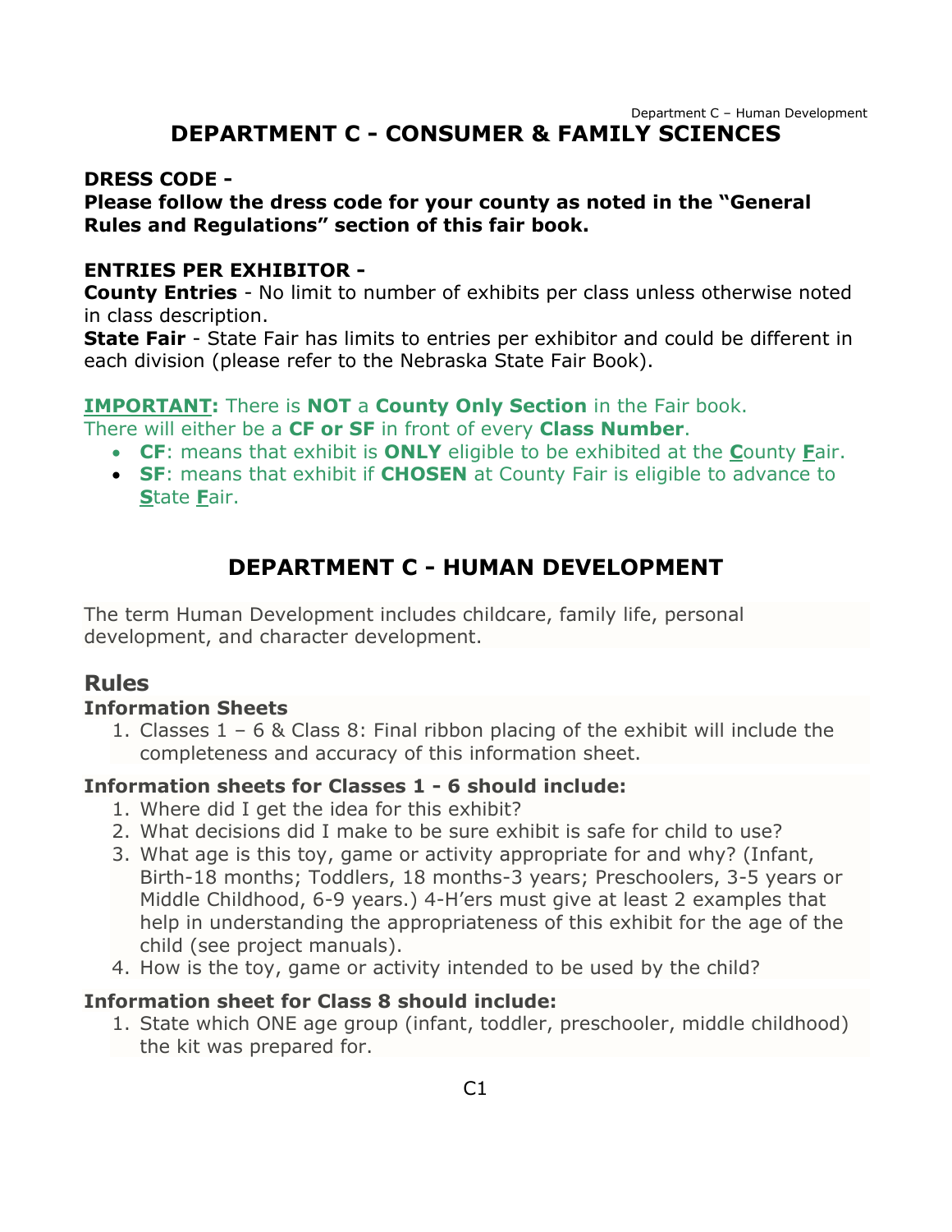# DEPARTMENT C - CONSUMER & FAMILY SCIENCES

**DRESS CODE -**
**Please follow the dress code for your county as noted in the "General Rules and Regulations" section of this fair book.**

**ENTRIES PER EXHIBITOR -**
**County Entries** - No limit to number of exhibits per class unless otherwise noted in class description.
**State Fair** - State Fair has limits to entries per exhibitor and could be different in each division (please refer to the Nebraska State Fair Book).

**IMPORTANT:** There is **NOT** a **County Only Section** in the Fair book.
There will either be a **CF or SF** in front of every **Class Number**.

- **CF**: means that exhibit is **ONLY** eligible to be exhibited at the **C**ounty **F**air.
- **SF**: means that exhibit if **CHOSEN** at County Fair is eligible to advance to **S**tate **F**air.

# DEPARTMENT C - HUMAN DEVELOPMENT

The term Human Development includes childcare, family life, personal development, and character development.

## Rules

### Information Sheets

1. Classes 1 – 6 & Class 8: Final ribbon placing of the exhibit will include the completeness and accuracy of this information sheet.

### Information sheets for Classes 1 - 6 should include:

1. Where did I get the idea for this exhibit?
2. What decisions did I make to be sure exhibit is safe for child to use?
3. What age is this toy, game or activity appropriate for and why? (Infant, Birth-18 months; Toddlers, 18 months-3 years; Preschoolers, 3-5 years or Middle Childhood, 6-9 years.) 4-H'ers must give at least 2 examples that help in understanding the appropriateness of this exhibit for the age of the child (see project manuals).
4. How is the toy, game or activity intended to be used by the child?

### Information sheet for Class 8 should include:

1. State which ONE age group (infant, toddler, preschooler, middle childhood) the kit was prepared for.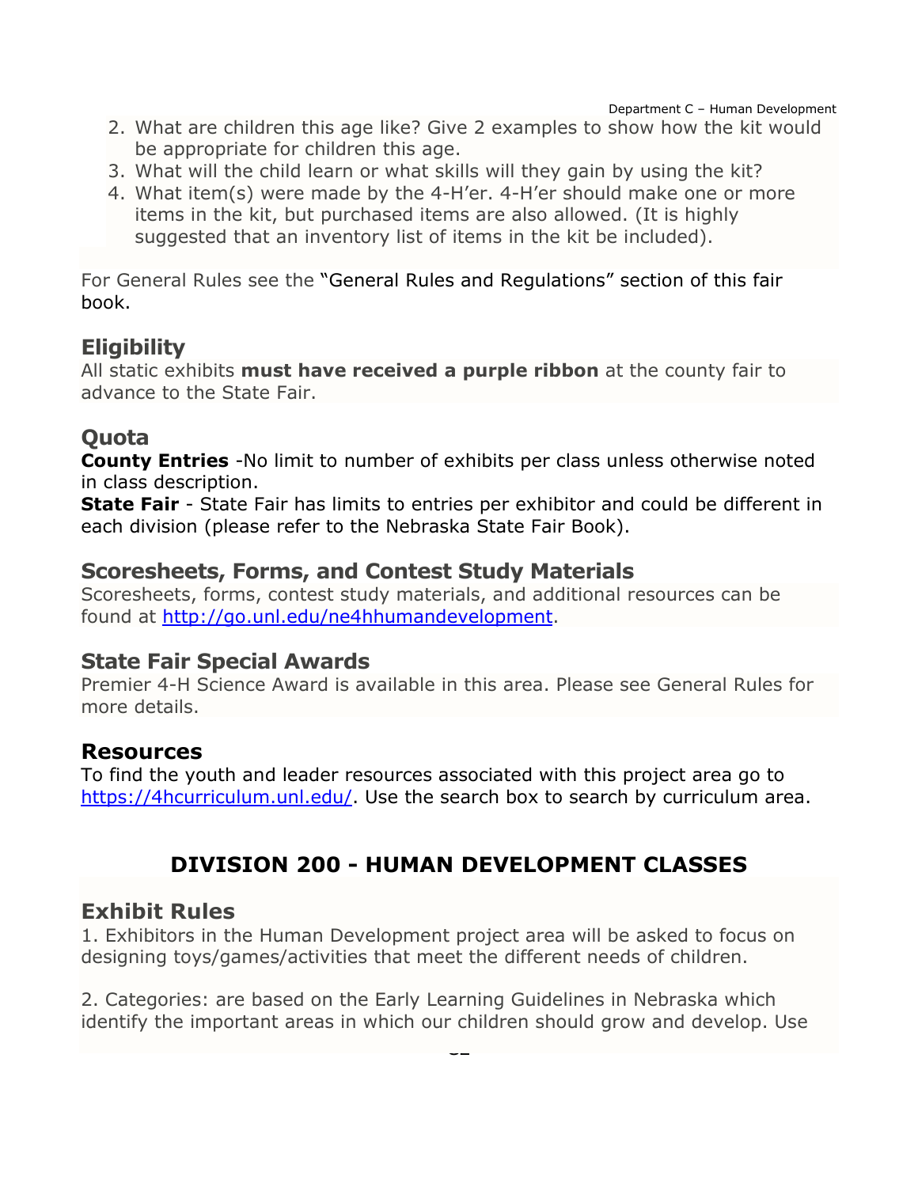2. What are children this age like? Give 2 examples to show how the kit would be appropriate for children this age.
3. What will the child learn or what skills will they gain by using the kit?
4. What item(s) were made by the 4-H'er. 4-H'er should make one or more items in the kit, but purchased items are also allowed. (It is highly suggested that an inventory list of items in the kit be included).

For General Rules see the "General Rules and Regulations" section of this fair book.

## Eligibility

All static exhibits **must have received a purple ribbon** at the county fair to advance to the State Fair.

## Quota

**County Entries** -No limit to number of exhibits per class unless otherwise noted in class description.

**State Fair** - State Fair has limits to entries per exhibitor and could be different in each division (please refer to the Nebraska State Fair Book).

## Scoresheets, Forms, and Contest Study Materials

Scoresheets, forms, contest study materials, and additional resources can be found at http://go.unl.edu/ne4hhumandevelopment.

## State Fair Special Awards

Premier 4-H Science Award is available in this area. Please see General Rules for more details.

## Resources

To find the youth and leader resources associated with this project area go to https://4hcurriculum.unl.edu/. Use the search box to search by curriculum area.

# DIVISION 200 - HUMAN DEVELOPMENT CLASSES

## Exhibit Rules

1. Exhibitors in the Human Development project area will be asked to focus on designing toys/games/activities that meet the different needs of children.

2. Categories: are based on the Early Learning Guidelines in Nebraska which identify the important areas in which our children should grow and develop. Use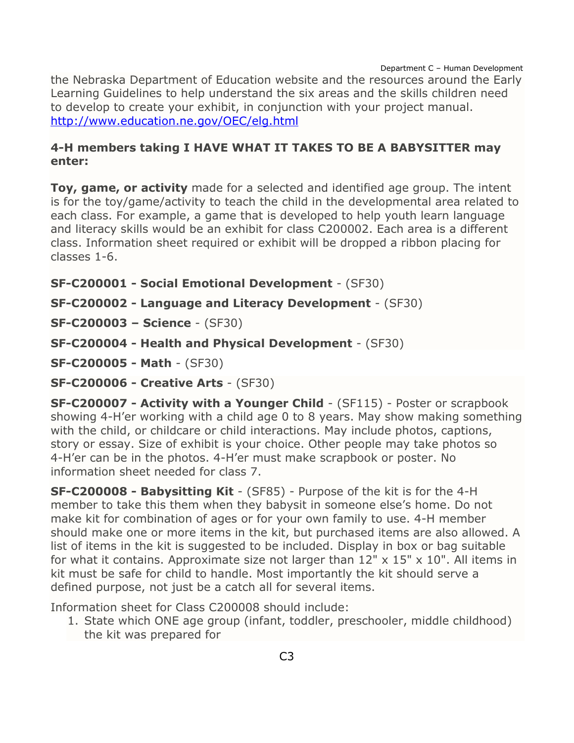the Nebraska Department of Education website and the resources around the Early Learning Guidelines to help understand the six areas and the skills children need to develop to create your exhibit, in conjunction with your project manual. [http://www.education.ne.gov/OEC/elg.html](http://www.education.ne.gov/OEC/elg.html)

**4-H members taking I HAVE WHAT IT TAKES TO BE A BABYSITTER may enter:**

**Toy, game, or activity** made for a selected and identified age group. The intent is for the toy/game/activity to teach the child in the developmental area related to each class. For example, a game that is developed to help youth learn language and literacy skills would be an exhibit for class C200002. Each area is a different class. Information sheet required or exhibit will be dropped a ribbon placing for classes 1-6.

**SF-C200001 - Social Emotional Development** - (SF30)

**SF-C200002 - Language and Literacy Development** - (SF30)

**SF-C200003 – Science** - (SF30)

**SF-C200004 - Health and Physical Development** - (SF30)

**SF-C200005 - Math** - (SF30)

**SF-C200006 - Creative Arts** - (SF30)

**SF-C200007 - Activity with a Younger Child** - (SF115) - Poster or scrapbook showing 4-H'er working with a child age 0 to 8 years. May show making something with the child, or childcare or child interactions. May include photos, captions, story or essay. Size of exhibit is your choice. Other people may take photos so 4-H'er can be in the photos. 4-H'er must make scrapbook or poster. No information sheet needed for class 7.

**SF-C200008 - Babysitting Kit** - (SF85) - Purpose of the kit is for the 4-H member to take this them when they babysit in someone else's home. Do not make kit for combination of ages or for your own family to use. 4-H member should make one or more items in the kit, but purchased items are also allowed. A list of items in the kit is suggested to be included. Display in box or bag suitable for what it contains. Approximate size not larger than 12" x 15" x 10". All items in kit must be safe for child to handle. Most importantly the kit should serve a defined purpose, not just be a catch all for several items.

Information sheet for Class C200008 should include:

1. State which ONE age group (infant, toddler, preschooler, middle childhood) the kit was prepared for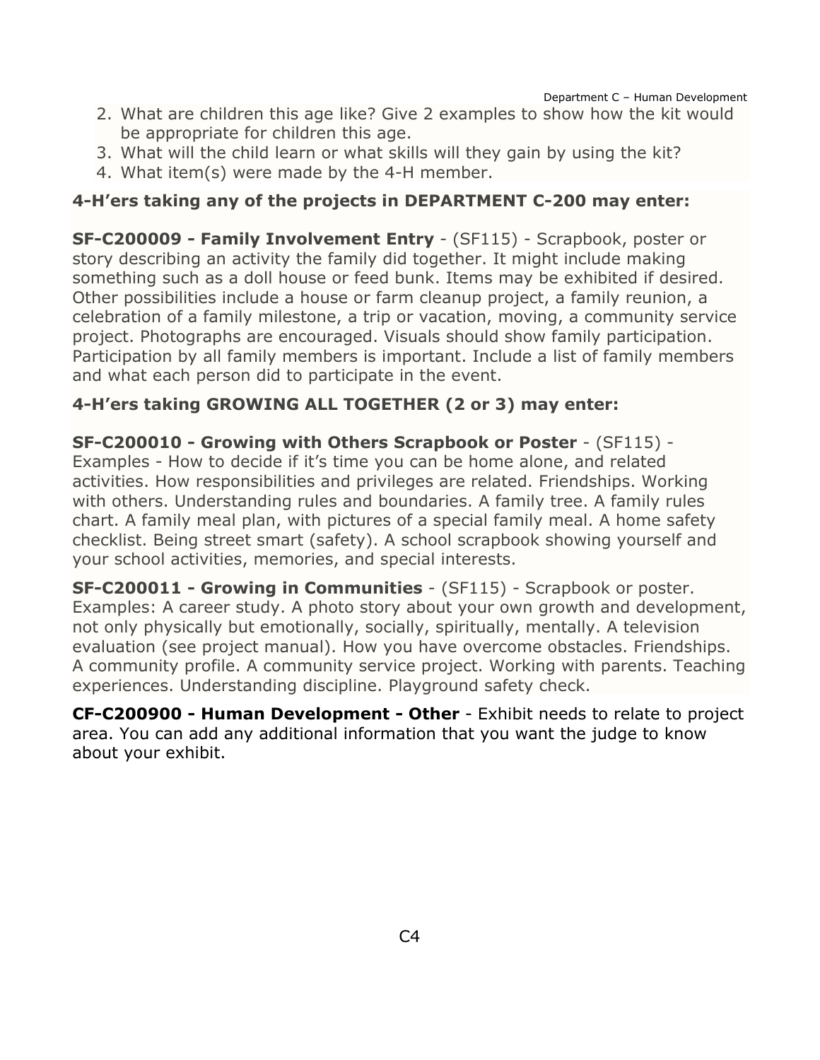2. What are children this age like? Give 2 examples to show how the kit would be appropriate for children this age.
3. What will the child learn or what skills will they gain by using the kit?
4. What item(s) were made by the 4-H member.

**4-H'ers taking any of the projects in DEPARTMENT C-200 may enter:**

**SF-C200009 - Family Involvement Entry** - (SF115) - Scrapbook, poster or story describing an activity the family did together. It might include making something such as a doll house or feed bunk. Items may be exhibited if desired. Other possibilities include a house or farm cleanup project, a family reunion, a celebration of a family milestone, a trip or vacation, moving, a community service project. Photographs are encouraged. Visuals should show family participation. Participation by all family members is important. Include a list of family members and what each person did to participate in the event.

**4-H'ers taking GROWING ALL TOGETHER (2 or 3) may enter:**

**SF-C200010 - Growing with Others Scrapbook or Poster** - (SF115) - Examples - How to decide if it's time you can be home alone, and related activities. How responsibilities and privileges are related. Friendships. Working with others. Understanding rules and boundaries. A family tree. A family rules chart. A family meal plan, with pictures of a special family meal. A home safety checklist. Being street smart (safety). A school scrapbook showing yourself and your school activities, memories, and special interests.

**SF-C200011 - Growing in Communities** - (SF115) - Scrapbook or poster. Examples: A career study. A photo story about your own growth and development, not only physically but emotionally, socially, spiritually, mentally. A television evaluation (see project manual). How you have overcome obstacles. Friendships. A community profile. A community service project. Working with parents. Teaching experiences. Understanding discipline. Playground safety check.

**CF-C200900 - Human Development - Other** - Exhibit needs to relate to project area. You can add any additional information that you want the judge to know about your exhibit.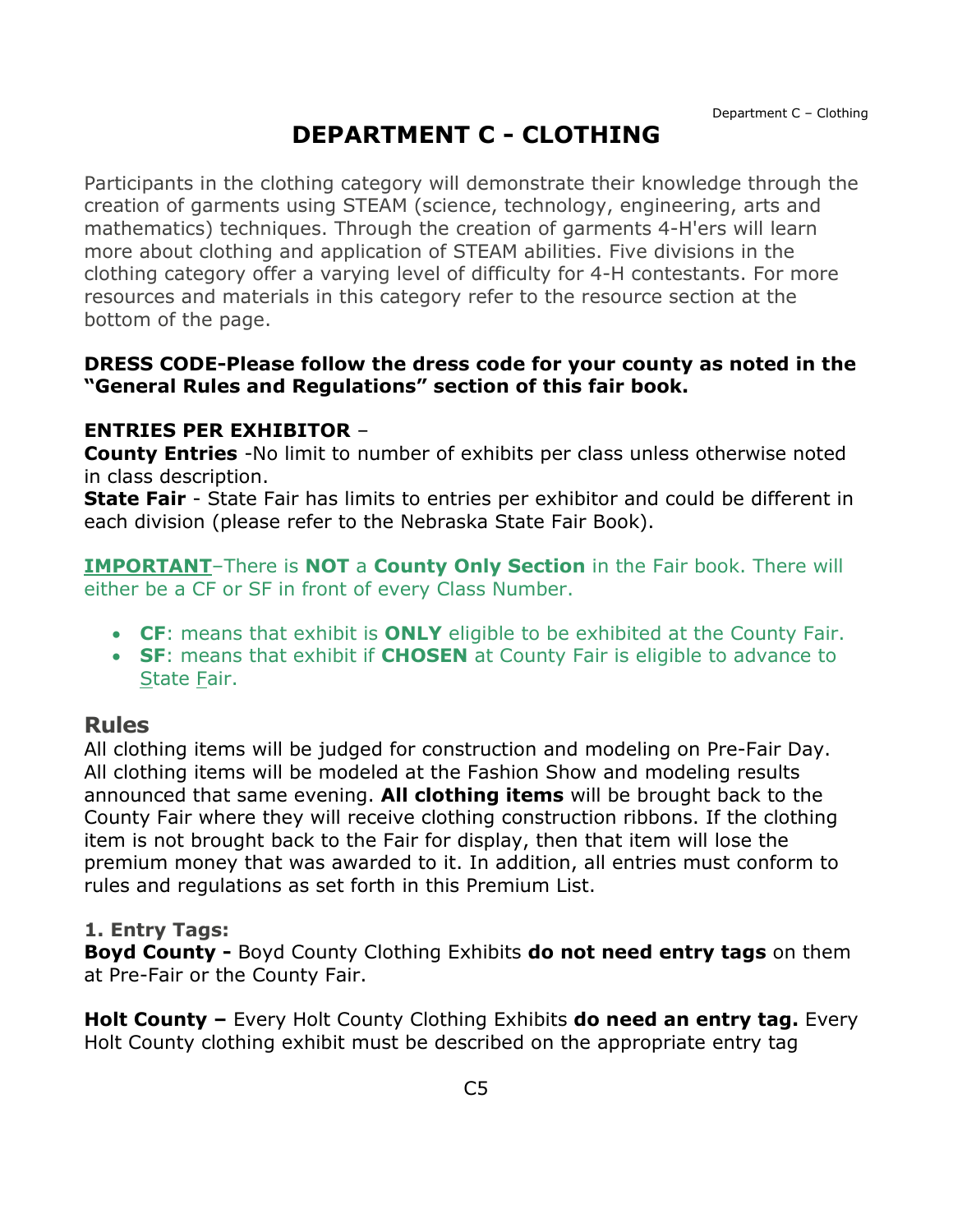# DEPARTMENT C - CLOTHING

Participants in the clothing category will demonstrate their knowledge through the creation of garments using STEAM (science, technology, engineering, arts and mathematics) techniques. Through the creation of garments 4-H'ers will learn more about clothing and application of STEAM abilities. Five divisions in the clothing category offer a varying level of difficulty for 4-H contestants. For more resources and materials in this category refer to the resource section at the bottom of the page.

**DRESS CODE-Please follow the dress code for your county as noted in the "General Rules and Regulations" section of this fair book.**

**ENTRIES PER EXHIBITOR** –
**County Entries** -No limit to number of exhibits per class unless otherwise noted in class description.
**State Fair** - State Fair has limits to entries per exhibitor and could be different in each division (please refer to the Nebraska State Fair Book).

**IMPORTANT**–There is **NOT** a **County Only Section** in the Fair book. There will either be a CF or SF in front of every Class Number.

- **CF**: means that exhibit is **ONLY** eligible to be exhibited at the County Fair.
- **SF**: means that exhibit if **CHOSEN** at County Fair is eligible to advance to State Fair.

## Rules

All clothing items will be judged for construction and modeling on Pre-Fair Day. All clothing items will be modeled at the Fashion Show and modeling results announced that same evening. **All clothing items** will be brought back to the County Fair where they will receive clothing construction ribbons. If the clothing item is not brought back to the Fair for display, then that item will lose the premium money that was awarded to it. In addition, all entries must conform to rules and regulations as set forth in this Premium List.

### 1. Entry Tags:

**Boyd County -** Boyd County Clothing Exhibits **do not need entry tags** on them at Pre-Fair or the County Fair.

**Holt County –** Every Holt County Clothing Exhibits **do need an entry tag.** Every Holt County clothing exhibit must be described on the appropriate entry tag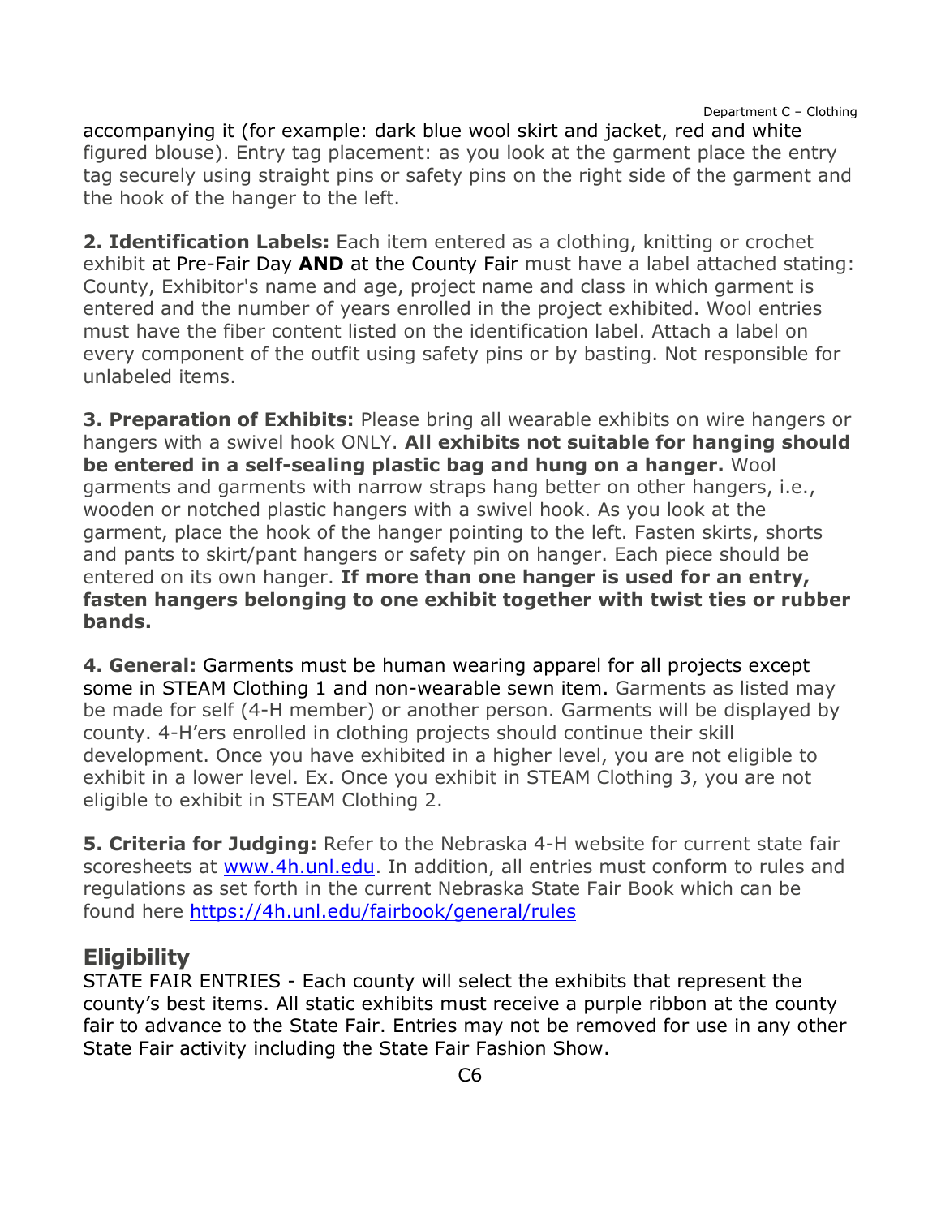accompanying it (for example: dark blue wool skirt and jacket, red and white figured blouse). Entry tag placement: as you look at the garment place the entry tag securely using straight pins or safety pins on the right side of the garment and the hook of the hanger to the left.

**2. Identification Labels:** Each item entered as a clothing, knitting or crochet exhibit at Pre-Fair Day **AND** at the County Fair must have a label attached stating: County, Exhibitor's name and age, project name and class in which garment is entered and the number of years enrolled in the project exhibited. Wool entries must have the fiber content listed on the identification label. Attach a label on every component of the outfit using safety pins or by basting. Not responsible for unlabeled items.

**3. Preparation of Exhibits:** Please bring all wearable exhibits on wire hangers or hangers with a swivel hook ONLY. **All exhibits not suitable for hanging should be entered in a self-sealing plastic bag and hung on a hanger.** Wool garments and garments with narrow straps hang better on other hangers, i.e., wooden or notched plastic hangers with a swivel hook. As you look at the garment, place the hook of the hanger pointing to the left. Fasten skirts, shorts and pants to skirt/pant hangers or safety pin on hanger. Each piece should be entered on its own hanger. **If more than one hanger is used for an entry, fasten hangers belonging to one exhibit together with twist ties or rubber bands.**

**4. General:** Garments must be human wearing apparel for all projects except some in STEAM Clothing 1 and non-wearable sewn item. Garments as listed may be made for self (4-H member) or another person. Garments will be displayed by county. 4-H'ers enrolled in clothing projects should continue their skill development. Once you have exhibited in a higher level, you are not eligible to exhibit in a lower level. Ex. Once you exhibit in STEAM Clothing 3, you are not eligible to exhibit in STEAM Clothing 2.

**5. Criteria for Judging:** Refer to the Nebraska 4-H website for current state fair scoresheets at [www.4h.unl.edu](http://www.4h.unl.edu). In addition, all entries must conform to rules and regulations as set forth in the current Nebraska State Fair Book which can be found here [https://4h.unl.edu/fairbook/general/rules](https://4h.unl.edu/fairbook/general/rules)

## Eligibility

STATE FAIR ENTRIES - Each county will select the exhibits that represent the county's best items. All static exhibits must receive a purple ribbon at the county fair to advance to the State Fair. Entries may not be removed for use in any other State Fair activity including the State Fair Fashion Show.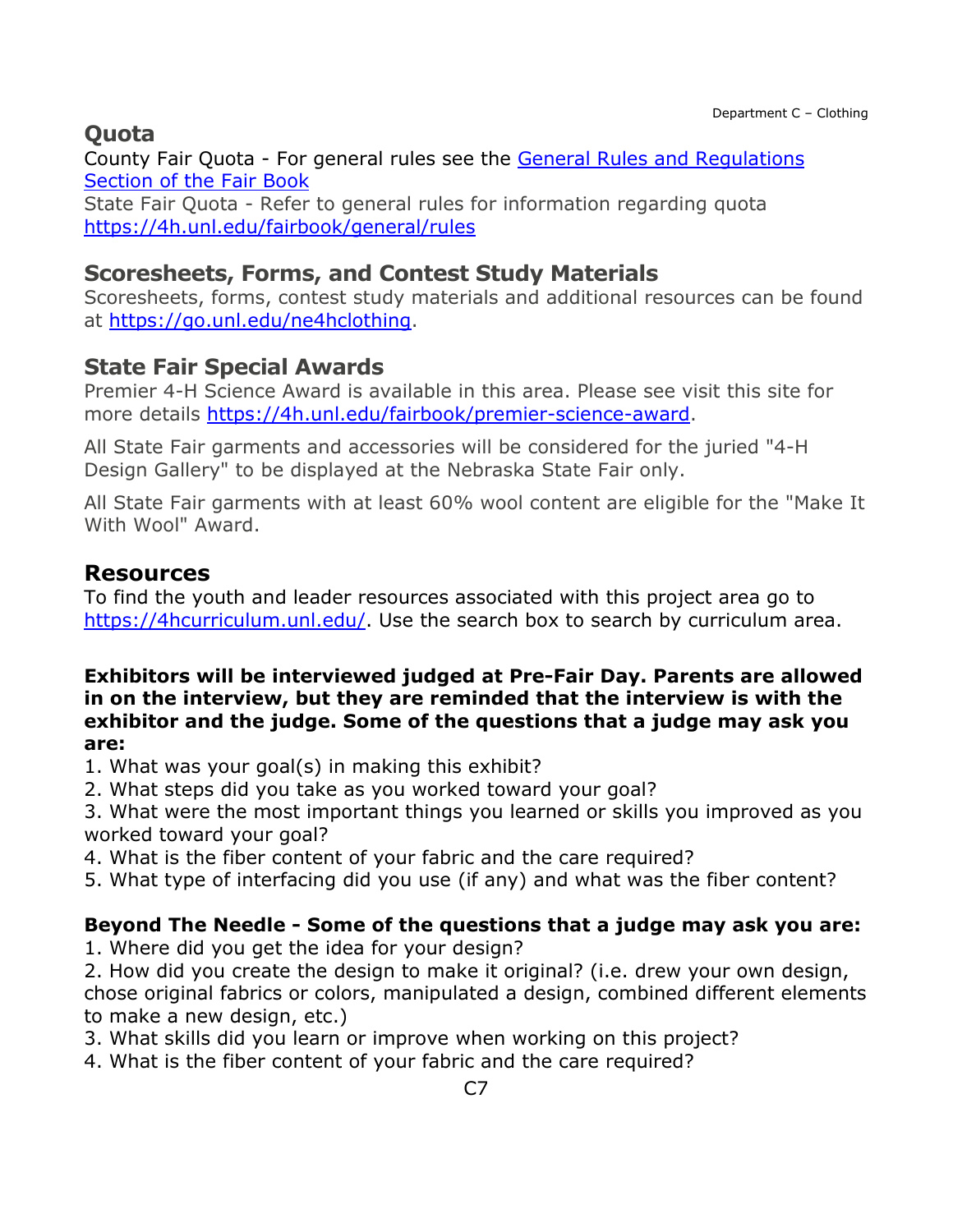## Quota

County Fair Quota - For general rules see the [General Rules and Regulations Section of the Fair Book](#)

State Fair Quota - Refer to general rules for information regarding quota https://4h.unl.edu/fairbook/general/rules

## Scoresheets, Forms, and Contest Study Materials

Scoresheets, forms, contest study materials and additional resources can be found at https://go.unl.edu/ne4hclothing.

## State Fair Special Awards

Premier 4-H Science Award is available in this area. Please see visit this site for more details https://4h.unl.edu/fairbook/premier-science-award.

All State Fair garments and accessories will be considered for the juried "4-H Design Gallery" to be displayed at the Nebraska State Fair only.

All State Fair garments with at least 60% wool content are eligible for the "Make It With Wool" Award.

## Resources

To find the youth and leader resources associated with this project area go to https://4hcurriculum.unl.edu/. Use the search box to search by curriculum area.

**Exhibitors will be interviewed judged at Pre-Fair Day. Parents are allowed in on the interview, but they are reminded that the interview is with the exhibitor and the judge. Some of the questions that a judge may ask you are:**

1. What was your goal(s) in making this exhibit?
2. What steps did you take as you worked toward your goal?
3. What were the most important things you learned or skills you improved as you worked toward your goal?
4. What is the fiber content of your fabric and the care required?
5. What type of interfacing did you use (if any) and what was the fiber content?

**Beyond The Needle - Some of the questions that a judge may ask you are:**

1. Where did you get the idea for your design?
2. How did you create the design to make it original? (i.e. drew your own design, chose original fabrics or colors, manipulated a design, combined different elements to make a new design, etc.)
3. What skills did you learn or improve when working on this project?
4. What is the fiber content of your fabric and the care required?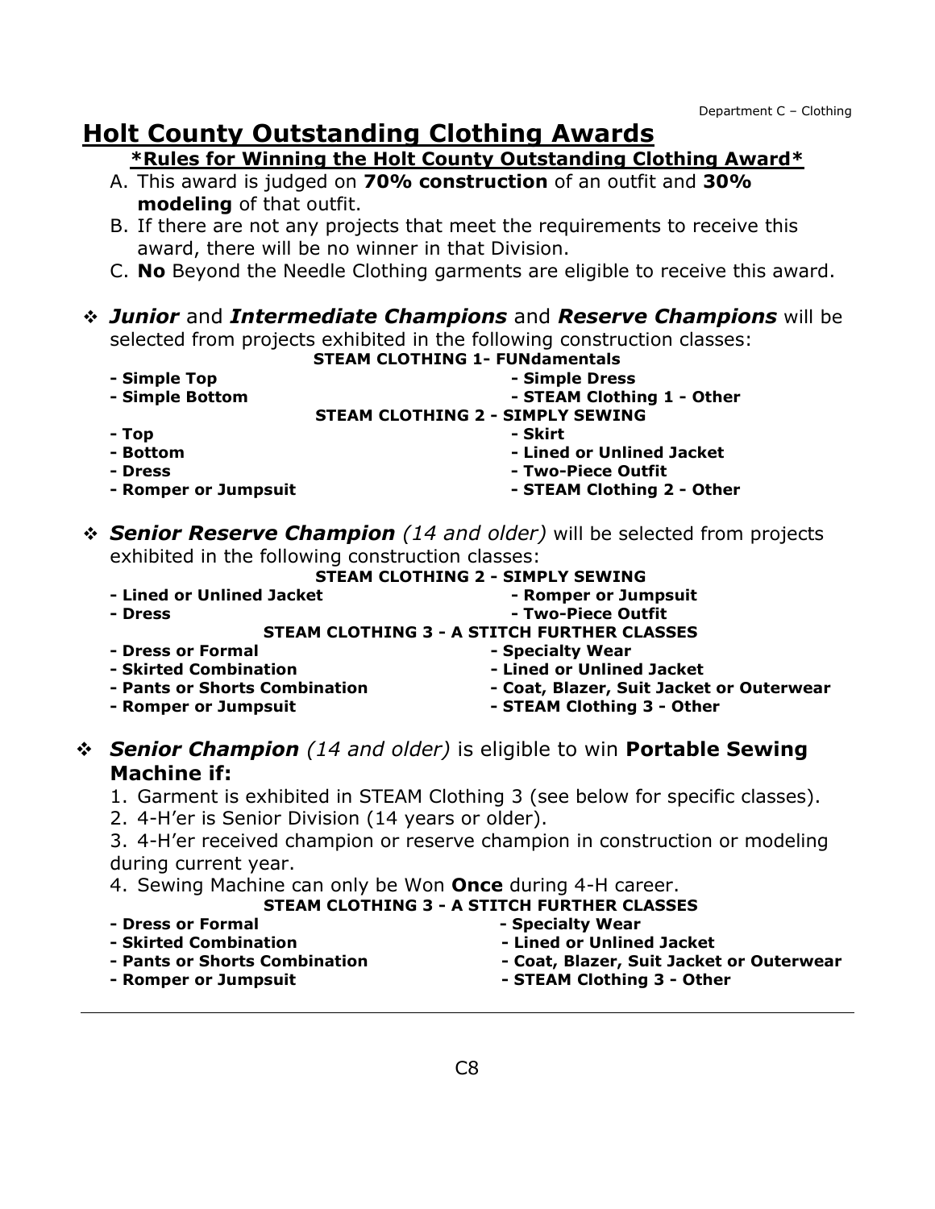# Holt County Outstanding Clothing Awards

**\*Rules for Winning the Holt County Outstanding Clothing Award\***

A. This award is judged on **70% construction** of an outfit and **30% modeling** of that outfit.
B. If there are not any projects that meet the requirements to receive this award, there will be no winner in that Division.
C. **No** Beyond the Needle Clothing garments are eligible to receive this award.

- ***Junior*** and ***Intermediate Champions*** and ***Reserve Champions*** will be selected from projects exhibited in the following construction classes:

**STEAM CLOTHING 1- FUNdamentals**

- **Simple Top**
- **Simple Bottom**
- **Simple Dress**
- **STEAM Clothing 1 - Other**

**STEAM CLOTHING 2 - SIMPLY SEWING**

- **Top**
- **Bottom**
- **Dress**
- **Romper or Jumpsuit**
- **Skirt**
- **Lined or Unlined Jacket**
- **Two-Piece Outfit**
- **STEAM Clothing 2 - Other**

- ***Senior Reserve Champion*** *(14 and older)* will be selected from projects exhibited in the following construction classes:

**STEAM CLOTHING 2 - SIMPLY SEWING**

- **Lined or Unlined Jacket**
- **Dress**
- **Romper or Jumpsuit**
- **Two-Piece Outfit**

**STEAM CLOTHING 3 - A STITCH FURTHER CLASSES**

- **Dress or Formal**
- **Skirted Combination**
- **Pants or Shorts Combination**
- **Romper or Jumpsuit**
- **Specialty Wear**
- **Lined or Unlined Jacket**
- **Coat, Blazer, Suit Jacket or Outerwear**
- **STEAM Clothing 3 - Other**

- ***Senior Champion*** *(14 and older)* is eligible to win **Portable Sewing Machine if:**

1. Garment is exhibited in STEAM Clothing 3 (see below for specific classes).
2. 4-H'er is Senior Division (14 years or older).
3. 4-H'er received champion or reserve champion in construction or modeling during current year.
4. Sewing Machine can only be Won **Once** during 4-H career.

**STEAM CLOTHING 3 - A STITCH FURTHER CLASSES**

- **Dress or Formal**
- **Skirted Combination**
- **Pants or Shorts Combination**
- **Romper or Jumpsuit**
- **Specialty Wear**
- **Lined or Unlined Jacket**
- **Coat, Blazer, Suit Jacket or Outerwear**
- **STEAM Clothing 3 - Other**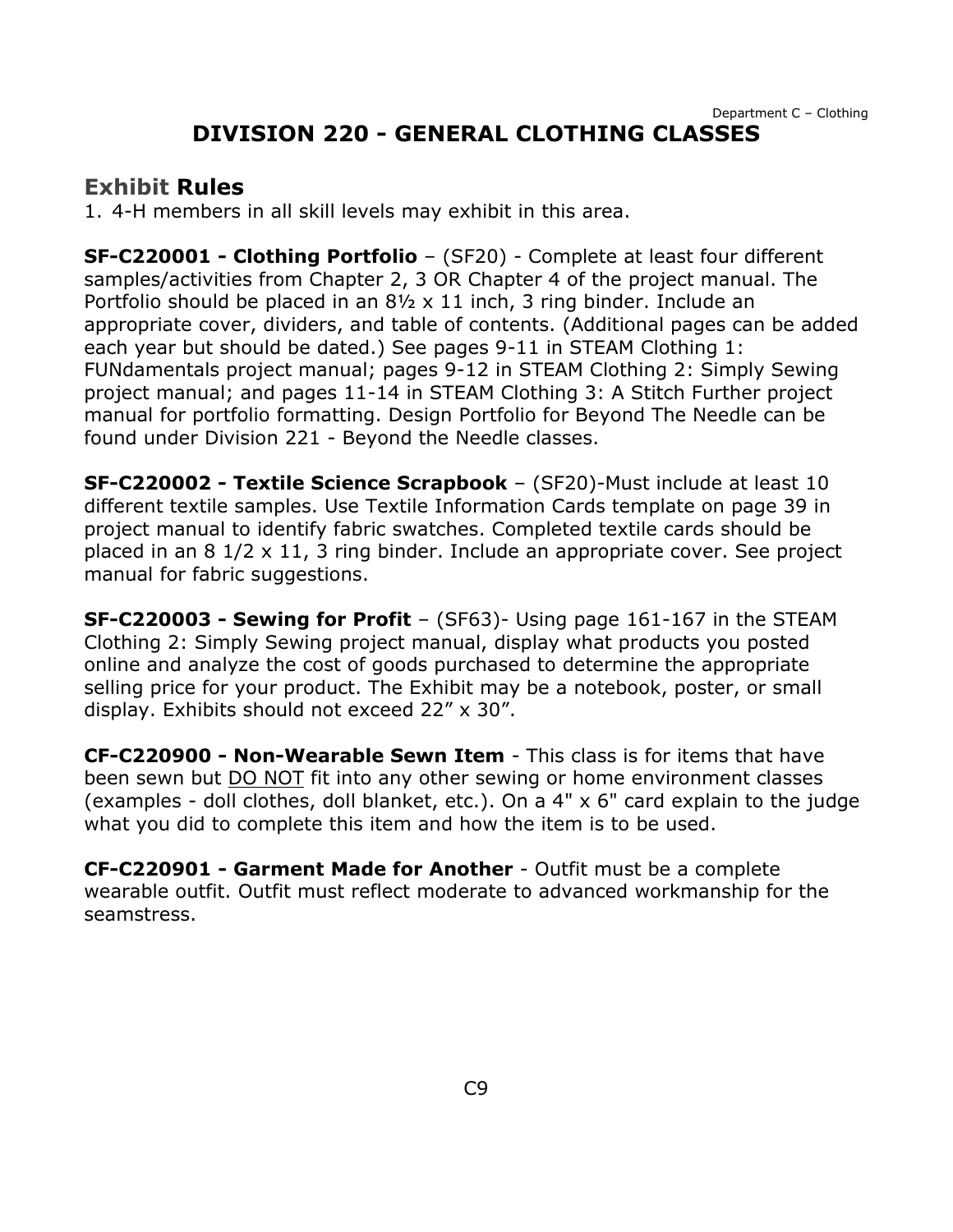# DIVISION 220 - GENERAL CLOTHING CLASSES

## Exhibit Rules

1. 4-H members in all skill levels may exhibit in this area.

**SF-C220001 - Clothing Portfolio** – (SF20) - Complete at least four different samples/activities from Chapter 2, 3 OR Chapter 4 of the project manual. The Portfolio should be placed in an 8½ x 11 inch, 3 ring binder. Include an appropriate cover, dividers, and table of contents. (Additional pages can be added each year but should be dated.) See pages 9-11 in STEAM Clothing 1: FUNdamentals project manual; pages 9-12 in STEAM Clothing 2: Simply Sewing project manual; and pages 11-14 in STEAM Clothing 3: A Stitch Further project manual for portfolio formatting. Design Portfolio for Beyond The Needle can be found under Division 221 - Beyond the Needle classes.

**SF-C220002 - Textile Science Scrapbook** – (SF20)-Must include at least 10 different textile samples. Use Textile Information Cards template on page 39 in project manual to identify fabric swatches. Completed textile cards should be placed in an 8 1/2 x 11, 3 ring binder. Include an appropriate cover. See project manual for fabric suggestions.

**SF-C220003 - Sewing for Profit** – (SF63)- Using page 161-167 in the STEAM Clothing 2: Simply Sewing project manual, display what products you posted online and analyze the cost of goods purchased to determine the appropriate selling price for your product. The Exhibit may be a notebook, poster, or small display. Exhibits should not exceed 22" x 30".

**CF-C220900 - Non-Wearable Sewn Item** - This class is for items that have been sewn but DO NOT fit into any other sewing or home environment classes (examples - doll clothes, doll blanket, etc.). On a 4" x 6" card explain to the judge what you did to complete this item and how the item is to be used.

**CF-C220901 - Garment Made for Another** - Outfit must be a complete wearable outfit. Outfit must reflect moderate to advanced workmanship for the seamstress.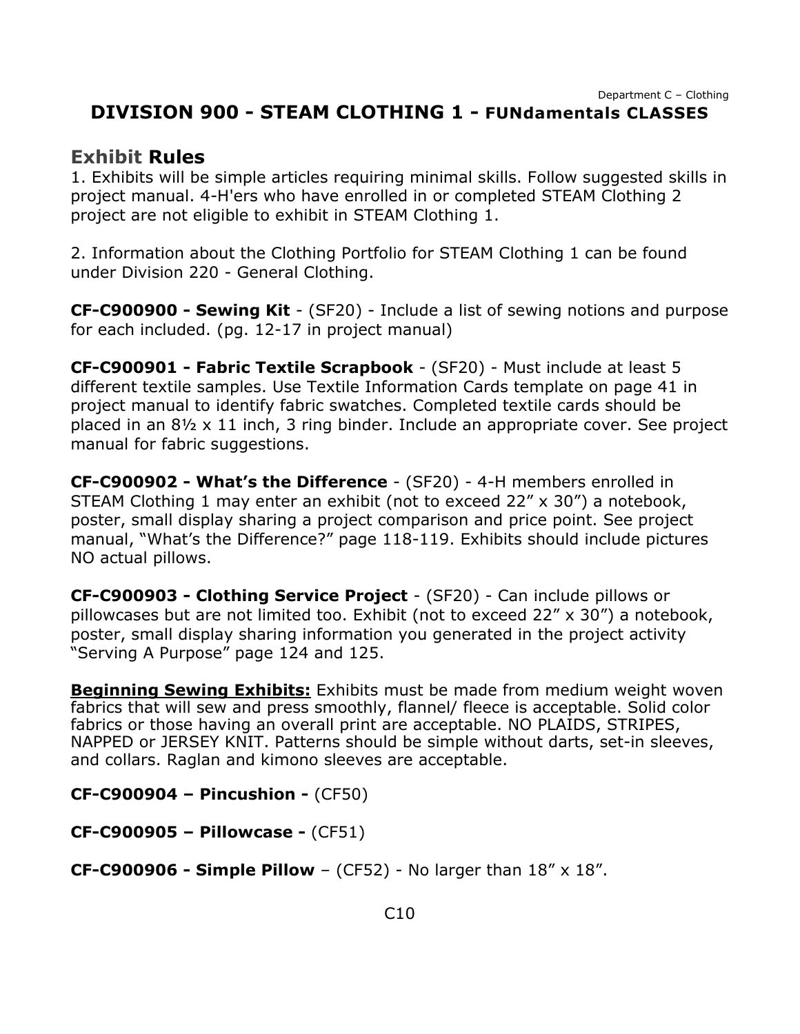## DIVISION 900 - STEAM CLOTHING 1 - FUNdamentals CLASSES

### Exhibit Rules

1. Exhibits will be simple articles requiring minimal skills. Follow suggested skills in project manual. 4-H'ers who have enrolled in or completed STEAM Clothing 2 project are not eligible to exhibit in STEAM Clothing 1.

2. Information about the Clothing Portfolio for STEAM Clothing 1 can be found under Division 220 - General Clothing.

**CF-C900900 - Sewing Kit** - (SF20) - Include a list of sewing notions and purpose for each included. (pg. 12-17 in project manual)

**CF-C900901 - Fabric Textile Scrapbook** - (SF20) - Must include at least 5 different textile samples. Use Textile Information Cards template on page 41 in project manual to identify fabric swatches. Completed textile cards should be placed in an 8½ x 11 inch, 3 ring binder. Include an appropriate cover. See project manual for fabric suggestions.

**CF-C900902 - What's the Difference** - (SF20) - 4-H members enrolled in STEAM Clothing 1 may enter an exhibit (not to exceed 22" x 30") a notebook, poster, small display sharing a project comparison and price point. See project manual, "What's the Difference?" page 118-119. Exhibits should include pictures NO actual pillows.

**CF-C900903 - Clothing Service Project** - (SF20) - Can include pillows or pillowcases but are not limited too. Exhibit (not to exceed 22" x 30") a notebook, poster, small display sharing information you generated in the project activity "Serving A Purpose" page 124 and 125.

**Beginning Sewing Exhibits:** Exhibits must be made from medium weight woven fabrics that will sew and press smoothly, flannel/ fleece is acceptable. Solid color fabrics or those having an overall print are acceptable. NO PLAIDS, STRIPES, NAPPED or JERSEY KNIT. Patterns should be simple without darts, set-in sleeves, and collars. Raglan and kimono sleeves are acceptable.

**CF-C900904 – Pincushion -** (CF50)

**CF-C900905 – Pillowcase -** (CF51)

**CF-C900906 - Simple Pillow** – (CF52) - No larger than 18" x 18".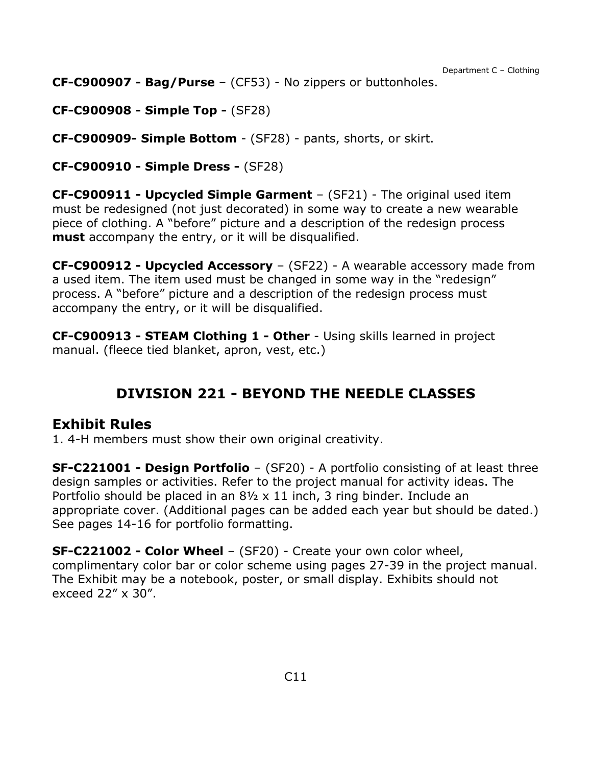**CF-C900907 - Bag/Purse** – (CF53) - No zippers or buttonholes.

**CF-C900908 - Simple Top -** (SF28)

**CF-C900909- Simple Bottom** - (SF28) - pants, shorts, or skirt.

**CF-C900910 - Simple Dress -** (SF28)

**CF-C900911 - Upcycled Simple Garment** – (SF21) - The original used item must be redesigned (not just decorated) in some way to create a new wearable piece of clothing. A "before" picture and a description of the redesign process **must** accompany the entry, or it will be disqualified.

**CF-C900912 - Upcycled Accessory** – (SF22) - A wearable accessory made from a used item. The item used must be changed in some way in the "redesign" process. A "before" picture and a description of the redesign process must accompany the entry, or it will be disqualified.

**CF-C900913 - STEAM Clothing 1 - Other** - Using skills learned in project manual. (fleece tied blanket, apron, vest, etc.)

## DIVISION 221 - BEYOND THE NEEDLE CLASSES

### Exhibit Rules

1. 4-H members must show their own original creativity.

**SF-C221001 - Design Portfolio** – (SF20) - A portfolio consisting of at least three design samples or activities. Refer to the project manual for activity ideas. The Portfolio should be placed in an 8½ x 11 inch, 3 ring binder. Include an appropriate cover. (Additional pages can be added each year but should be dated.) See pages 14-16 for portfolio formatting.

**SF-C221002 - Color Wheel** – (SF20) - Create your own color wheel, complimentary color bar or color scheme using pages 27-39 in the project manual. The Exhibit may be a notebook, poster, or small display. Exhibits should not exceed 22" x 30".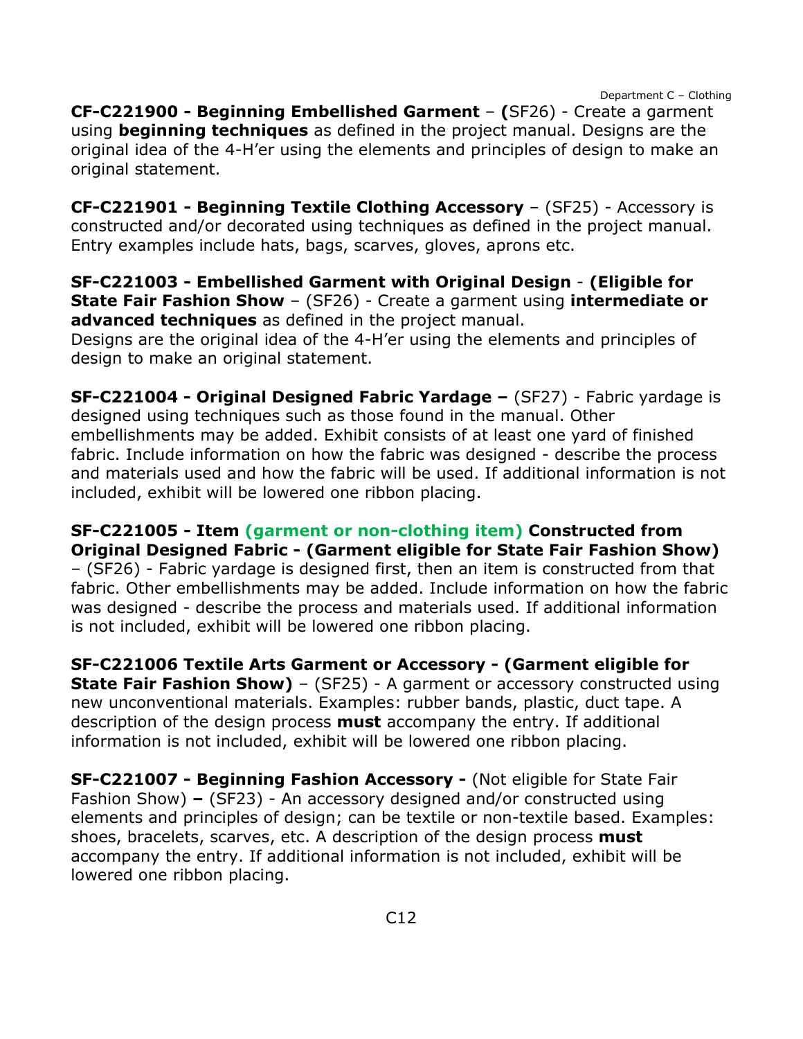**CF-C221900 - Beginning Embellished Garment** – **(**SF26) - Create a garment using **beginning techniques** as defined in the project manual. Designs are the original idea of the 4-H'er using the elements and principles of design to make an original statement.

**CF-C221901 - Beginning Textile Clothing Accessory** – (SF25) - Accessory is constructed and/or decorated using techniques as defined in the project manual. Entry examples include hats, bags, scarves, gloves, aprons etc.

**SF-C221003 - Embellished Garment with Original Design** - **(Eligible for State Fair Fashion Show** – (SF26) - Create a garment using **intermediate or advanced techniques** as defined in the project manual.
Designs are the original idea of the 4-H'er using the elements and principles of design to make an original statement.

**SF-C221004 - Original Designed Fabric Yardage –** (SF27) - Fabric yardage is designed using techniques such as those found in the manual. Other embellishments may be added. Exhibit consists of at least one yard of finished fabric. Include information on how the fabric was designed - describe the process and materials used and how the fabric will be used. If additional information is not included, exhibit will be lowered one ribbon placing.

**SF-C221005 - Item (garment or non-clothing item) Constructed from Original Designed Fabric - (Garment eligible for State Fair Fashion Show)** – (SF26) - Fabric yardage is designed first, then an item is constructed from that fabric. Other embellishments may be added. Include information on how the fabric was designed - describe the process and materials used. If additional information is not included, exhibit will be lowered one ribbon placing.

**SF-C221006 Textile Arts Garment or Accessory - (Garment eligible for State Fair Fashion Show)** – (SF25) - A garment or accessory constructed using new unconventional materials. Examples: rubber bands, plastic, duct tape. A description of the design process **must** accompany the entry. If additional information is not included, exhibit will be lowered one ribbon placing.

**SF-C221007 - Beginning Fashion Accessory -** (Not eligible for State Fair Fashion Show) **–** (SF23) - An accessory designed and/or constructed using elements and principles of design; can be textile or non-textile based. Examples: shoes, bracelets, scarves, etc. A description of the design process **must** accompany the entry. If additional information is not included, exhibit will be lowered one ribbon placing.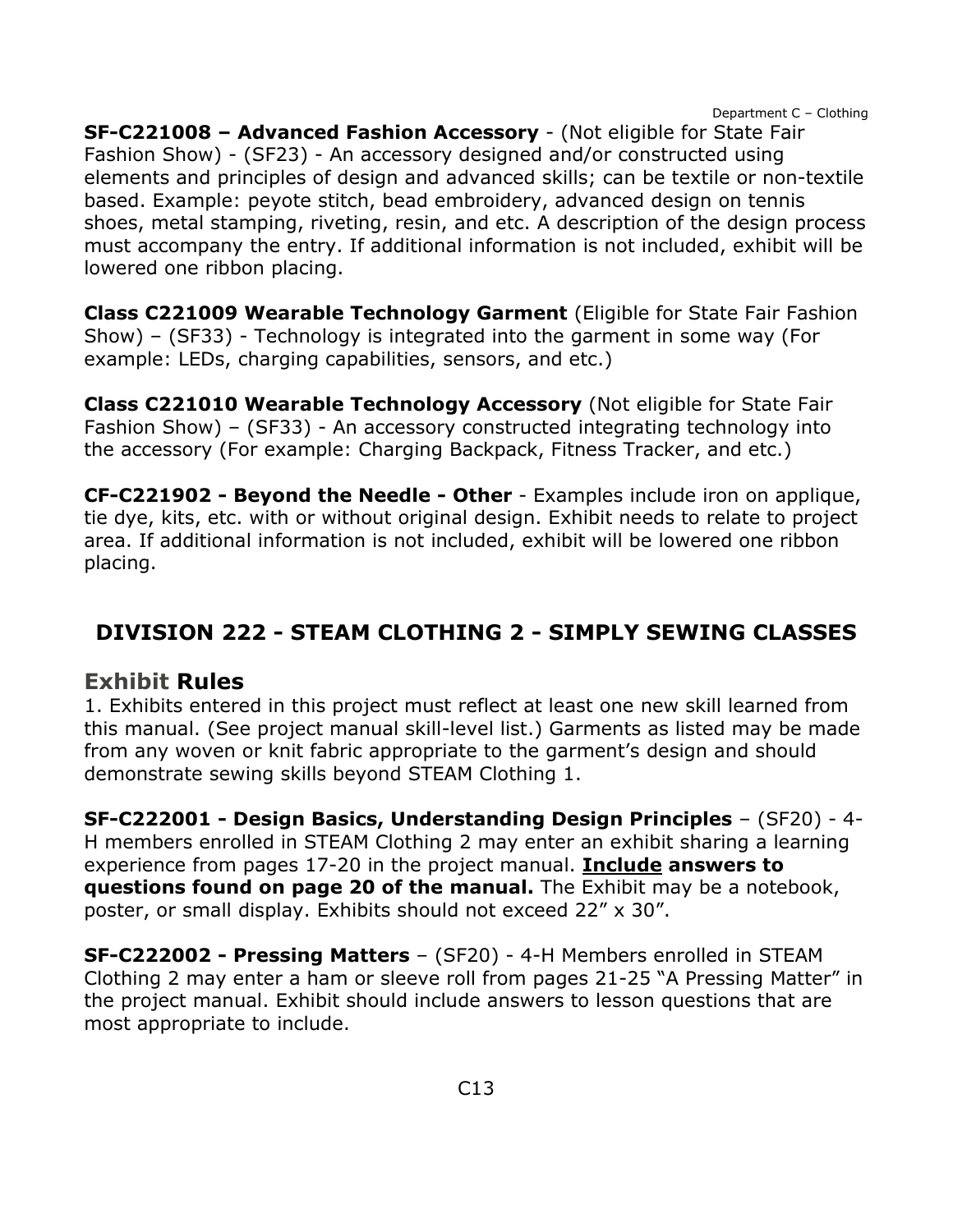**SF-C221008 – Advanced Fashion Accessory** - (Not eligible for State Fair Fashion Show) - (SF23) - An accessory designed and/or constructed using elements and principles of design and advanced skills; can be textile or non-textile based. Example: peyote stitch, bead embroidery, advanced design on tennis shoes, metal stamping, riveting, resin, and etc. A description of the design process must accompany the entry. If additional information is not included, exhibit will be lowered one ribbon placing.

**Class C221009 Wearable Technology Garment** (Eligible for State Fair Fashion Show) – (SF33) - Technology is integrated into the garment in some way (For example: LEDs, charging capabilities, sensors, and etc.)

**Class C221010 Wearable Technology Accessory** (Not eligible for State Fair Fashion Show) – (SF33) - An accessory constructed integrating technology into the accessory (For example: Charging Backpack, Fitness Tracker, and etc.)

**CF-C221902 - Beyond the Needle - Other** - Examples include iron on applique, tie dye, kits, etc. with or without original design. Exhibit needs to relate to project area. If additional information is not included, exhibit will be lowered one ribbon placing.

## DIVISION 222 - STEAM CLOTHING 2 - SIMPLY SEWING CLASSES

### Exhibit Rules

1. Exhibits entered in this project must reflect at least one new skill learned from this manual. (See project manual skill-level list.) Garments as listed may be made from any woven or knit fabric appropriate to the garment's design and should demonstrate sewing skills beyond STEAM Clothing 1.

**SF-C222001 - Design Basics, Understanding Design Principles** – (SF20) - 4-H members enrolled in STEAM Clothing 2 may enter an exhibit sharing a learning experience from pages 17-20 in the project manual. **<u>Include</u> answers to questions found on page 20 of the manual.** The Exhibit may be a notebook, poster, or small display. Exhibits should not exceed 22" x 30".

**SF-C222002 - Pressing Matters** – (SF20) - 4-H Members enrolled in STEAM Clothing 2 may enter a ham or sleeve roll from pages 21-25 "A Pressing Matter" in the project manual. Exhibit should include answers to lesson questions that are most appropriate to include.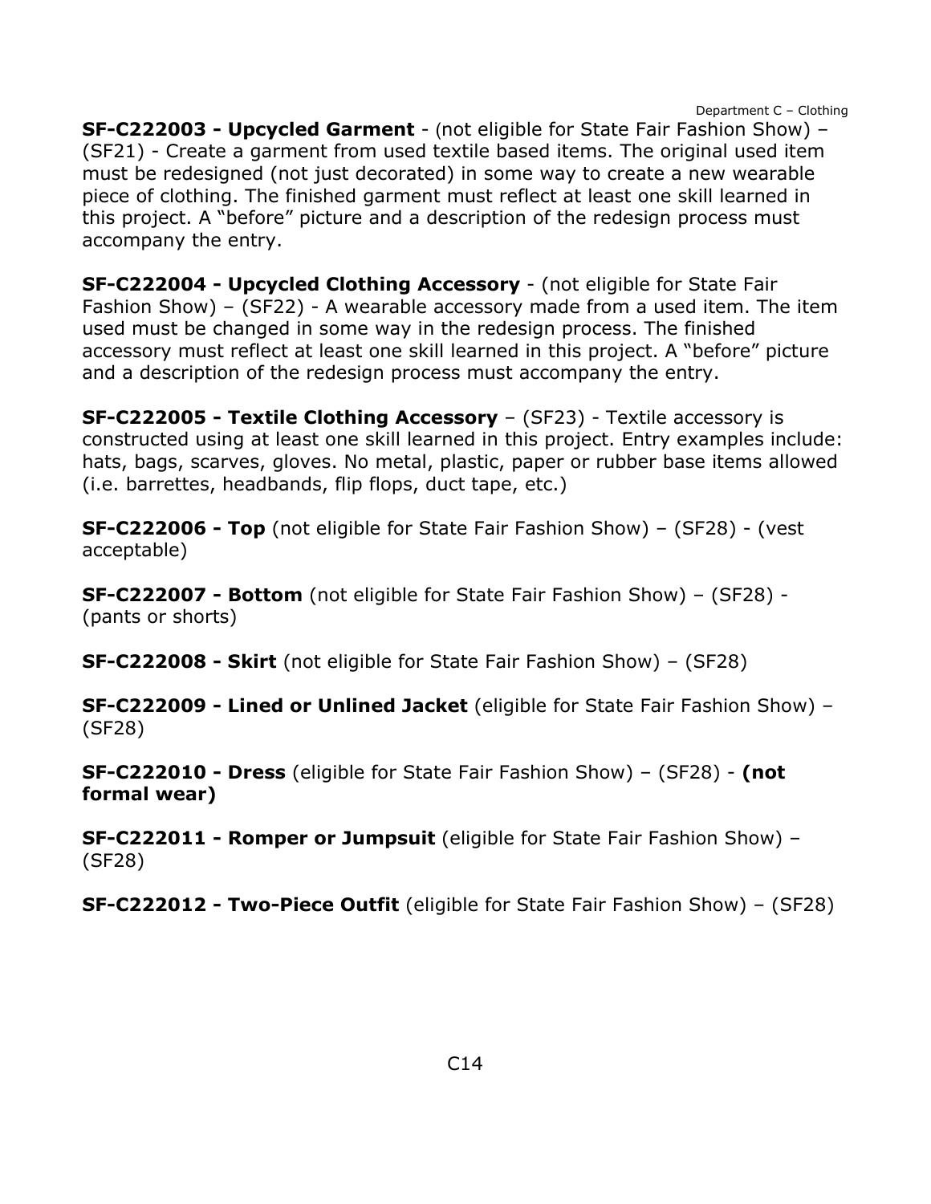**SF-C222003 - Upcycled Garment** - (not eligible for State Fair Fashion Show) – (SF21) - Create a garment from used textile based items. The original used item must be redesigned (not just decorated) in some way to create a new wearable piece of clothing. The finished garment must reflect at least one skill learned in this project. A "before" picture and a description of the redesign process must accompany the entry.

**SF-C222004 - Upcycled Clothing Accessory** - (not eligible for State Fair Fashion Show) – (SF22) - A wearable accessory made from a used item. The item used must be changed in some way in the redesign process. The finished accessory must reflect at least one skill learned in this project. A "before" picture and a description of the redesign process must accompany the entry.

**SF-C222005 - Textile Clothing Accessory** – (SF23) - Textile accessory is constructed using at least one skill learned in this project. Entry examples include: hats, bags, scarves, gloves. No metal, plastic, paper or rubber base items allowed (i.e. barrettes, headbands, flip flops, duct tape, etc.)

**SF-C222006 - Top** (not eligible for State Fair Fashion Show) – (SF28) - (vest acceptable)

**SF-C222007 - Bottom** (not eligible for State Fair Fashion Show) – (SF28) - (pants or shorts)

**SF-C222008 - Skirt** (not eligible for State Fair Fashion Show) – (SF28)

**SF-C222009 - Lined or Unlined Jacket** (eligible for State Fair Fashion Show) – (SF28)

**SF-C222010 - Dress** (eligible for State Fair Fashion Show) – (SF28) - **(not formal wear)**

**SF-C222011 - Romper or Jumpsuit** (eligible for State Fair Fashion Show) – (SF28)

**SF-C222012 - Two-Piece Outfit** (eligible for State Fair Fashion Show) – (SF28)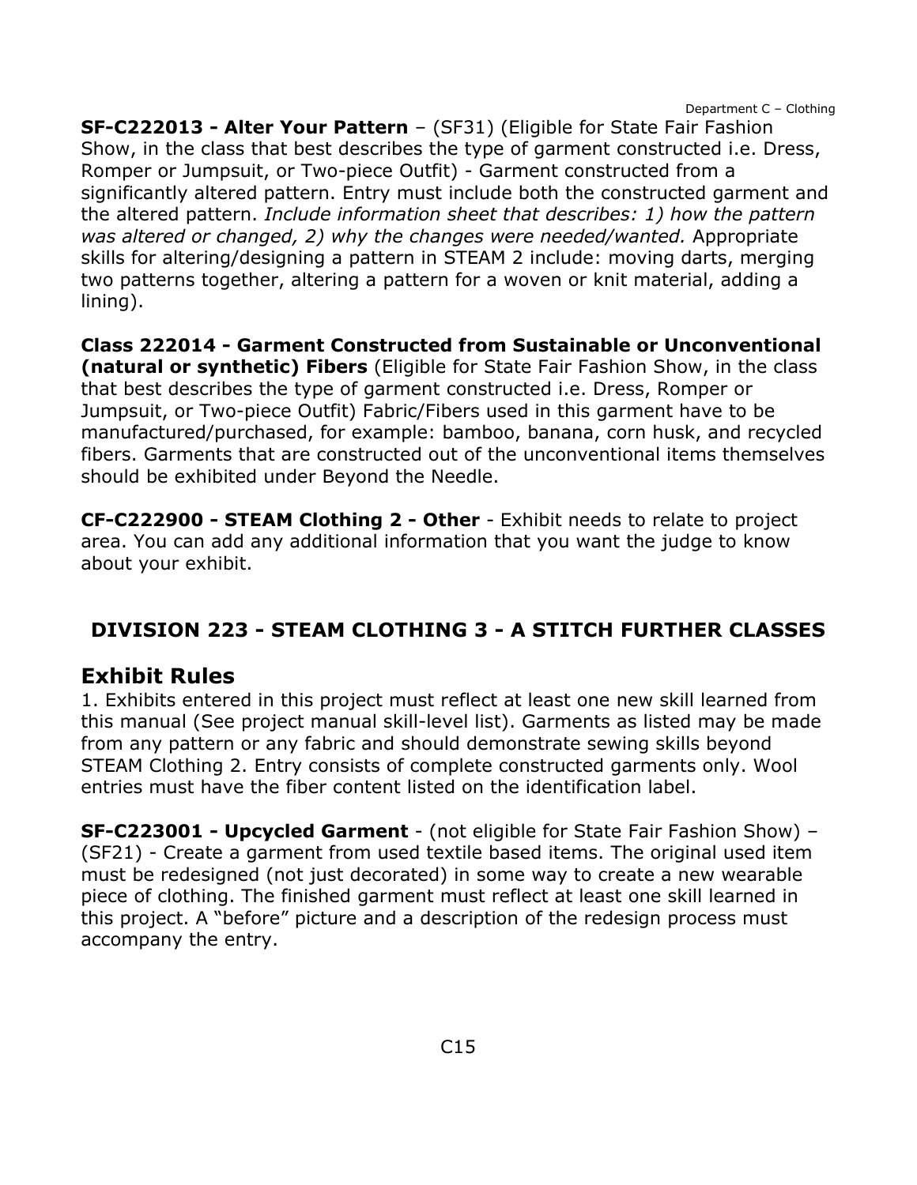**SF-C222013 - Alter Your Pattern** – (SF31) (Eligible for State Fair Fashion Show, in the class that best describes the type of garment constructed i.e. Dress, Romper or Jumpsuit, or Two-piece Outfit) - Garment constructed from a significantly altered pattern. Entry must include both the constructed garment and the altered pattern. *Include information sheet that describes: 1) how the pattern was altered or changed, 2) why the changes were needed/wanted.* Appropriate skills for altering/designing a pattern in STEAM 2 include: moving darts, merging two patterns together, altering a pattern for a woven or knit material, adding a lining).

**Class 222014 - Garment Constructed from Sustainable or Unconventional (natural or synthetic) Fibers** (Eligible for State Fair Fashion Show, in the class that best describes the type of garment constructed i.e. Dress, Romper or Jumpsuit, or Two-piece Outfit) Fabric/Fibers used in this garment have to be manufactured/purchased, for example: bamboo, banana, corn husk, and recycled fibers. Garments that are constructed out of the unconventional items themselves should be exhibited under Beyond the Needle.

**CF-C222900 - STEAM Clothing 2 - Other** - Exhibit needs to relate to project area. You can add any additional information that you want the judge to know about your exhibit.

## DIVISION 223 - STEAM CLOTHING 3 - A STITCH FURTHER CLASSES

### Exhibit Rules

1. Exhibits entered in this project must reflect at least one new skill learned from this manual (See project manual skill-level list). Garments as listed may be made from any pattern or any fabric and should demonstrate sewing skills beyond STEAM Clothing 2. Entry consists of complete constructed garments only. Wool entries must have the fiber content listed on the identification label.

**SF-C223001 - Upcycled Garment** - (not eligible for State Fair Fashion Show) – (SF21) - Create a garment from used textile based items. The original used item must be redesigned (not just decorated) in some way to create a new wearable piece of clothing. The finished garment must reflect at least one skill learned in this project. A "before" picture and a description of the redesign process must accompany the entry.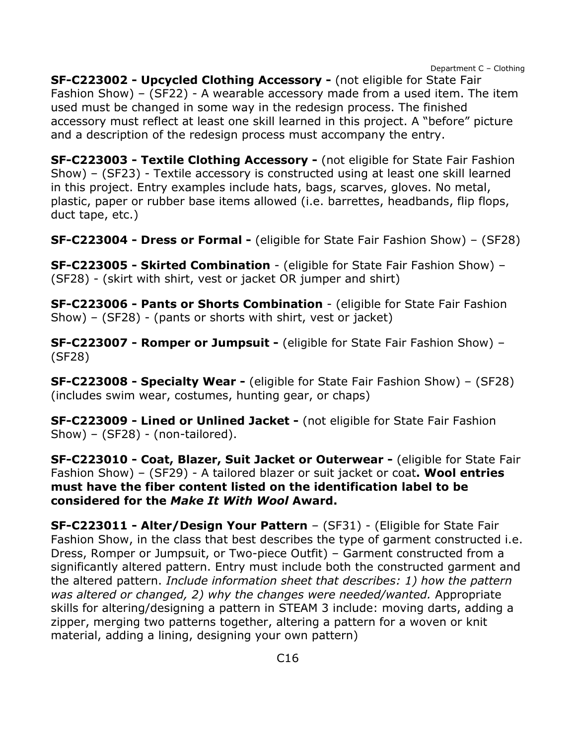**SF-C223002 - Upcycled Clothing Accessory -** (not eligible for State Fair Fashion Show) – (SF22) - A wearable accessory made from a used item. The item used must be changed in some way in the redesign process. The finished accessory must reflect at least one skill learned in this project. A "before" picture and a description of the redesign process must accompany the entry.

**SF-C223003 - Textile Clothing Accessory -** (not eligible for State Fair Fashion Show) – (SF23) - Textile accessory is constructed using at least one skill learned in this project. Entry examples include hats, bags, scarves, gloves. No metal, plastic, paper or rubber base items allowed (i.e. barrettes, headbands, flip flops, duct tape, etc.)

**SF-C223004 - Dress or Formal -** (eligible for State Fair Fashion Show) – (SF28)

**SF-C223005 - Skirted Combination** - (eligible for State Fair Fashion Show) – (SF28) - (skirt with shirt, vest or jacket OR jumper and shirt)

**SF-C223006 - Pants or Shorts Combination** - (eligible for State Fair Fashion Show) – (SF28) - (pants or shorts with shirt, vest or jacket)

**SF-C223007 - Romper or Jumpsuit -** (eligible for State Fair Fashion Show) – (SF28)

**SF-C223008 - Specialty Wear -** (eligible for State Fair Fashion Show) – (SF28) (includes swim wear, costumes, hunting gear, or chaps)

**SF-C223009 - Lined or Unlined Jacket -** (not eligible for State Fair Fashion Show) – (SF28) - (non-tailored).

**SF-C223010 - Coat, Blazer, Suit Jacket or Outerwear -** (eligible for State Fair Fashion Show) – (SF29) - A tailored blazer or suit jacket or coat**. Wool entries must have the fiber content listed on the identification label to be considered for the *Make It With Wool* Award.**

**SF-C223011 - Alter/Design Your Pattern** – (SF31) - (Eligible for State Fair Fashion Show, in the class that best describes the type of garment constructed i.e. Dress, Romper or Jumpsuit, or Two-piece Outfit) – Garment constructed from a significantly altered pattern. Entry must include both the constructed garment and the altered pattern. *Include information sheet that describes: 1) how the pattern was altered or changed, 2) why the changes were needed/wanted.* Appropriate skills for altering/designing a pattern in STEAM 3 include: moving darts, adding a zipper, merging two patterns together, altering a pattern for a woven or knit material, adding a lining, designing your own pattern)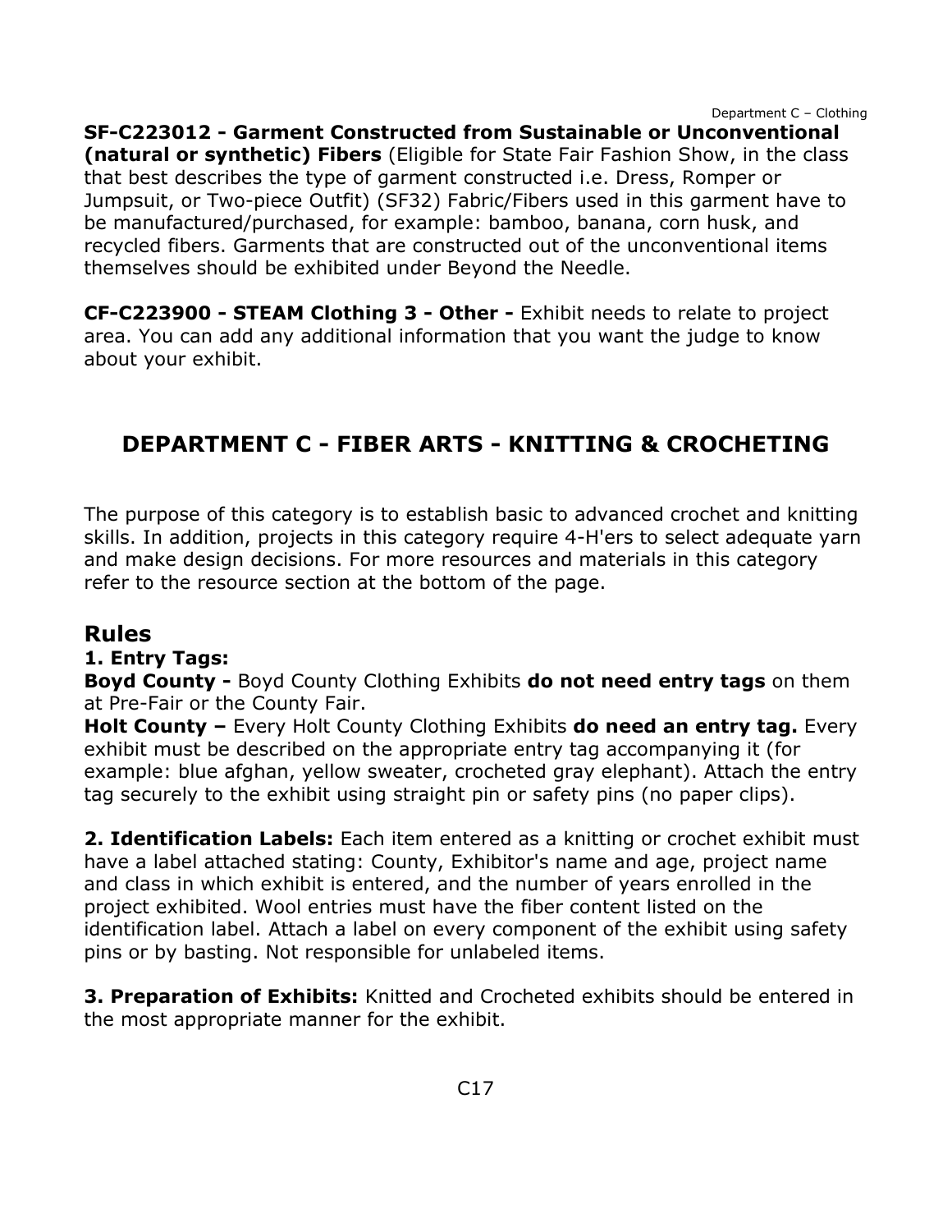**SF-C223012 - Garment Constructed from Sustainable or Unconventional (natural or synthetic) Fibers** (Eligible for State Fair Fashion Show, in the class that best describes the type of garment constructed i.e. Dress, Romper or Jumpsuit, or Two-piece Outfit) (SF32) Fabric/Fibers used in this garment have to be manufactured/purchased, for example: bamboo, banana, corn husk, and recycled fibers. Garments that are constructed out of the unconventional items themselves should be exhibited under Beyond the Needle.

**CF-C223900 - STEAM Clothing 3 - Other -** Exhibit needs to relate to project area. You can add any additional information that you want the judge to know about your exhibit.

## DEPARTMENT C - FIBER ARTS - KNITTING & CROCHETING

The purpose of this category is to establish basic to advanced crochet and knitting skills. In addition, projects in this category require 4-H'ers to select adequate yarn and make design decisions. For more resources and materials in this category refer to the resource section at the bottom of the page.

### Rules

**1. Entry Tags:**

**Boyd County -** Boyd County Clothing Exhibits **do not need entry tags** on them at Pre-Fair or the County Fair.

**Holt County –** Every Holt County Clothing Exhibits **do need an entry tag.** Every exhibit must be described on the appropriate entry tag accompanying it (for example: blue afghan, yellow sweater, crocheted gray elephant). Attach the entry tag securely to the exhibit using straight pin or safety pins (no paper clips).

**2. Identification Labels:** Each item entered as a knitting or crochet exhibit must have a label attached stating: County, Exhibitor's name and age, project name and class in which exhibit is entered, and the number of years enrolled in the project exhibited. Wool entries must have the fiber content listed on the identification label. Attach a label on every component of the exhibit using safety pins or by basting. Not responsible for unlabeled items.

**3. Preparation of Exhibits:** Knitted and Crocheted exhibits should be entered in the most appropriate manner for the exhibit.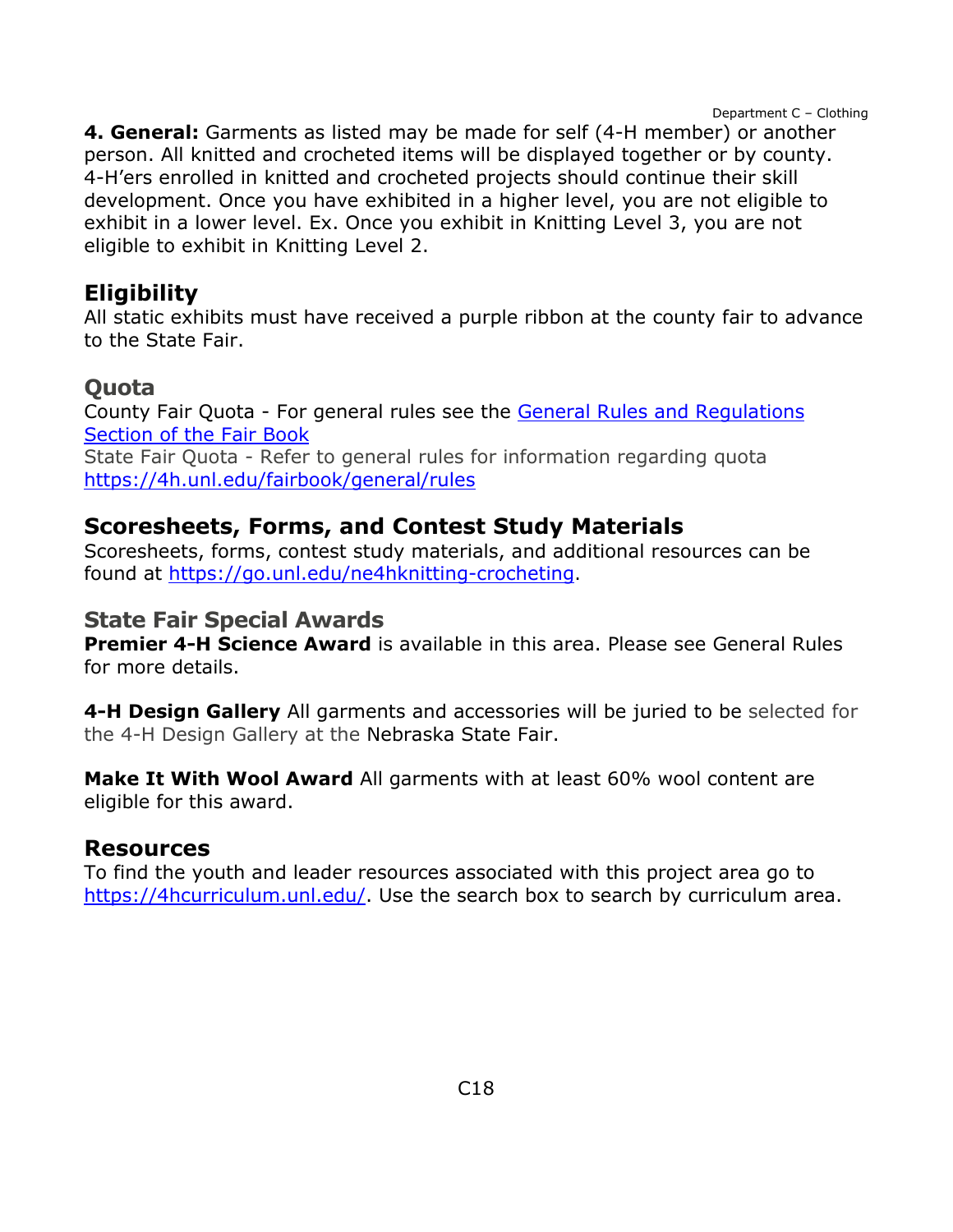**4. General:** Garments as listed may be made for self (4-H member) or another person. All knitted and crocheted items will be displayed together or by county. 4-H'ers enrolled in knitted and crocheted projects should continue their skill development. Once you have exhibited in a higher level, you are not eligible to exhibit in a lower level. Ex. Once you exhibit in Knitting Level 3, you are not eligible to exhibit in Knitting Level 2.

## Eligibility

All static exhibits must have received a purple ribbon at the county fair to advance to the State Fair.

## Quota

County Fair Quota - For general rules see the [General Rules and Regulations Section of the Fair Book]()
State Fair Quota - Refer to general rules for information regarding quota https://4h.unl.edu/fairbook/general/rules

## Scoresheets, Forms, and Contest Study Materials

Scoresheets, forms, contest study materials, and additional resources can be found at https://go.unl.edu/ne4hknitting-crocheting.

## State Fair Special Awards

**Premier 4-H Science Award** is available in this area. Please see General Rules for more details.

**4-H Design Gallery** All garments and accessories will be juried to be selected for the 4-H Design Gallery at the Nebraska State Fair.

**Make It With Wool Award** All garments with at least 60% wool content are eligible for this award.

## Resources

To find the youth and leader resources associated with this project area go to https://4hcurriculum.unl.edu/. Use the search box to search by curriculum area.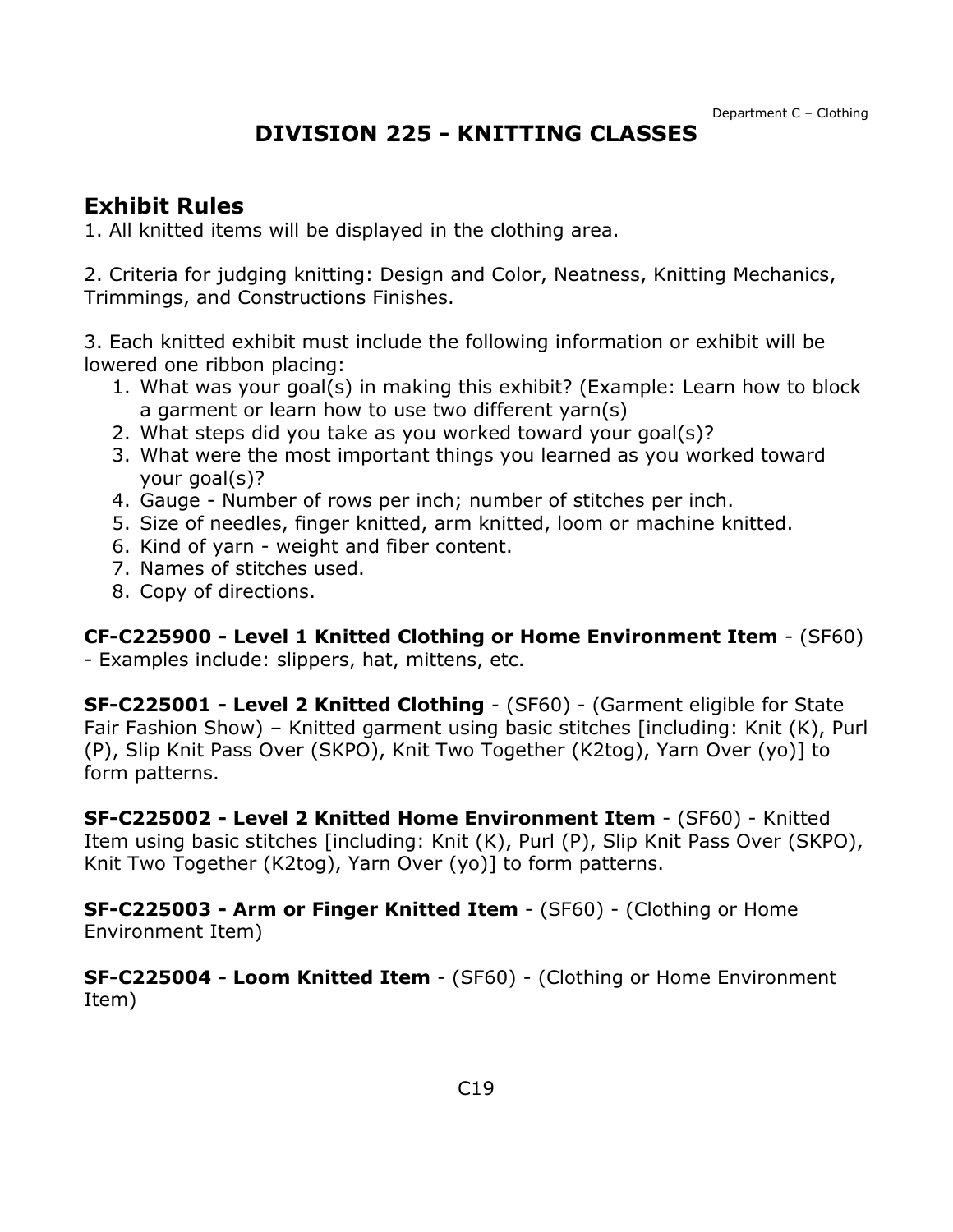# DIVISION 225 - KNITTING CLASSES

## Exhibit Rules

1. All knitted items will be displayed in the clothing area.

2. Criteria for judging knitting: Design and Color, Neatness, Knitting Mechanics, Trimmings, and Constructions Finishes.

3. Each knitted exhibit must include the following information or exhibit will be lowered one ribbon placing:
   1. What was your goal(s) in making this exhibit? (Example: Learn how to block a garment or learn how to use two different yarn(s)
   2. What steps did you take as you worked toward your goal(s)?
   3. What were the most important things you learned as you worked toward your goal(s)?
   4. Gauge - Number of rows per inch; number of stitches per inch.
   5. Size of needles, finger knitted, arm knitted, loom or machine knitted.
   6. Kind of yarn - weight and fiber content.
   7. Names of stitches used.
   8. Copy of directions.

**CF-C225900 - Level 1 Knitted Clothing or Home Environment Item** - (SF60) - Examples include: slippers, hat, mittens, etc.

**SF-C225001 - Level 2 Knitted Clothing** - (SF60) - (Garment eligible for State Fair Fashion Show) – Knitted garment using basic stitches [including: Knit (K), Purl (P), Slip Knit Pass Over (SKPO), Knit Two Together (K2tog), Yarn Over (yo)] to form patterns.

**SF-C225002 - Level 2 Knitted Home Environment Item** - (SF60) - Knitted Item using basic stitches [including: Knit (K), Purl (P), Slip Knit Pass Over (SKPO), Knit Two Together (K2tog), Yarn Over (yo)] to form patterns.

**SF-C225003 - Arm or Finger Knitted Item** - (SF60) - (Clothing or Home Environment Item)

**SF-C225004 - Loom Knitted Item** - (SF60) - (Clothing or Home Environment Item)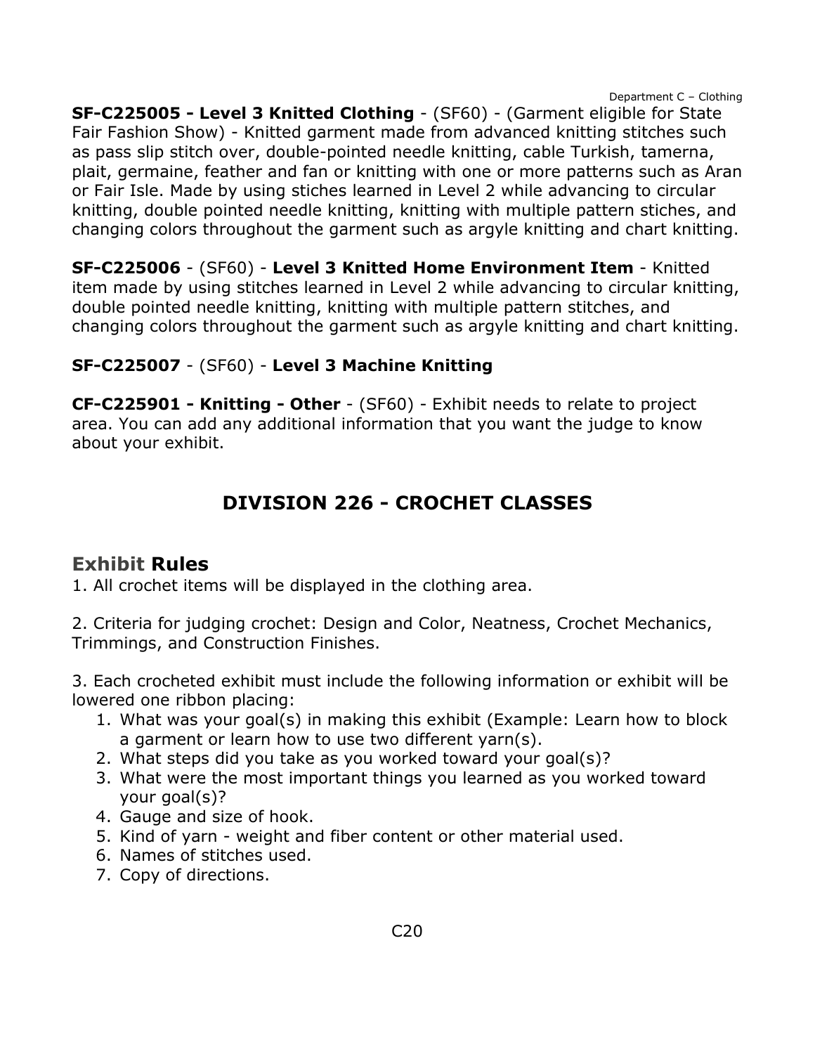**SF-C225005 - Level 3 Knitted Clothing** - (SF60) - (Garment eligible for State Fair Fashion Show) - Knitted garment made from advanced knitting stitches such as pass slip stitch over, double-pointed needle knitting, cable Turkish, tamerna, plait, germaine, feather and fan or knitting with one or more patterns such as Aran or Fair Isle. Made by using stiches learned in Level 2 while advancing to circular knitting, double pointed needle knitting, knitting with multiple pattern stiches, and changing colors throughout the garment such as argyle knitting and chart knitting.

**SF-C225006** - (SF60) - **Level 3 Knitted Home Environment Item** - Knitted item made by using stitches learned in Level 2 while advancing to circular knitting, double pointed needle knitting, knitting with multiple pattern stitches, and changing colors throughout the garment such as argyle knitting and chart knitting.

**SF-C225007** - (SF60) - **Level 3 Machine Knitting**

**CF-C225901 - Knitting - Other** - (SF60) - Exhibit needs to relate to project area. You can add any additional information that you want the judge to know about your exhibit.

## DIVISION 226 - CROCHET CLASSES

### Exhibit Rules

1. All crochet items will be displayed in the clothing area.

2. Criteria for judging crochet: Design and Color, Neatness, Crochet Mechanics, Trimmings, and Construction Finishes.

3. Each crocheted exhibit must include the following information or exhibit will be lowered one ribbon placing:
    1. What was your goal(s) in making this exhibit (Example: Learn how to block a garment or learn how to use two different yarn(s).
    2. What steps did you take as you worked toward your goal(s)?
    3. What were the most important things you learned as you worked toward your goal(s)?
    4. Gauge and size of hook.
    5. Kind of yarn - weight and fiber content or other material used.
    6. Names of stitches used.
    7. Copy of directions.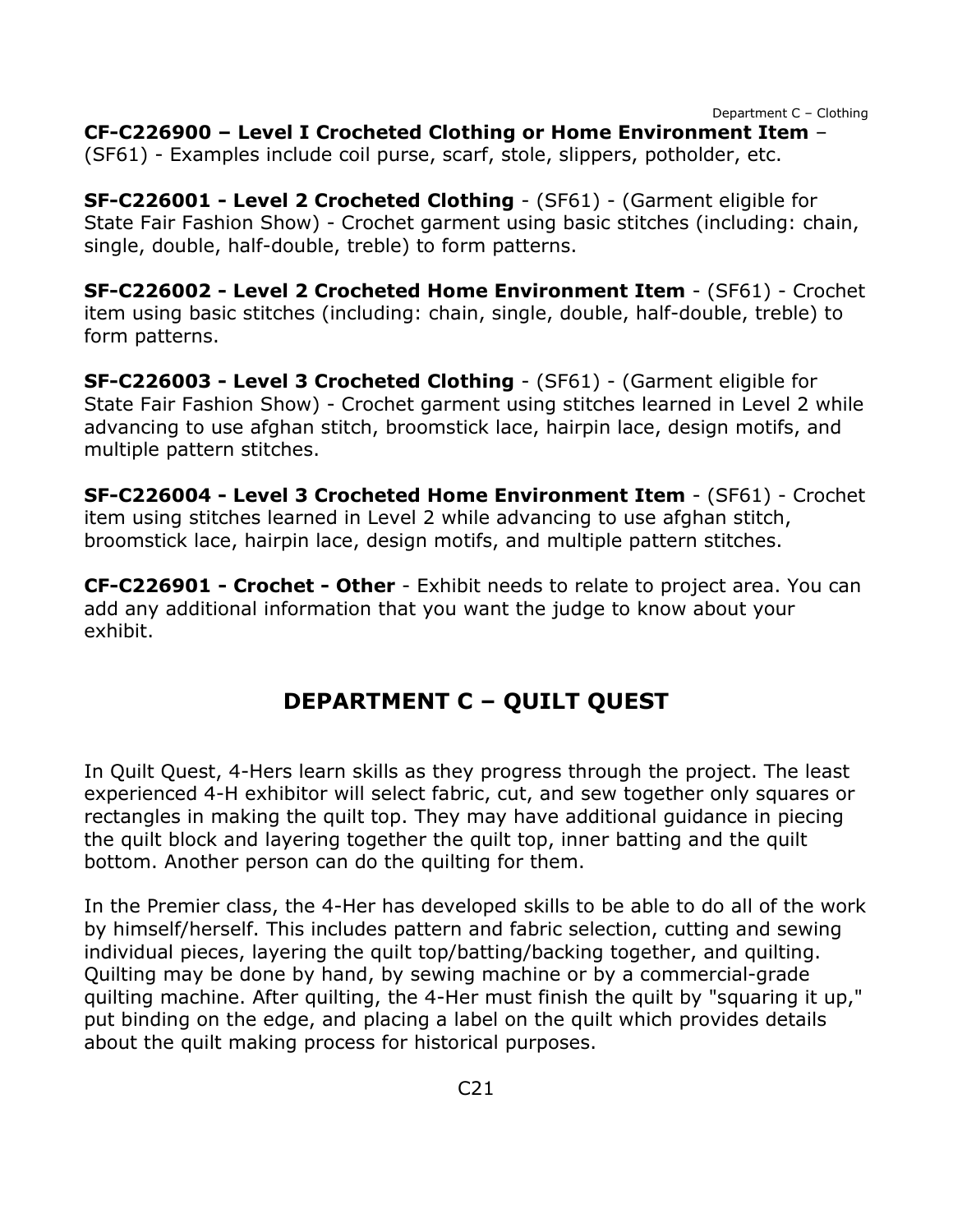**CF-C226900 – Level I Crocheted Clothing or Home Environment Item** – (SF61) - Examples include coil purse, scarf, stole, slippers, potholder, etc.

**SF-C226001 - Level 2 Crocheted Clothing** - (SF61) - (Garment eligible for State Fair Fashion Show) - Crochet garment using basic stitches (including: chain, single, double, half-double, treble) to form patterns.

**SF-C226002 - Level 2 Crocheted Home Environment Item** - (SF61) - Crochet item using basic stitches (including: chain, single, double, half-double, treble) to form patterns.

**SF-C226003 - Level 3 Crocheted Clothing** - (SF61) - (Garment eligible for State Fair Fashion Show) - Crochet garment using stitches learned in Level 2 while advancing to use afghan stitch, broomstick lace, hairpin lace, design motifs, and multiple pattern stitches.

**SF-C226004 - Level 3 Crocheted Home Environment Item** - (SF61) - Crochet item using stitches learned in Level 2 while advancing to use afghan stitch, broomstick lace, hairpin lace, design motifs, and multiple pattern stitches.

**CF-C226901 - Crochet - Other** - Exhibit needs to relate to project area. You can add any additional information that you want the judge to know about your exhibit.

## DEPARTMENT C – QUILT QUEST

In Quilt Quest, 4-Hers learn skills as they progress through the project. The least experienced 4-H exhibitor will select fabric, cut, and sew together only squares or rectangles in making the quilt top. They may have additional guidance in piecing the quilt block and layering together the quilt top, inner batting and the quilt bottom. Another person can do the quilting for them.

In the Premier class, the 4-Her has developed skills to be able to do all of the work by himself/herself. This includes pattern and fabric selection, cutting and sewing individual pieces, layering the quilt top/batting/backing together, and quilting. Quilting may be done by hand, by sewing machine or by a commercial-grade quilting machine. After quilting, the 4-Her must finish the quilt by "squaring it up," put binding on the edge, and placing a label on the quilt which provides details about the quilt making process for historical purposes.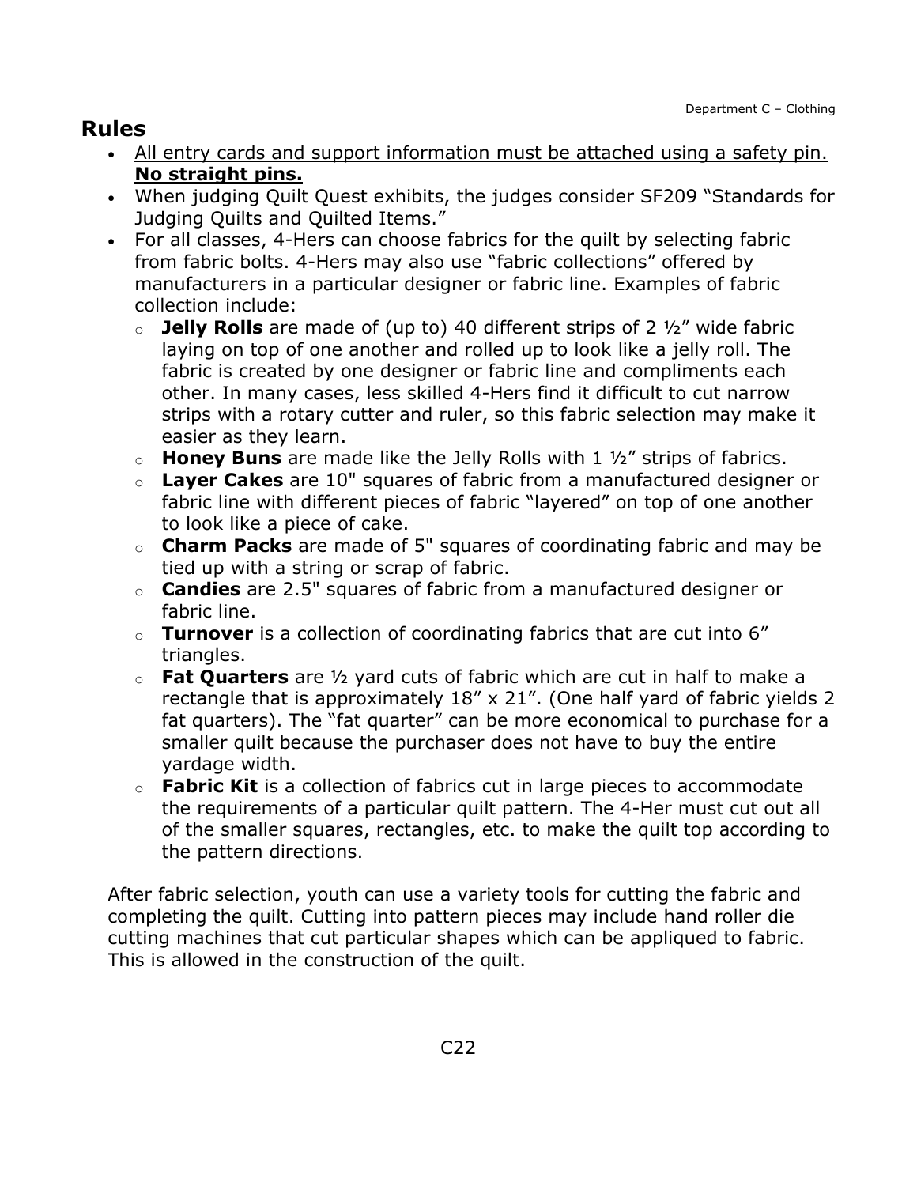## Rules

- <u>All entry cards and support information must be attached using a safety pin.</u> <u>**No straight pins.**</u>
- When judging Quilt Quest exhibits, the judges consider SF209 "Standards for Judging Quilts and Quilted Items."
- For all classes, 4-Hers can choose fabrics for the quilt by selecting fabric from fabric bolts. 4-Hers may also use "fabric collections" offered by manufacturers in a particular designer or fabric line. Examples of fabric collection include:
  - **Jelly Rolls** are made of (up to) 40 different strips of 2 ½" wide fabric laying on top of one another and rolled up to look like a jelly roll. The fabric is created by one designer or fabric line and compliments each other. In many cases, less skilled 4-Hers find it difficult to cut narrow strips with a rotary cutter and ruler, so this fabric selection may make it easier as they learn.
  - **Honey Buns** are made like the Jelly Rolls with 1 ½" strips of fabrics.
  - **Layer Cakes** are 10" squares of fabric from a manufactured designer or fabric line with different pieces of fabric "layered" on top of one another to look like a piece of cake.
  - **Charm Packs** are made of 5" squares of coordinating fabric and may be tied up with a string or scrap of fabric.
  - **Candies** are 2.5" squares of fabric from a manufactured designer or fabric line.
  - **Turnover** is a collection of coordinating fabrics that are cut into 6" triangles.
  - **Fat Quarters** are ½ yard cuts of fabric which are cut in half to make a rectangle that is approximately 18" x 21". (One half yard of fabric yields 2 fat quarters). The "fat quarter" can be more economical to purchase for a smaller quilt because the purchaser does not have to buy the entire yardage width.
  - **Fabric Kit** is a collection of fabrics cut in large pieces to accommodate the requirements of a particular quilt pattern. The 4-Her must cut out all of the smaller squares, rectangles, etc. to make the quilt top according to the pattern directions.

After fabric selection, youth can use a variety tools for cutting the fabric and completing the quilt. Cutting into pattern pieces may include hand roller die cutting machines that cut particular shapes which can be appliqued to fabric. This is allowed in the construction of the quilt.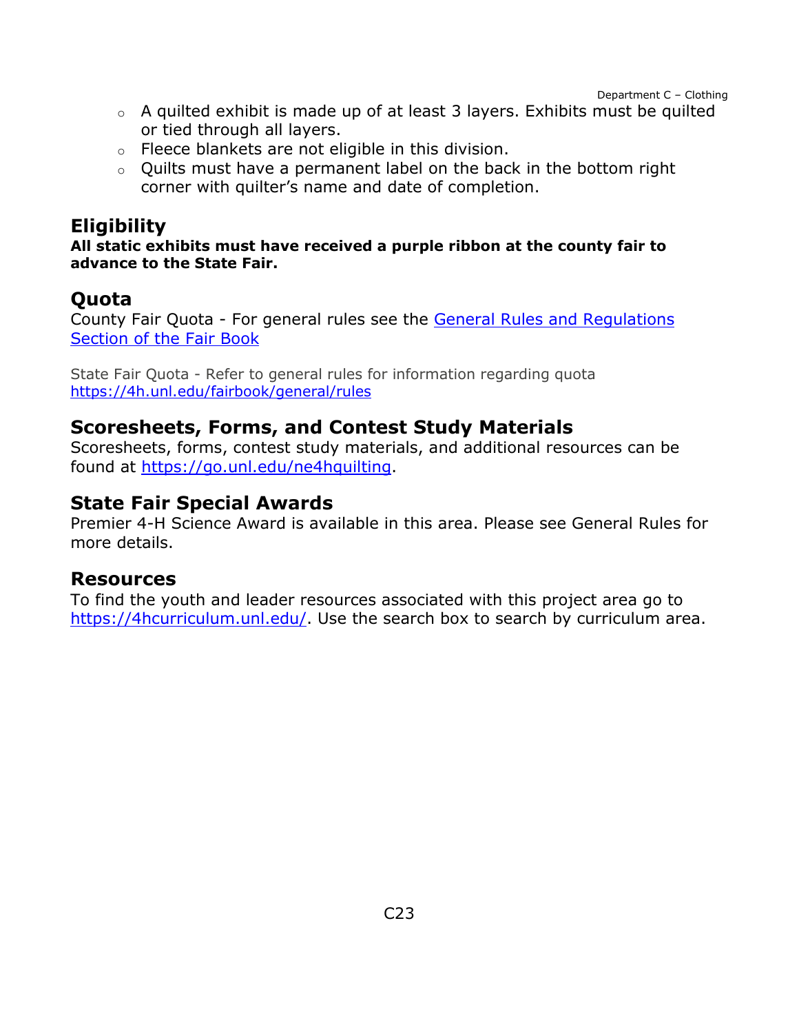- A quilted exhibit is made up of at least 3 layers. Exhibits must be quilted or tied through all layers.
- Fleece blankets are not eligible in this division.
- Quilts must have a permanent label on the back in the bottom right corner with quilter's name and date of completion.

## Eligibility

**All static exhibits must have received a purple ribbon at the county fair to advance to the State Fair.**

## Quota

County Fair Quota - For general rules see the [General Rules and Regulations Section of the Fair Book]

State Fair Quota - Refer to general rules for information regarding quota https://4h.unl.edu/fairbook/general/rules

## Scoresheets, Forms, and Contest Study Materials

Scoresheets, forms, contest study materials, and additional resources can be found at https://go.unl.edu/ne4hquilting.

## State Fair Special Awards

Premier 4-H Science Award is available in this area. Please see General Rules for more details.

## Resources

To find the youth and leader resources associated with this project area go to https://4hcurriculum.unl.edu/. Use the search box to search by curriculum area.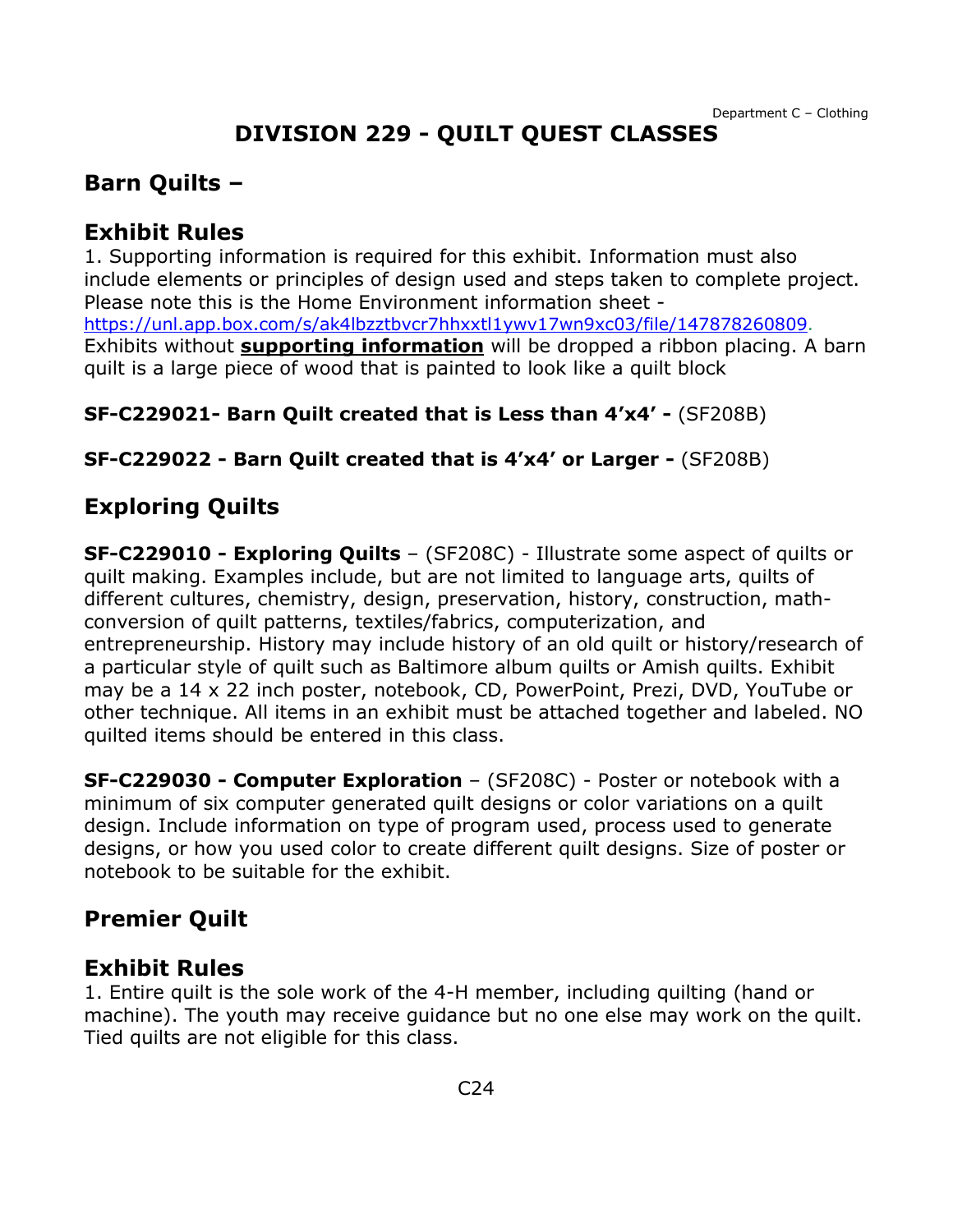# DIVISION 229 - QUILT QUEST CLASSES

## Barn Quilts –

## Exhibit Rules

1. Supporting information is required for this exhibit. Information must also include elements or principles of design used and steps taken to complete project. Please note this is the Home Environment information sheet - [https://unl.app.box.com/s/ak4lbzztbvcr7hhxxtl1ywv17wn9xc03/file/147878260809](https://unl.app.box.com/s/ak4lbzztbvcr7hhxxtl1ywv17wn9xc03/file/147878260809). Exhibits without **supporting information** will be dropped a ribbon placing. A barn quilt is a large piece of wood that is painted to look like a quilt block

**SF-C229021- Barn Quilt created that is Less than 4'x4' -** (SF208B)

**SF-C229022 - Barn Quilt created that is 4'x4' or Larger -** (SF208B)

## Exploring Quilts

**SF-C229010 - Exploring Quilts** – (SF208C) - Illustrate some aspect of quilts or quilt making. Examples include, but are not limited to language arts, quilts of different cultures, chemistry, design, preservation, history, construction, math-conversion of quilt patterns, textiles/fabrics, computerization, and entrepreneurship. History may include history of an old quilt or history/research of a particular style of quilt such as Baltimore album quilts or Amish quilts. Exhibit may be a 14 x 22 inch poster, notebook, CD, PowerPoint, Prezi, DVD, YouTube or other technique. All items in an exhibit must be attached together and labeled. NO quilted items should be entered in this class.

**SF-C229030 - Computer Exploration** – (SF208C) - Poster or notebook with a minimum of six computer generated quilt designs or color variations on a quilt design. Include information on type of program used, process used to generate designs, or how you used color to create different quilt designs. Size of poster or notebook to be suitable for the exhibit.

## Premier Quilt

## Exhibit Rules

1. Entire quilt is the sole work of the 4-H member, including quilting (hand or machine). The youth may receive guidance but no one else may work on the quilt. Tied quilts are not eligible for this class.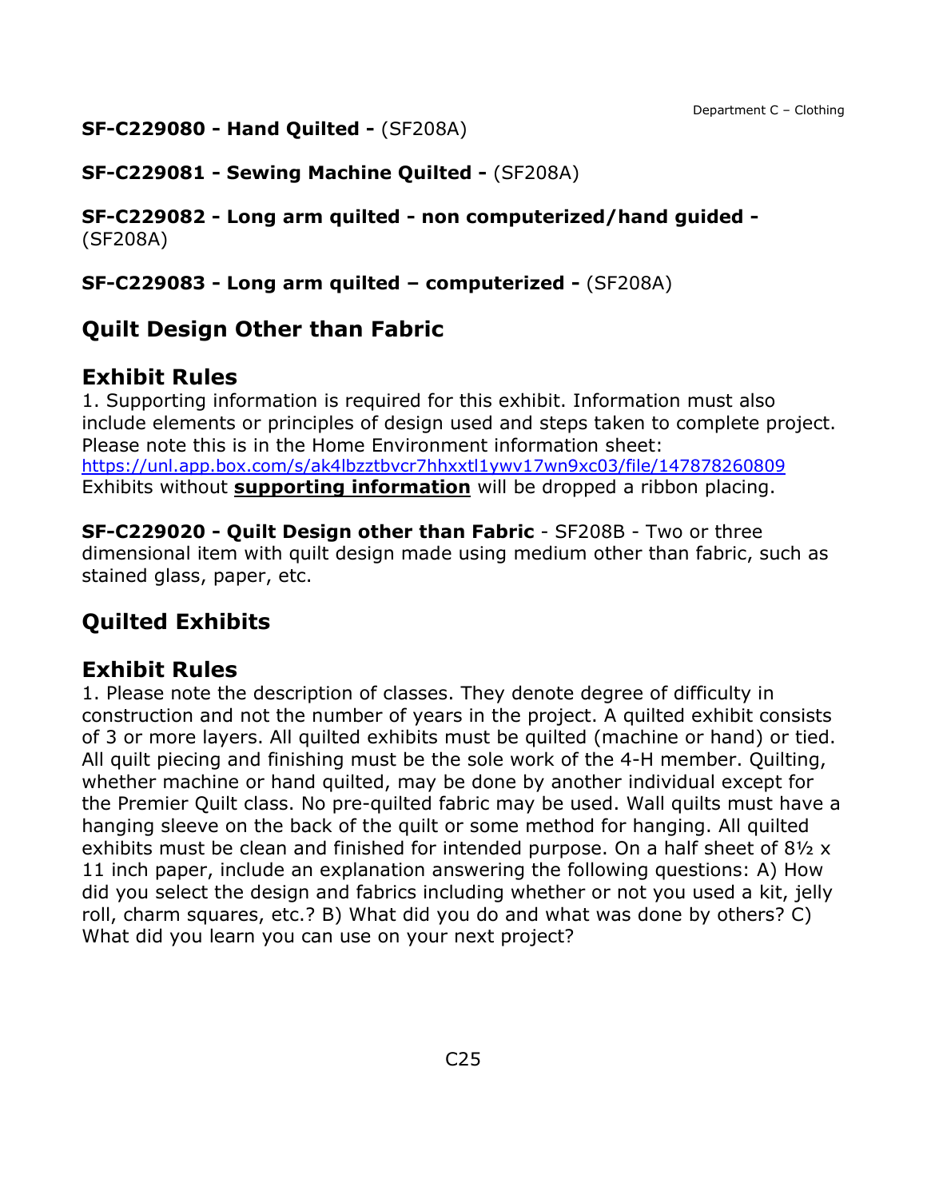**SF-C229080 - Hand Quilted -** (SF208A)

**SF-C229081 - Sewing Machine Quilted -** (SF208A)

**SF-C229082 - Long arm quilted - non computerized/hand guided -** (SF208A)

**SF-C229083 - Long arm quilted – computerized -** (SF208A)

## Quilt Design Other than Fabric

### Exhibit Rules

1. Supporting information is required for this exhibit. Information must also include elements or principles of design used and steps taken to complete project. Please note this is in the Home Environment information sheet: https://unl.app.box.com/s/ak4lbzztbvcr7hhxxtl1ywv17wn9xc03/file/147878260809 Exhibits without **supporting information** will be dropped a ribbon placing.

**SF-C229020 - Quilt Design other than Fabric** - SF208B - Two or three dimensional item with quilt design made using medium other than fabric, such as stained glass, paper, etc.

## Quilted Exhibits

### Exhibit Rules

1. Please note the description of classes. They denote degree of difficulty in construction and not the number of years in the project. A quilted exhibit consists of 3 or more layers. All quilted exhibits must be quilted (machine or hand) or tied. All quilt piecing and finishing must be the sole work of the 4-H member. Quilting, whether machine or hand quilted, may be done by another individual except for the Premier Quilt class. No pre-quilted fabric may be used. Wall quilts must have a hanging sleeve on the back of the quilt or some method for hanging. All quilted exhibits must be clean and finished for intended purpose. On a half sheet of 8½ x 11 inch paper, include an explanation answering the following questions: A) How did you select the design and fabrics including whether or not you used a kit, jelly roll, charm squares, etc.? B) What did you do and what was done by others? C) What did you learn you can use on your next project?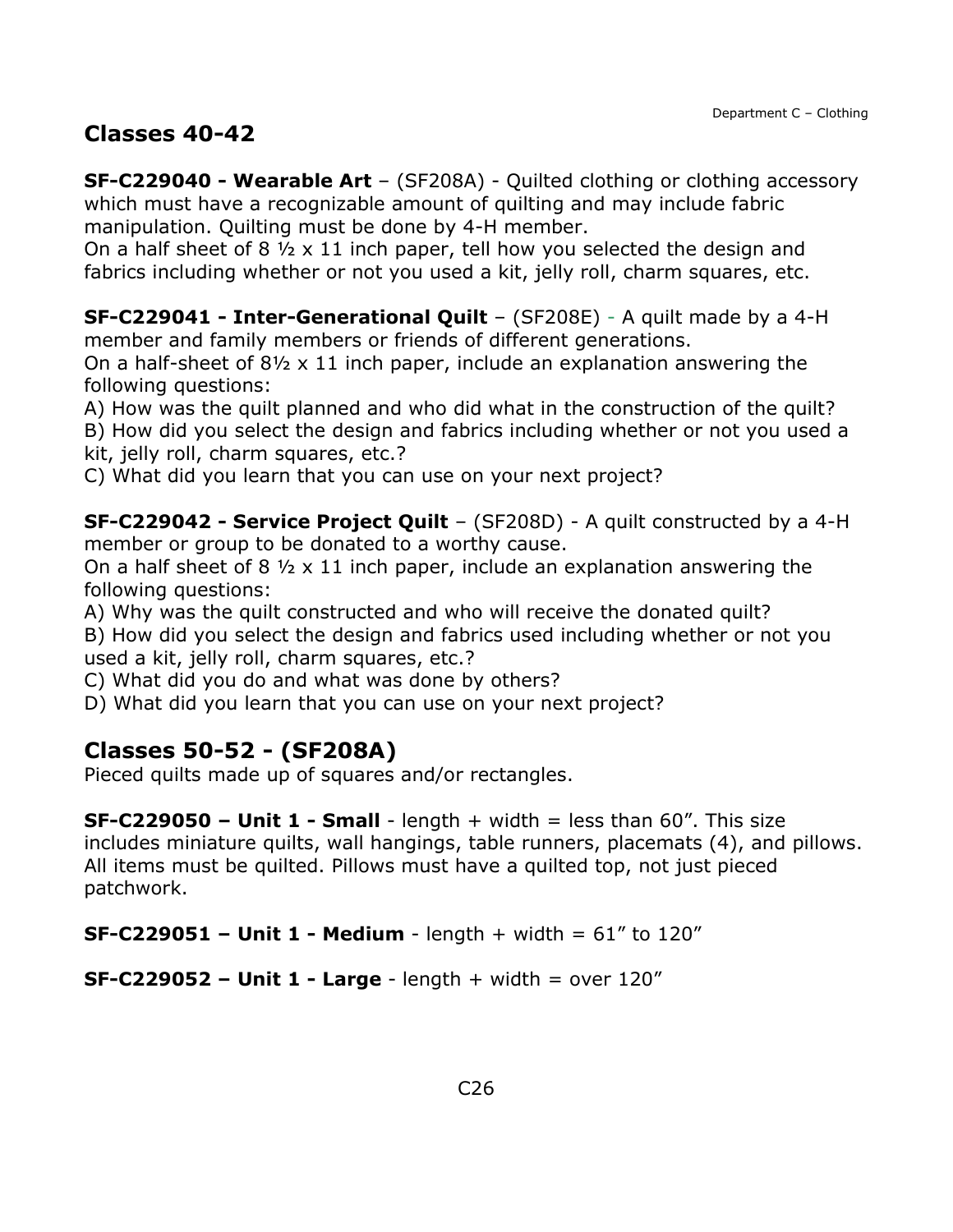## Classes 40-42

**SF-C229040 - Wearable Art** – (SF208A) - Quilted clothing or clothing accessory which must have a recognizable amount of quilting and may include fabric manipulation. Quilting must be done by 4-H member.
On a half sheet of 8 ½ x 11 inch paper, tell how you selected the design and fabrics including whether or not you used a kit, jelly roll, charm squares, etc.

**SF-C229041 - Inter-Generational Quilt** – (SF208E) - A quilt made by a 4-H member and family members or friends of different generations.
On a half-sheet of 8½ x 11 inch paper, include an explanation answering the following questions:
A) How was the quilt planned and who did what in the construction of the quilt?
B) How did you select the design and fabrics including whether or not you used a kit, jelly roll, charm squares, etc.?
C) What did you learn that you can use on your next project?

**SF-C229042 - Service Project Quilt** – (SF208D) - A quilt constructed by a 4-H member or group to be donated to a worthy cause.
On a half sheet of 8 ½ x 11 inch paper, include an explanation answering the following questions:
A) Why was the quilt constructed and who will receive the donated quilt?
B) How did you select the design and fabrics used including whether or not you used a kit, jelly roll, charm squares, etc.?
C) What did you do and what was done by others?
D) What did you learn that you can use on your next project?

## Classes 50-52 - (SF208A)

Pieced quilts made up of squares and/or rectangles.

**SF-C229050 – Unit 1 - Small** - length + width = less than 60”. This size includes miniature quilts, wall hangings, table runners, placemats (4), and pillows. All items must be quilted. Pillows must have a quilted top, not just pieced patchwork.

**SF-C229051 – Unit 1 - Medium** - length + width = 61” to 120”

**SF-C229052 – Unit 1 - Large** - length + width = over 120”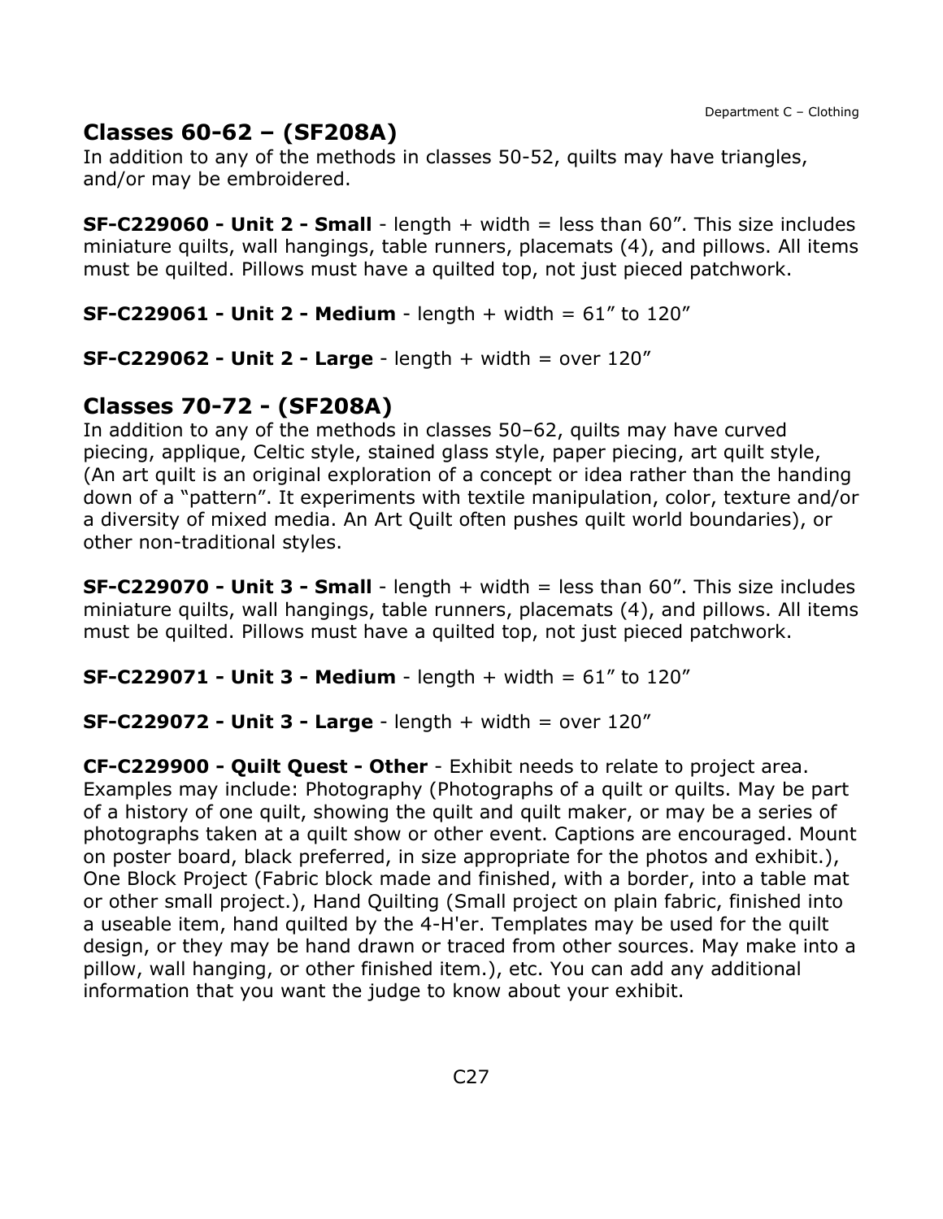## Classes 60-62 – (SF208A)

In addition to any of the methods in classes 50-52, quilts may have triangles, and/or may be embroidered.

**SF-C229060 - Unit 2 - Small** - length + width = less than 60”. This size includes miniature quilts, wall hangings, table runners, placemats (4), and pillows. All items must be quilted. Pillows must have a quilted top, not just pieced patchwork.

**SF-C229061 - Unit 2 - Medium** - length + width = 61” to 120”

**SF-C229062 - Unit 2 - Large** - length + width = over 120”

## Classes 70-72 - (SF208A)

In addition to any of the methods in classes 50–62, quilts may have curved piecing, applique, Celtic style, stained glass style, paper piecing, art quilt style, (An art quilt is an original exploration of a concept or idea rather than the handing down of a “pattern”. It experiments with textile manipulation, color, texture and/or a diversity of mixed media. An Art Quilt often pushes quilt world boundaries), or other non-traditional styles.

**SF-C229070 - Unit 3 - Small** - length + width = less than 60”. This size includes miniature quilts, wall hangings, table runners, placemats (4), and pillows. All items must be quilted. Pillows must have a quilted top, not just pieced patchwork.

**SF-C229071 - Unit 3 - Medium** - length + width = 61” to 120”

**SF-C229072 - Unit 3 - Large** - length + width = over 120”

**CF-C229900 - Quilt Quest - Other** - Exhibit needs to relate to project area. Examples may include: Photography (Photographs of a quilt or quilts. May be part of a history of one quilt, showing the quilt and quilt maker, or may be a series of photographs taken at a quilt show or other event. Captions are encouraged. Mount on poster board, black preferred, in size appropriate for the photos and exhibit.), One Block Project (Fabric block made and finished, with a border, into a table mat or other small project.), Hand Quilting (Small project on plain fabric, finished into a useable item, hand quilted by the 4-H'er. Templates may be used for the quilt design, or they may be hand drawn or traced from other sources. May make into a pillow, wall hanging, or other finished item.), etc. You can add any additional information that you want the judge to know about your exhibit.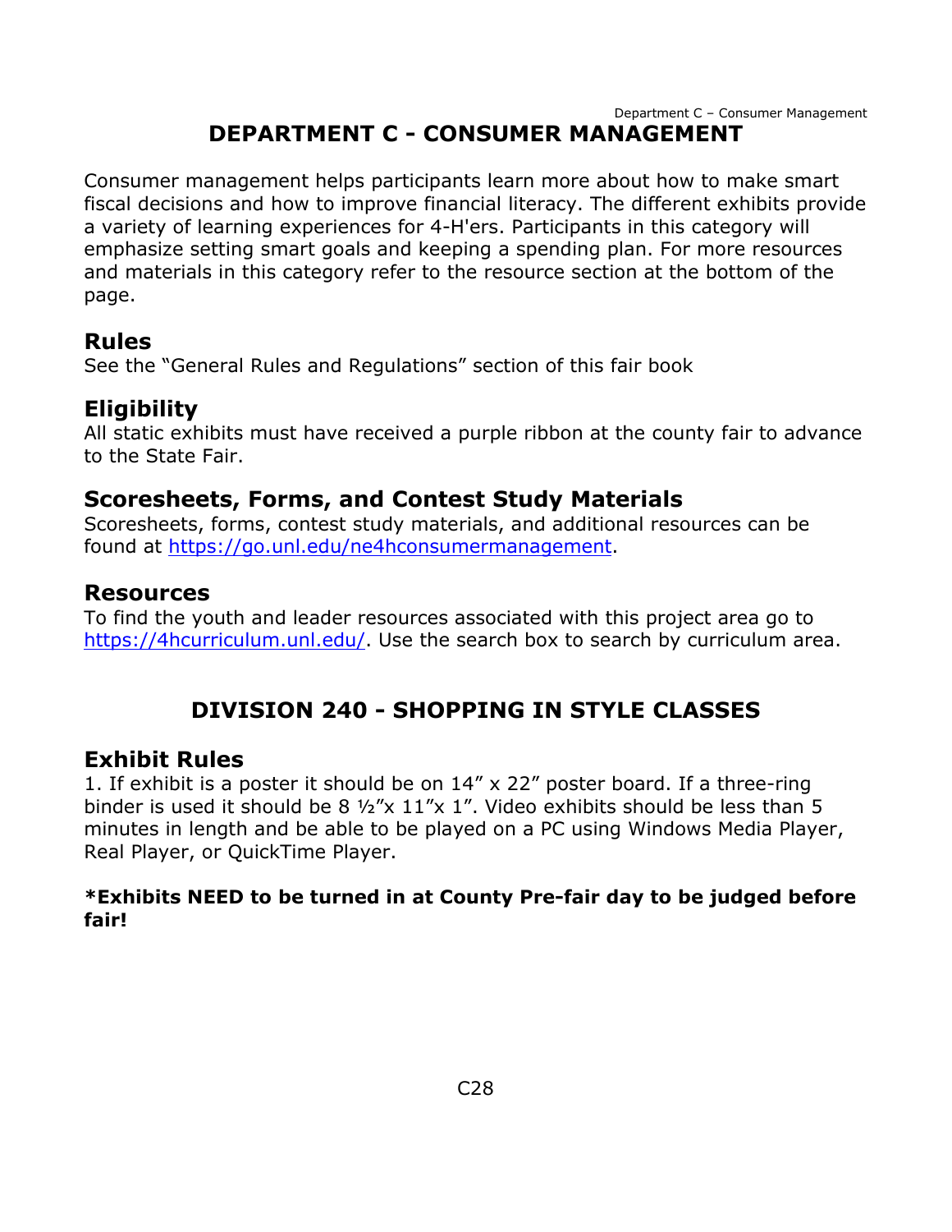# DEPARTMENT C - CONSUMER MANAGEMENT

Consumer management helps participants learn more about how to make smart fiscal decisions and how to improve financial literacy. The different exhibits provide a variety of learning experiences for 4-H'ers. Participants in this category will emphasize setting smart goals and keeping a spending plan. For more resources and materials in this category refer to the resource section at the bottom of the page.

## Rules

See the "General Rules and Regulations" section of this fair book

## Eligibility

All static exhibits must have received a purple ribbon at the county fair to advance to the State Fair.

## Scoresheets, Forms, and Contest Study Materials

Scoresheets, forms, contest study materials, and additional resources can be found at https://go.unl.edu/ne4hconsumermanagement.

## Resources

To find the youth and leader resources associated with this project area go to https://4hcurriculum.unl.edu/. Use the search box to search by curriculum area.

# DIVISION 240 - SHOPPING IN STYLE CLASSES

## Exhibit Rules

1. If exhibit is a poster it should be on 14" x 22" poster board. If a three-ring binder is used it should be 8 ½"x 11"x 1". Video exhibits should be less than 5 minutes in length and be able to be played on a PC using Windows Media Player, Real Player, or QuickTime Player.

**\*Exhibits NEED to be turned in at County Pre-fair day to be judged before fair!**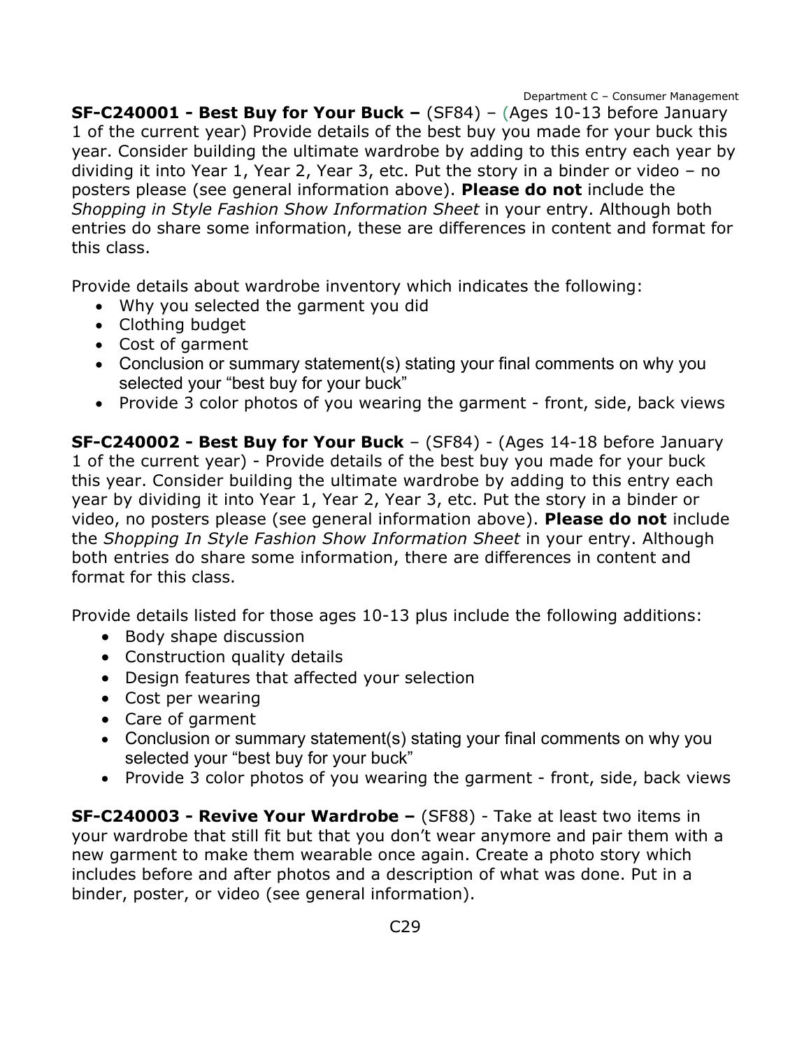**SF-C240001 - Best Buy for Your Buck –** (SF84) – (Ages 10-13 before January 1 of the current year) Provide details of the best buy you made for your buck this year. Consider building the ultimate wardrobe by adding to this entry each year by dividing it into Year 1, Year 2, Year 3, etc. Put the story in a binder or video – no posters please (see general information above). **Please do not** include the *Shopping in Style Fashion Show Information Sheet* in your entry. Although both entries do share some information, these are differences in content and format for this class.

Provide details about wardrobe inventory which indicates the following:

- Why you selected the garment you did
- Clothing budget
- Cost of garment
- Conclusion or summary statement(s) stating your final comments on why you selected your "best buy for your buck"
- Provide 3 color photos of you wearing the garment - front, side, back views

**SF-C240002 - Best Buy for Your Buck** – (SF84) - (Ages 14-18 before January 1 of the current year) - Provide details of the best buy you made for your buck this year. Consider building the ultimate wardrobe by adding to this entry each year by dividing it into Year 1, Year 2, Year 3, etc. Put the story in a binder or video, no posters please (see general information above). **Please do not** include the *Shopping In Style Fashion Show Information Sheet* in your entry. Although both entries do share some information, there are differences in content and format for this class.

Provide details listed for those ages 10-13 plus include the following additions:

- Body shape discussion
- Construction quality details
- Design features that affected your selection
- Cost per wearing
- Care of garment
- Conclusion or summary statement(s) stating your final comments on why you selected your "best buy for your buck"
- Provide 3 color photos of you wearing the garment - front, side, back views

**SF-C240003 - Revive Your Wardrobe –** (SF88) - Take at least two items in your wardrobe that still fit but that you don't wear anymore and pair them with a new garment to make them wearable once again. Create a photo story which includes before and after photos and a description of what was done. Put in a binder, poster, or video (see general information).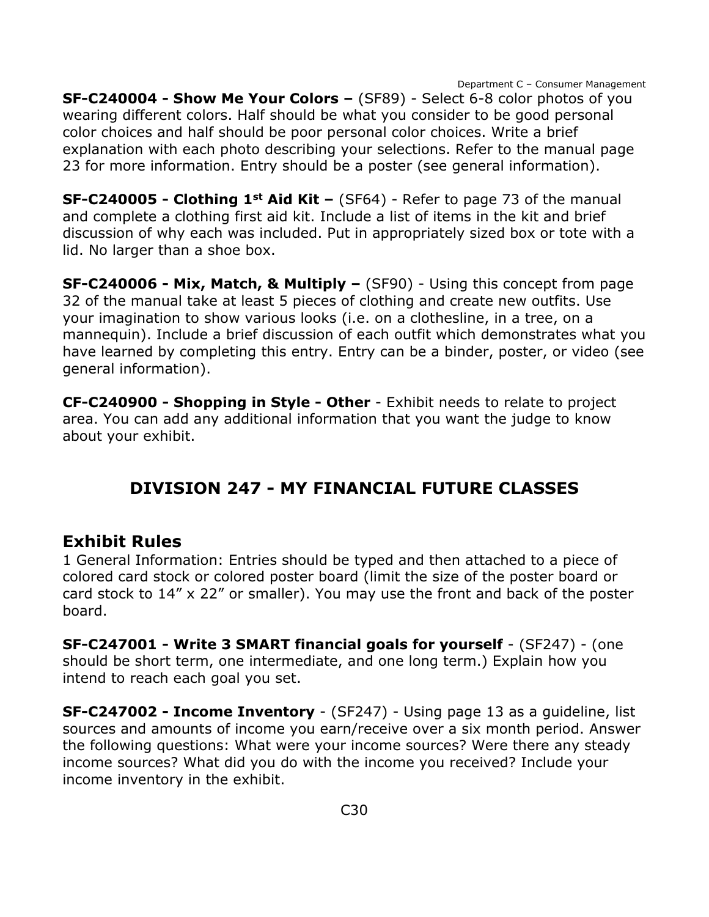**SF-C240004 - Show Me Your Colors –** (SF89) - Select 6-8 color photos of you wearing different colors. Half should be what you consider to be good personal color choices and half should be poor personal color choices. Write a brief explanation with each photo describing your selections. Refer to the manual page 23 for more information. Entry should be a poster (see general information).

**SF-C240005 - Clothing 1st Aid Kit –** (SF64) - Refer to page 73 of the manual and complete a clothing first aid kit. Include a list of items in the kit and brief discussion of why each was included. Put in appropriately sized box or tote with a lid. No larger than a shoe box.

**SF-C240006 - Mix, Match, & Multiply –** (SF90) - Using this concept from page 32 of the manual take at least 5 pieces of clothing and create new outfits. Use your imagination to show various looks (i.e. on a clothesline, in a tree, on a mannequin). Include a brief discussion of each outfit which demonstrates what you have learned by completing this entry. Entry can be a binder, poster, or video (see general information).

**CF-C240900 - Shopping in Style - Other** - Exhibit needs to relate to project area. You can add any additional information that you want the judge to know about your exhibit.

## DIVISION 247 - MY FINANCIAL FUTURE CLASSES

### Exhibit Rules

1 General Information: Entries should be typed and then attached to a piece of colored card stock or colored poster board (limit the size of the poster board or card stock to 14” x 22” or smaller). You may use the front and back of the poster board.

**SF-C247001 - Write 3 SMART financial goals for yourself** - (SF247) - (one should be short term, one intermediate, and one long term.) Explain how you intend to reach each goal you set.

**SF-C247002 - Income Inventory** - (SF247) - Using page 13 as a guideline, list sources and amounts of income you earn/receive over a six month period. Answer the following questions: What were your income sources? Were there any steady income sources? What did you do with the income you received? Include your income inventory in the exhibit.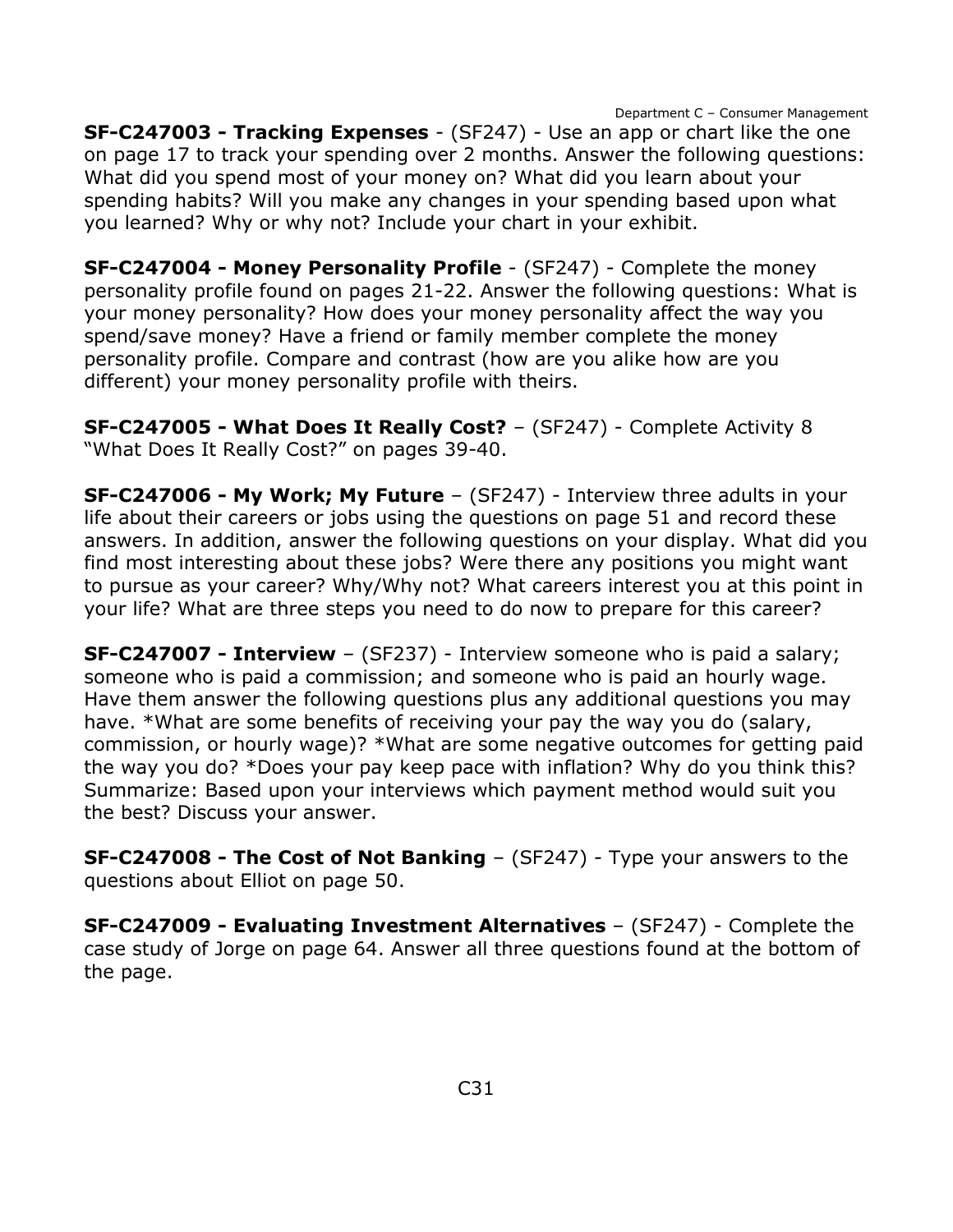**SF-C247003 - Tracking Expenses** - (SF247) - Use an app or chart like the one on page 17 to track your spending over 2 months. Answer the following questions: What did you spend most of your money on? What did you learn about your spending habits? Will you make any changes in your spending based upon what you learned? Why or why not? Include your chart in your exhibit.

**SF-C247004 - Money Personality Profile** - (SF247) - Complete the money personality profile found on pages 21-22. Answer the following questions: What is your money personality? How does your money personality affect the way you spend/save money? Have a friend or family member complete the money personality profile. Compare and contrast (how are you alike how are you different) your money personality profile with theirs.

**SF-C247005 - What Does It Really Cost?** – (SF247) - Complete Activity 8 "What Does It Really Cost?" on pages 39-40.

**SF-C247006 - My Work; My Future** – (SF247) - Interview three adults in your life about their careers or jobs using the questions on page 51 and record these answers. In addition, answer the following questions on your display. What did you find most interesting about these jobs? Were there any positions you might want to pursue as your career? Why/Why not? What careers interest you at this point in your life? What are three steps you need to do now to prepare for this career?

**SF-C247007 - Interview** – (SF237) - Interview someone who is paid a salary; someone who is paid a commission; and someone who is paid an hourly wage. Have them answer the following questions plus any additional questions you may have. *What are some benefits of receiving your pay the way you do (salary, commission, or hourly wage)? *What are some negative outcomes for getting paid the way you do? *Does your pay keep pace with inflation? Why do you think this? Summarize: Based upon your interviews which payment method would suit you the best? Discuss your answer.

**SF-C247008 - The Cost of Not Banking** – (SF247) - Type your answers to the questions about Elliot on page 50.

**SF-C247009 - Evaluating Investment Alternatives** – (SF247) - Complete the case study of Jorge on page 64. Answer all three questions found at the bottom of the page.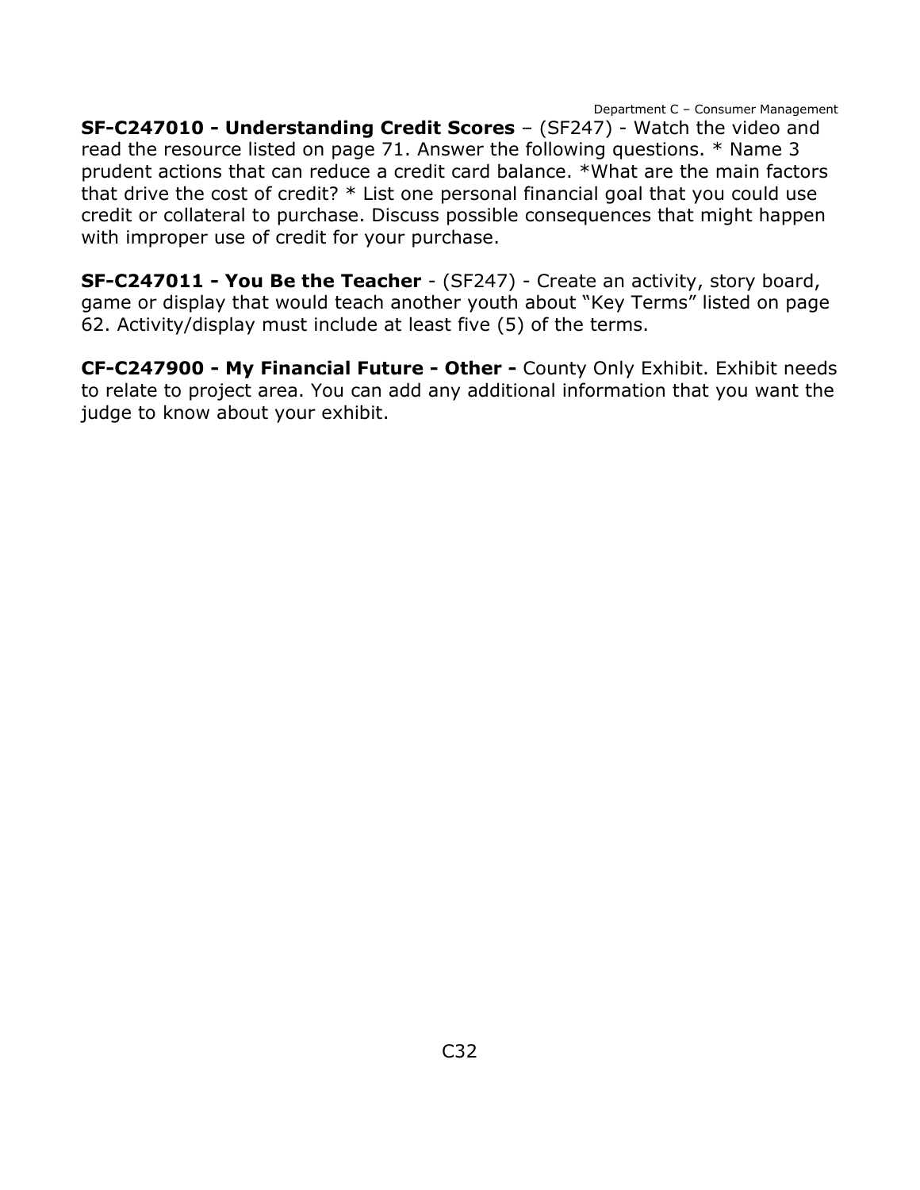**SF-C247010 - Understanding Credit Scores** – (SF247) - Watch the video and read the resource listed on page 71. Answer the following questions. * Name 3 prudent actions that can reduce a credit card balance. *What are the main factors that drive the cost of credit? * List one personal financial goal that you could use credit or collateral to purchase. Discuss possible consequences that might happen with improper use of credit for your purchase.

**SF-C247011 - You Be the Teacher** - (SF247) - Create an activity, story board, game or display that would teach another youth about "Key Terms" listed on page 62. Activity/display must include at least five (5) of the terms.

**CF-C247900 - My Financial Future - Other -** County Only Exhibit. Exhibit needs to relate to project area. You can add any additional information that you want the judge to know about your exhibit.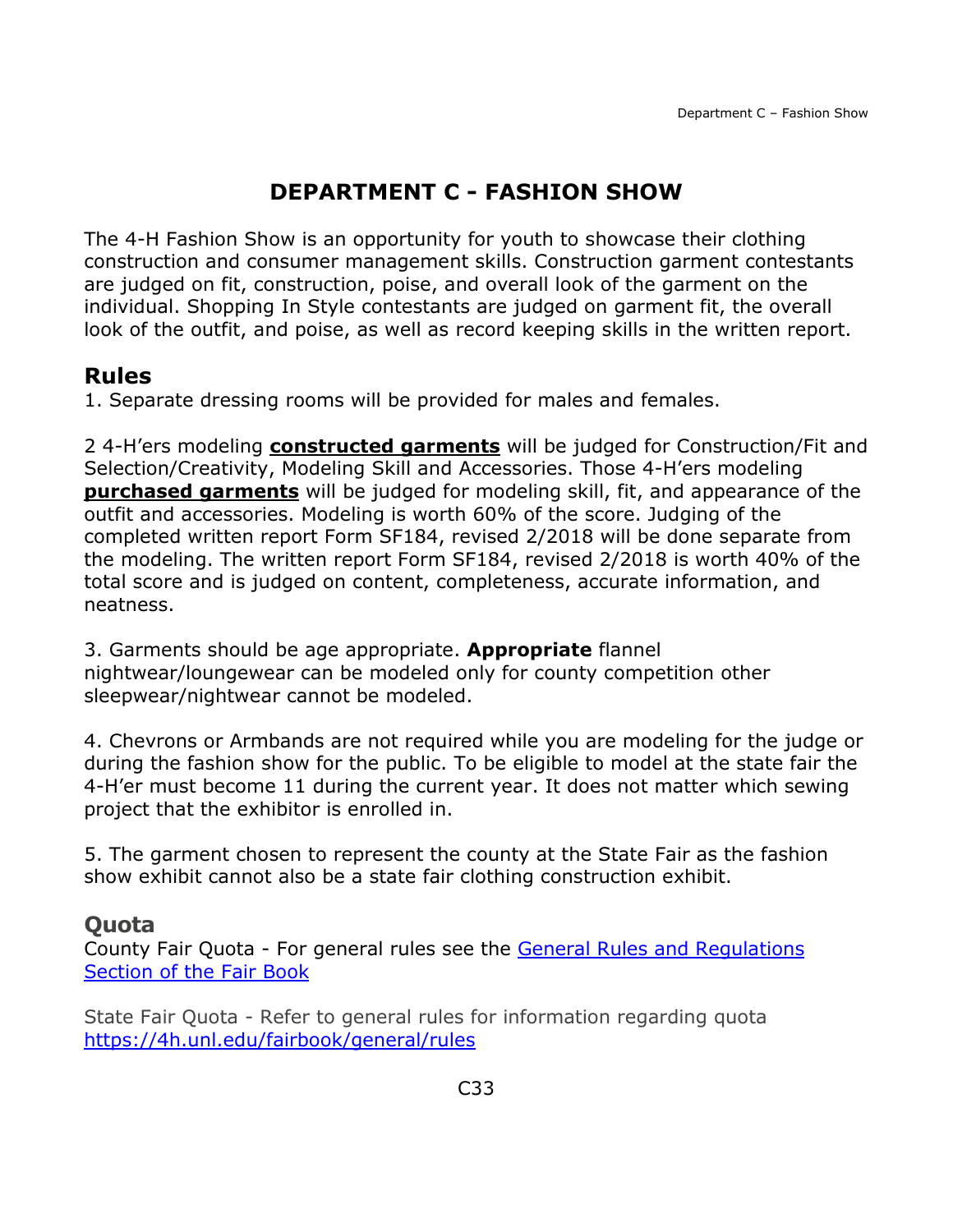# DEPARTMENT C - FASHION SHOW

The 4-H Fashion Show is an opportunity for youth to showcase their clothing construction and consumer management skills. Construction garment contestants are judged on fit, construction, poise, and overall look of the garment on the individual. Shopping In Style contestants are judged on garment fit, the overall look of the outfit, and poise, as well as record keeping skills in the written report.

## Rules

1. Separate dressing rooms will be provided for males and females.

2 4-H'ers modeling **constructed garments** will be judged for Construction/Fit and Selection/Creativity, Modeling Skill and Accessories. Those 4-H'ers modeling **purchased garments** will be judged for modeling skill, fit, and appearance of the outfit and accessories. Modeling is worth 60% of the score. Judging of the completed written report Form SF184, revised 2/2018 will be done separate from the modeling. The written report Form SF184, revised 2/2018 is worth 40% of the total score and is judged on content, completeness, accurate information, and neatness.

3. Garments should be age appropriate. **Appropriate** flannel nightwear/loungewear can be modeled only for county competition other sleepwear/nightwear cannot be modeled.

4. Chevrons or Armbands are not required while you are modeling for the judge or during the fashion show for the public. To be eligible to model at the state fair the 4-H'er must become 11 during the current year. It does not matter which sewing project that the exhibitor is enrolled in.

5. The garment chosen to represent the county at the State Fair as the fashion show exhibit cannot also be a state fair clothing construction exhibit.

## Quota

County Fair Quota - For general rules see the [General Rules and Regulations Section of the Fair Book]()

State Fair Quota - Refer to general rules for information regarding quota [https://4h.unl.edu/fairbook/general/rules](https://4h.unl.edu/fairbook/general/rules)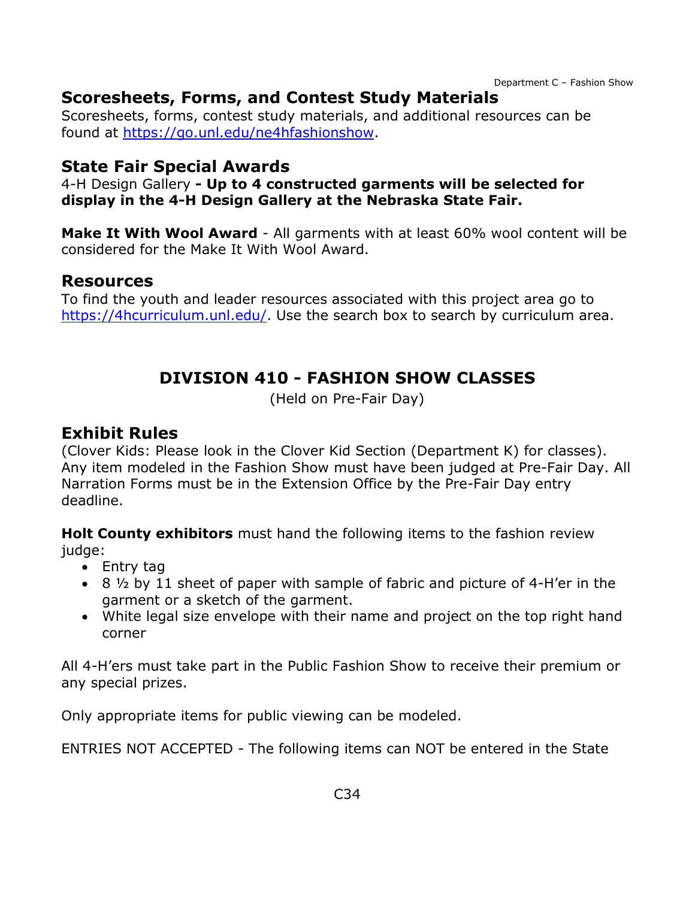## Scoresheets, Forms, and Contest Study Materials

Scoresheets, forms, contest study materials, and additional resources can be found at https://go.unl.edu/ne4hfashionshow.

## State Fair Special Awards

4-H Design Gallery **- Up to 4 constructed garments will be selected for display in the 4-H Design Gallery at the Nebraska State Fair.**

**Make It With Wool Award** - All garments with at least 60% wool content will be considered for the Make It With Wool Award.

## Resources

To find the youth and leader resources associated with this project area go to https://4hcurriculum.unl.edu/. Use the search box to search by curriculum area.

# DIVISION 410 - FASHION SHOW CLASSES

(Held on Pre-Fair Day)

## Exhibit Rules

(Clover Kids: Please look in the Clover Kid Section (Department K) for classes). Any item modeled in the Fashion Show must have been judged at Pre-Fair Day. All Narration Forms must be in the Extension Office by the Pre-Fair Day entry deadline.

**Holt County exhibitors** must hand the following items to the fashion review judge:

- Entry tag
- 8 ½ by 11 sheet of paper with sample of fabric and picture of 4-H'er in the garment or a sketch of the garment.
- White legal size envelope with their name and project on the top right hand corner

All 4-H'ers must take part in the Public Fashion Show to receive their premium or any special prizes.

Only appropriate items for public viewing can be modeled.

ENTRIES NOT ACCEPTED - The following items can NOT be entered in the State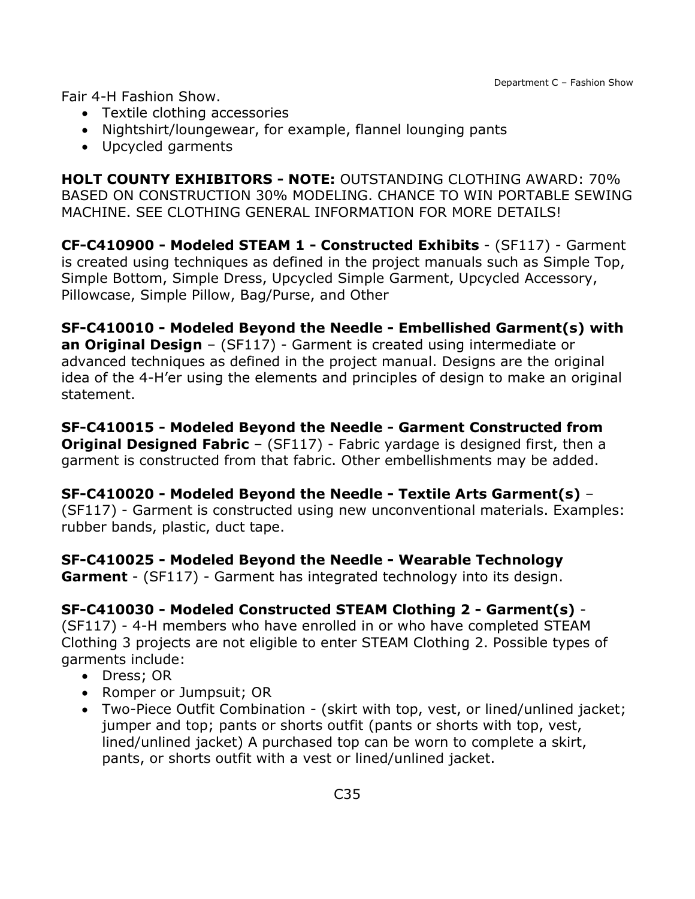Fair 4-H Fashion Show.

- Textile clothing accessories
- Nightshirt/loungewear, for example, flannel lounging pants
- Upcycled garments

**HOLT COUNTY EXHIBITORS - NOTE:** OUTSTANDING CLOTHING AWARD: 70% BASED ON CONSTRUCTION 30% MODELING. CHANCE TO WIN PORTABLE SEWING MACHINE. SEE CLOTHING GENERAL INFORMATION FOR MORE DETAILS!

**CF-C410900 - Modeled STEAM 1 - Constructed Exhibits** - (SF117) - Garment is created using techniques as defined in the project manuals such as Simple Top, Simple Bottom, Simple Dress, Upcycled Simple Garment, Upcycled Accessory, Pillowcase, Simple Pillow, Bag/Purse, and Other

**SF-C410010 - Modeled Beyond the Needle - Embellished Garment(s) with an Original Design** – (SF117) - Garment is created using intermediate or advanced techniques as defined in the project manual. Designs are the original idea of the 4-H'er using the elements and principles of design to make an original statement.

**SF-C410015 - Modeled Beyond the Needle - Garment Constructed from Original Designed Fabric** – (SF117) - Fabric yardage is designed first, then a garment is constructed from that fabric. Other embellishments may be added.

**SF-C410020 - Modeled Beyond the Needle - Textile Arts Garment(s)** – (SF117) - Garment is constructed using new unconventional materials. Examples: rubber bands, plastic, duct tape.

**SF-C410025 - Modeled Beyond the Needle - Wearable Technology Garment** - (SF117) - Garment has integrated technology into its design.

**SF-C410030 - Modeled Constructed STEAM Clothing 2 - Garment(s)** - (SF117) - 4-H members who have enrolled in or who have completed STEAM Clothing 3 projects are not eligible to enter STEAM Clothing 2. Possible types of garments include:

- Dress; OR
- Romper or Jumpsuit; OR
- Two-Piece Outfit Combination - (skirt with top, vest, or lined/unlined jacket; jumper and top; pants or shorts outfit (pants or shorts with top, vest, lined/unlined jacket) A purchased top can be worn to complete a skirt, pants, or shorts outfit with a vest or lined/unlined jacket.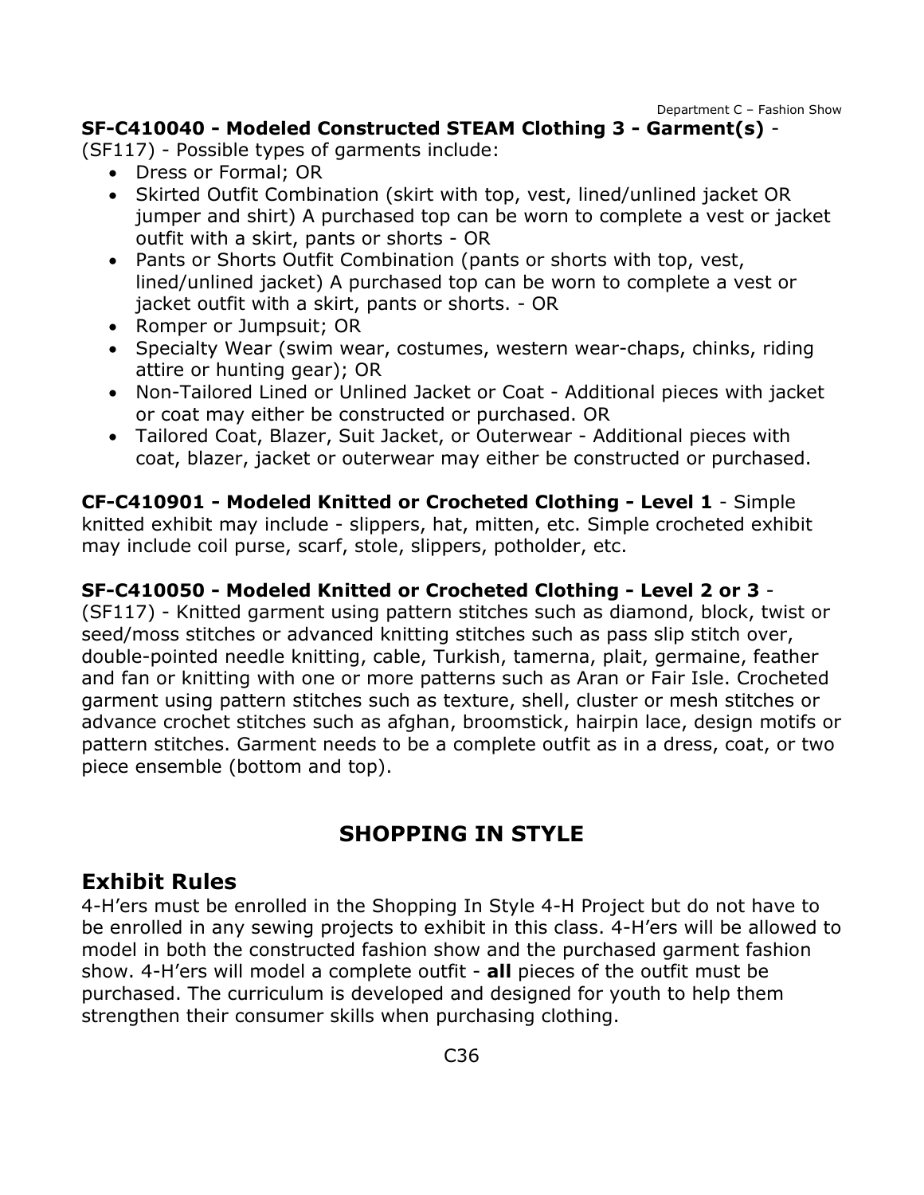**SF-C410040 - Modeled Constructed STEAM Clothing 3 - Garment(s)** - (SF117) - Possible types of garments include:

- Dress or Formal; OR
- Skirted Outfit Combination (skirt with top, vest, lined/unlined jacket OR jumper and shirt) A purchased top can be worn to complete a vest or jacket outfit with a skirt, pants or shorts - OR
- Pants or Shorts Outfit Combination (pants or shorts with top, vest, lined/unlined jacket) A purchased top can be worn to complete a vest or jacket outfit with a skirt, pants or shorts. - OR
- Romper or Jumpsuit; OR
- Specialty Wear (swim wear, costumes, western wear-chaps, chinks, riding attire or hunting gear); OR
- Non-Tailored Lined or Unlined Jacket or Coat - Additional pieces with jacket or coat may either be constructed or purchased. OR
- Tailored Coat, Blazer, Suit Jacket, or Outerwear - Additional pieces with coat, blazer, jacket or outerwear may either be constructed or purchased.

**CF-C410901 - Modeled Knitted or Crocheted Clothing - Level 1** - Simple knitted exhibit may include - slippers, hat, mitten, etc. Simple crocheted exhibit may include coil purse, scarf, stole, slippers, potholder, etc.

**SF-C410050 - Modeled Knitted or Crocheted Clothing - Level 2 or 3** - (SF117) - Knitted garment using pattern stitches such as diamond, block, twist or seed/moss stitches or advanced knitting stitches such as pass slip stitch over, double-pointed needle knitting, cable, Turkish, tamerna, plait, germaine, feather and fan or knitting with one or more patterns such as Aran or Fair Isle. Crocheted garment using pattern stitches such as texture, shell, cluster or mesh stitches or advance crochet stitches such as afghan, broomstick, hairpin lace, design motifs or pattern stitches. Garment needs to be a complete outfit as in a dress, coat, or two piece ensemble (bottom and top).

## SHOPPING IN STYLE

### Exhibit Rules

4-H'ers must be enrolled in the Shopping In Style 4-H Project but do not have to be enrolled in any sewing projects to exhibit in this class. 4-H'ers will be allowed to model in both the constructed fashion show and the purchased garment fashion show. 4-H'ers will model a complete outfit - **all** pieces of the outfit must be purchased. The curriculum is developed and designed for youth to help them strengthen their consumer skills when purchasing clothing.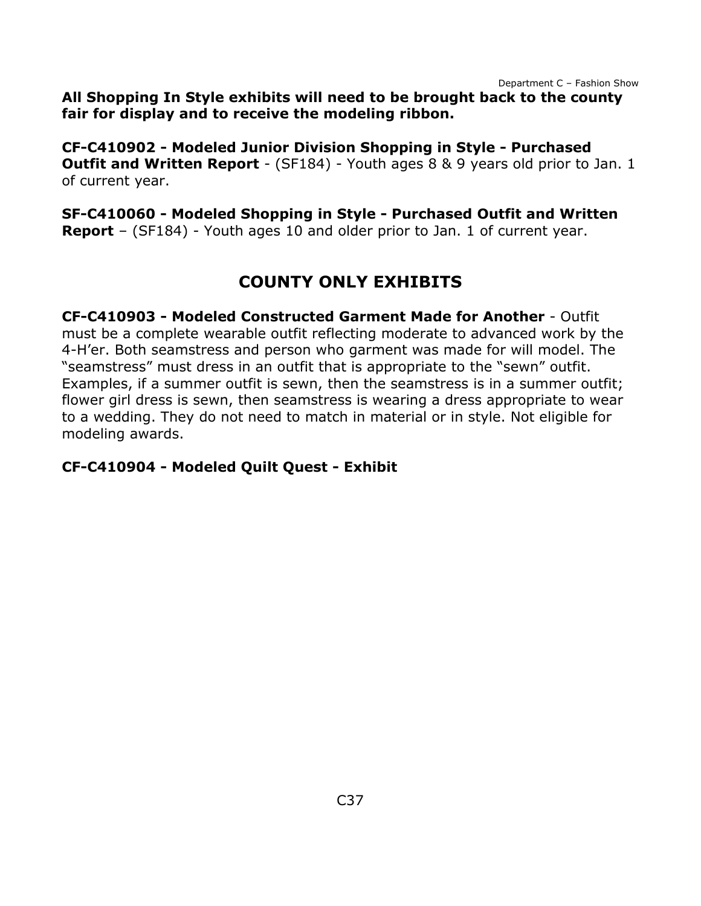**All Shopping In Style exhibits will need to be brought back to the county fair for display and to receive the modeling ribbon.**

**CF-C410902 - Modeled Junior Division Shopping in Style - Purchased Outfit and Written Report** - (SF184) - Youth ages 8 & 9 years old prior to Jan. 1 of current year.

**SF-C410060 - Modeled Shopping in Style - Purchased Outfit and Written Report** – (SF184) - Youth ages 10 and older prior to Jan. 1 of current year.

## COUNTY ONLY EXHIBITS

**CF-C410903 - Modeled Constructed Garment Made for Another** - Outfit must be a complete wearable outfit reflecting moderate to advanced work by the 4-H'er. Both seamstress and person who garment was made for will model. The "seamstress" must dress in an outfit that is appropriate to the "sewn" outfit. Examples, if a summer outfit is sewn, then the seamstress is in a summer outfit; flower girl dress is sewn, then seamstress is wearing a dress appropriate to wear to a wedding. They do not need to match in material or in style. Not eligible for modeling awards.

**CF-C410904 - Modeled Quilt Quest - Exhibit**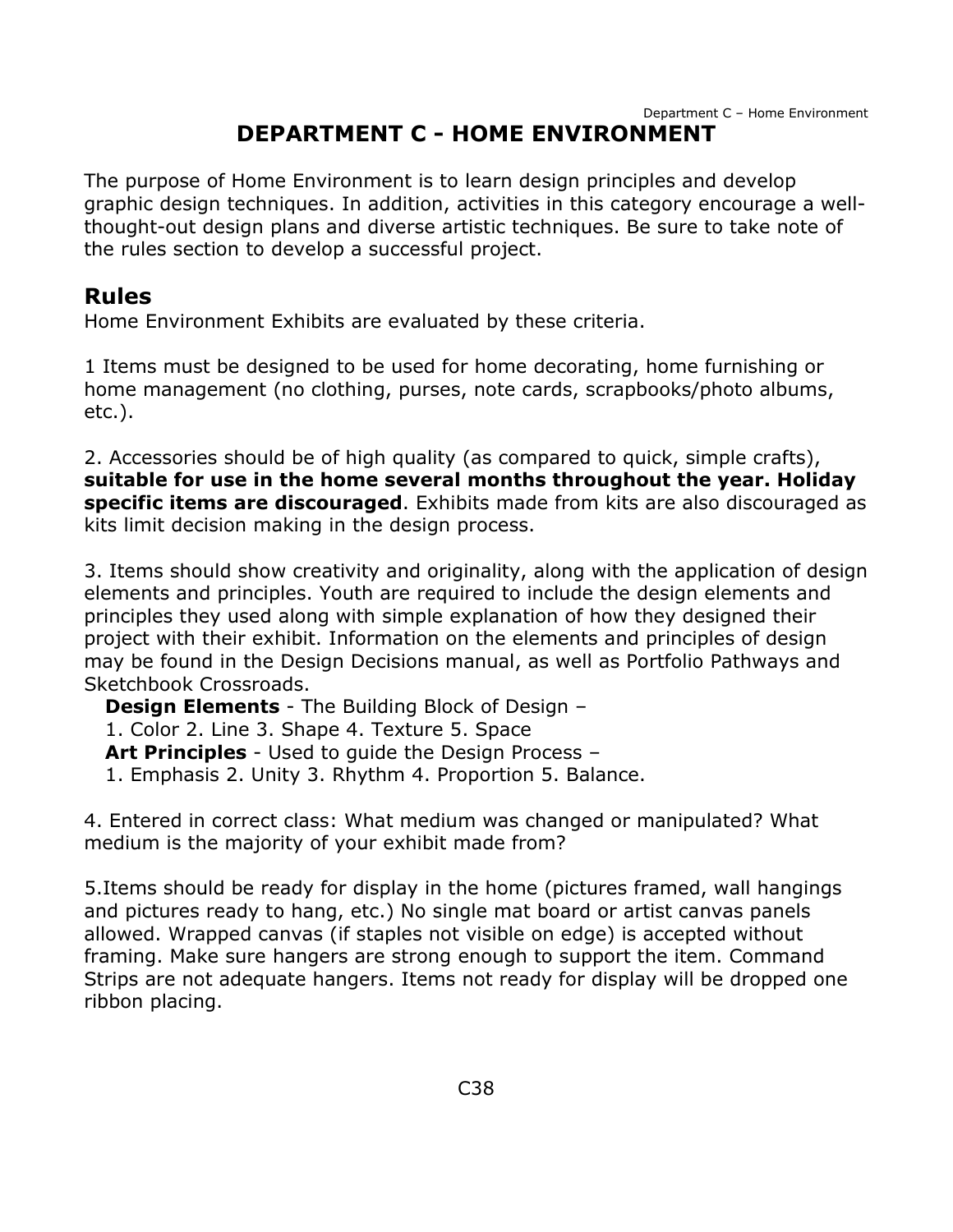# DEPARTMENT C - HOME ENVIRONMENT

The purpose of Home Environment is to learn design principles and develop graphic design techniques. In addition, activities in this category encourage a well-thought-out design plans and diverse artistic techniques. Be sure to take note of the rules section to develop a successful project.

## Rules

Home Environment Exhibits are evaluated by these criteria.

1 Items must be designed to be used for home decorating, home furnishing or home management (no clothing, purses, note cards, scrapbooks/photo albums, etc.).

2. Accessories should be of high quality (as compared to quick, simple crafts), **suitable for use in the home several months throughout the year. Holiday specific items are discouraged**. Exhibits made from kits are also discouraged as kits limit decision making in the design process.

3. Items should show creativity and originality, along with the application of design elements and principles. Youth are required to include the design elements and principles they used along with simple explanation of how they designed their project with their exhibit. Information on the elements and principles of design may be found in the Design Decisions manual, as well as Portfolio Pathways and Sketchbook Crossroads.

**Design Elements** - The Building Block of Design –
1. Color 2. Line 3. Shape 4. Texture 5. Space

**Art Principles** - Used to guide the Design Process –
1. Emphasis 2. Unity 3. Rhythm 4. Proportion 5. Balance.

4. Entered in correct class: What medium was changed or manipulated? What medium is the majority of your exhibit made from?

5.Items should be ready for display in the home (pictures framed, wall hangings and pictures ready to hang, etc.) No single mat board or artist canvas panels allowed. Wrapped canvas (if staples not visible on edge) is accepted without framing. Make sure hangers are strong enough to support the item. Command Strips are not adequate hangers. Items not ready for display will be dropped one ribbon placing.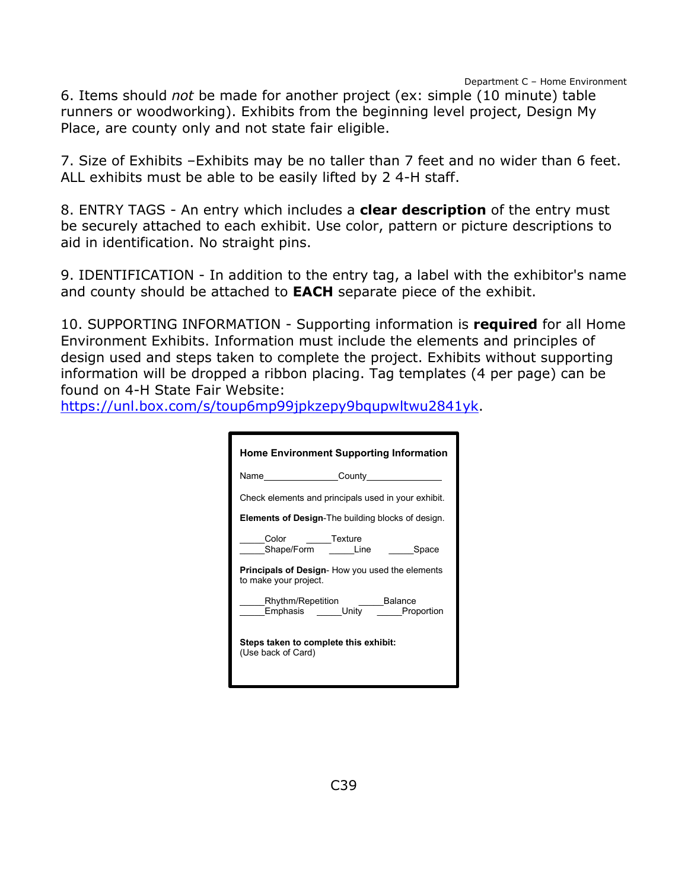6. Items should *not* be made for another project (ex: simple (10 minute) table runners or woodworking). Exhibits from the beginning level project, Design My Place, are county only and not state fair eligible.

7. Size of Exhibits –Exhibits may be no taller than 7 feet and no wider than 6 feet. ALL exhibits must be able to be easily lifted by 2 4-H staff.

8. ENTRY TAGS - An entry which includes a **clear description** of the entry must be securely attached to each exhibit. Use color, pattern or picture descriptions to aid in identification. No straight pins.

9. IDENTIFICATION - In addition to the entry tag, a label with the exhibitor's name and county should be attached to **EACH** separate piece of the exhibit.

10. SUPPORTING INFORMATION - Supporting information is **required** for all Home Environment Exhibits. Information must include the elements and principles of design used and steps taken to complete the project. Exhibits without supporting information will be dropped a ribbon placing. Tag templates (4 per page) can be found on 4-H State Fair Website: https://unl.box.com/s/toup6mp99jpkzepy9bqupwltwu2841yk.

**Home Environment Supporting Information**

Name______________County______________

Check elements and principals used in your exhibit.

**Elements of Design**-The building blocks of design.

_____Color _____Texture
_____Shape/Form _____Line _____Space

**Principals of Design**- How you used the elements to make your project.

_____Rhythm/Repetition _____Balance
_____Emphasis _____Unity _____Proportion

**Steps taken to complete this exhibit:**
(Use back of Card)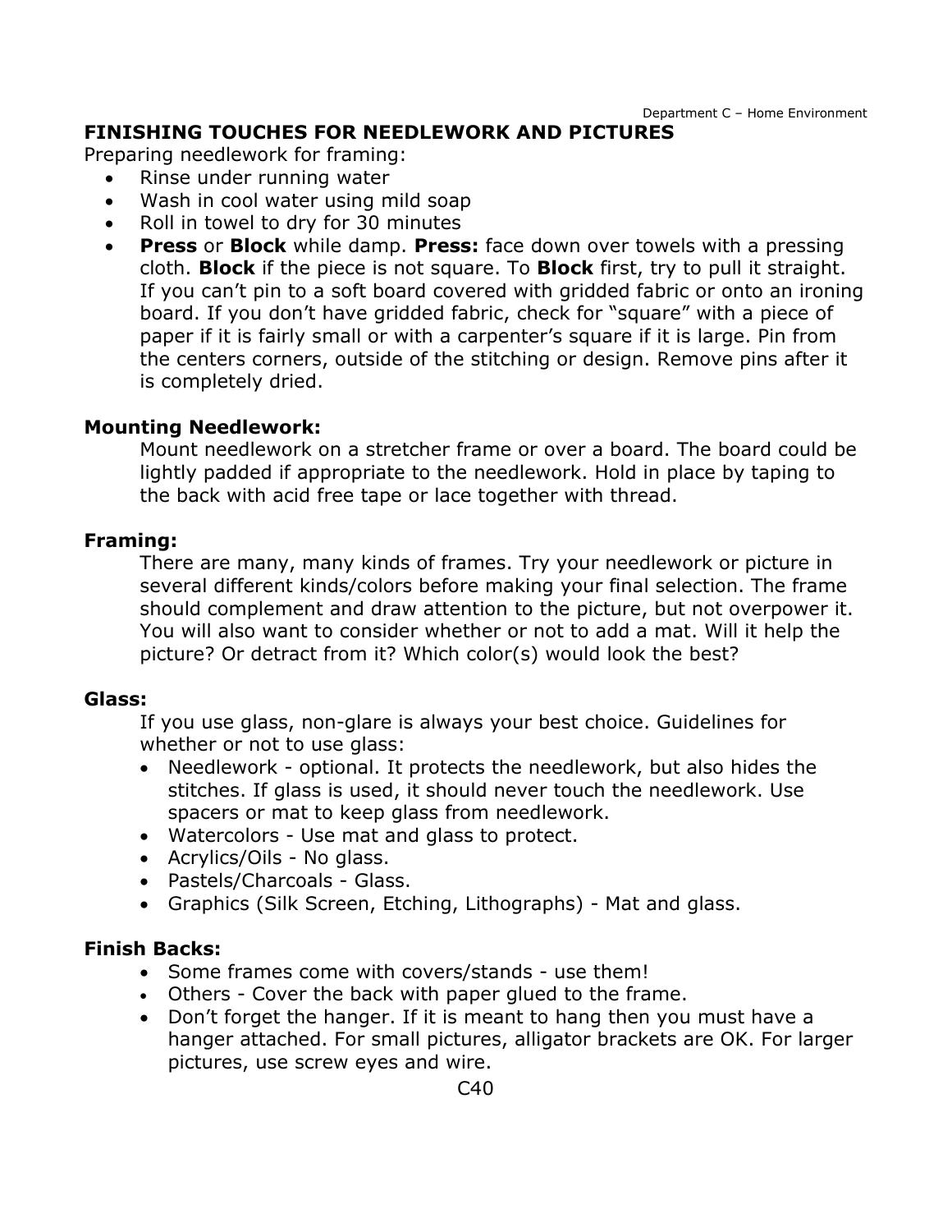## FINISHING TOUCHES FOR NEEDLEWORK AND PICTURES

Preparing needlework for framing:

- Rinse under running water
- Wash in cool water using mild soap
- Roll in towel to dry for 30 minutes
- **Press** or **Block** while damp. **Press:** face down over towels with a pressing cloth. **Block** if the piece is not square. To **Block** first, try to pull it straight. If you can't pin to a soft board covered with gridded fabric or onto an ironing board. If you don't have gridded fabric, check for "square" with a piece of paper if it is fairly small or with a carpenter's square if it is large. Pin from the centers corners, outside of the stitching or design. Remove pins after it is completely dried.

**Mounting Needlework:**

Mount needlework on a stretcher frame or over a board. The board could be lightly padded if appropriate to the needlework. Hold in place by taping to the back with acid free tape or lace together with thread.

**Framing:**

There are many, many kinds of frames. Try your needlework or picture in several different kinds/colors before making your final selection. The frame should complement and draw attention to the picture, but not overpower it. You will also want to consider whether or not to add a mat. Will it help the picture? Or detract from it? Which color(s) would look the best?

**Glass:**

If you use glass, non-glare is always your best choice. Guidelines for whether or not to use glass:

- Needlework - optional. It protects the needlework, but also hides the stitches. If glass is used, it should never touch the needlework. Use spacers or mat to keep glass from needlework.
- Watercolors - Use mat and glass to protect.
- Acrylics/Oils - No glass.
- Pastels/Charcoals - Glass.
- Graphics (Silk Screen, Etching, Lithographs) - Mat and glass.

**Finish Backs:**

- Some frames come with covers/stands - use them!
- Others - Cover the back with paper glued to the frame.
- Don't forget the hanger. If it is meant to hang then you must have a hanger attached. For small pictures, alligator brackets are OK. For larger pictures, use screw eyes and wire.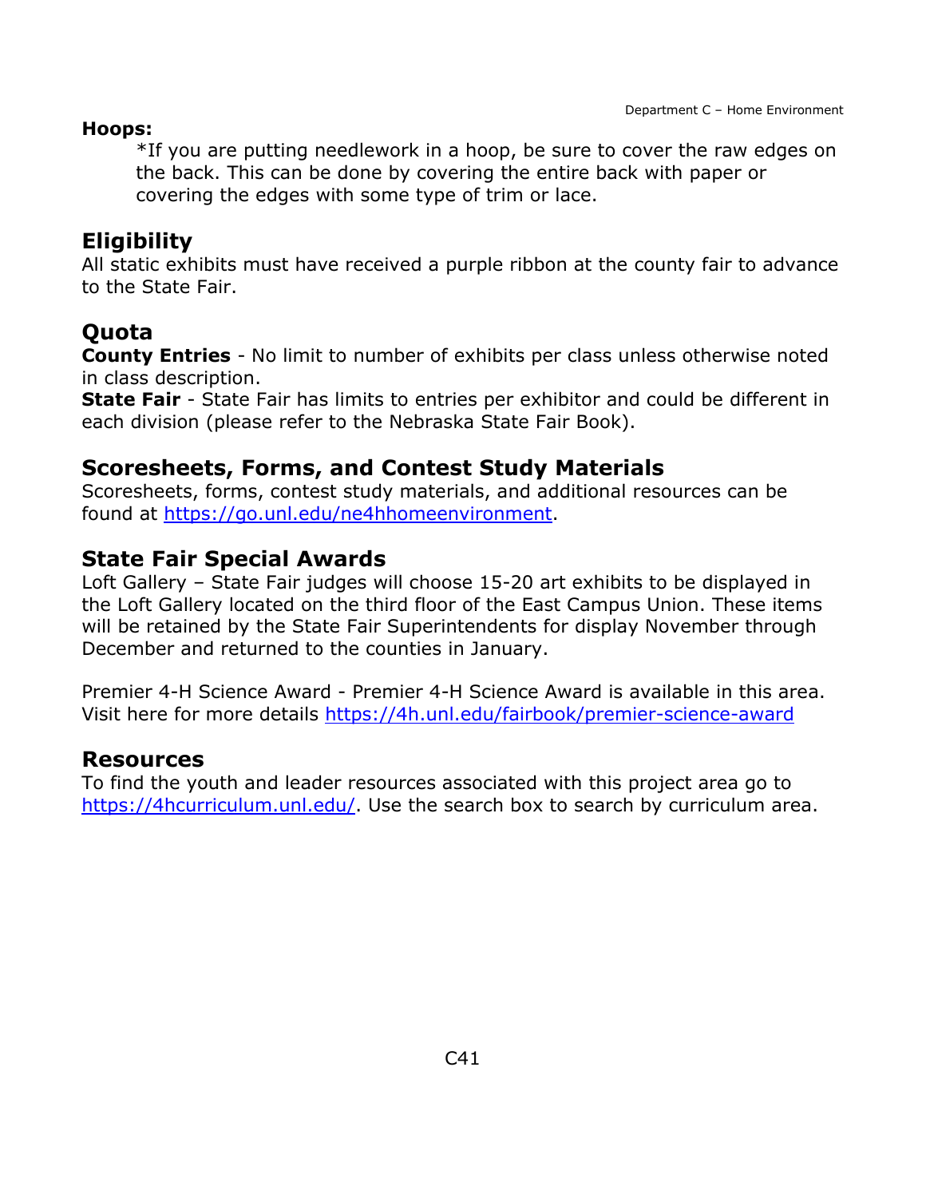**Hoops:**

*If you are putting needlework in a hoop, be sure to cover the raw edges on the back. This can be done by covering the entire back with paper or covering the edges with some type of trim or lace.

## Eligibility

All static exhibits must have received a purple ribbon at the county fair to advance to the State Fair.

## Quota

**County Entries** - No limit to number of exhibits per class unless otherwise noted in class description.

**State Fair** - State Fair has limits to entries per exhibitor and could be different in each division (please refer to the Nebraska State Fair Book).

## Scoresheets, Forms, and Contest Study Materials

Scoresheets, forms, contest study materials, and additional resources can be found at https://go.unl.edu/ne4hhomeenvironment.

## State Fair Special Awards

Loft Gallery – State Fair judges will choose 15-20 art exhibits to be displayed in the Loft Gallery located on the third floor of the East Campus Union. These items will be retained by the State Fair Superintendents for display November through December and returned to the counties in January.

Premier 4-H Science Award - Premier 4-H Science Award is available in this area. Visit here for more details https://4h.unl.edu/fairbook/premier-science-award

## Resources

To find the youth and leader resources associated with this project area go to https://4hcurriculum.unl.edu/. Use the search box to search by curriculum area.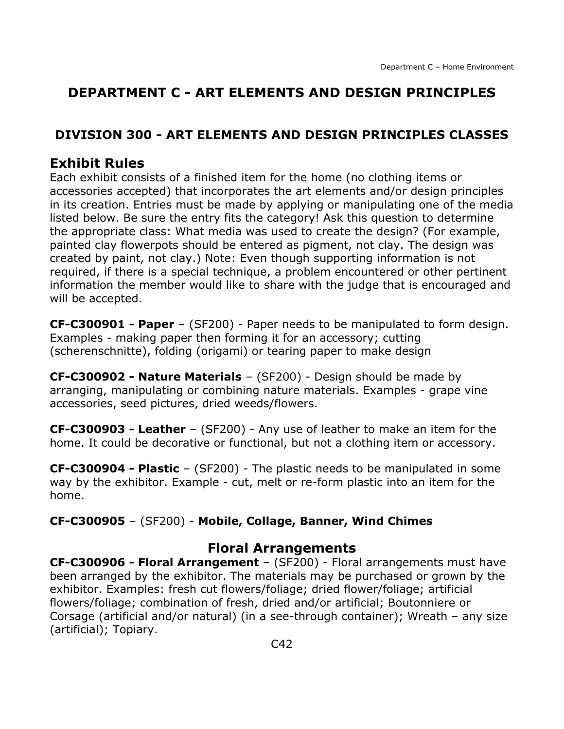# DEPARTMENT C - ART ELEMENTS AND DESIGN PRINCIPLES

## DIVISION 300 - ART ELEMENTS AND DESIGN PRINCIPLES CLASSES

### Exhibit Rules

Each exhibit consists of a finished item for the home (no clothing items or accessories accepted) that incorporates the art elements and/or design principles in its creation. Entries must be made by applying or manipulating one of the media listed below. Be sure the entry fits the category! Ask this question to determine the appropriate class: What media was used to create the design? (For example, painted clay flowerpots should be entered as pigment, not clay. The design was created by paint, not clay.) Note: Even though supporting information is not required, if there is a special technique, a problem encountered or other pertinent information the member would like to share with the judge that is encouraged and will be accepted.

**CF-C300901 - Paper** – (SF200) - Paper needs to be manipulated to form design. Examples - making paper then forming it for an accessory; cutting (scherenschnitte), folding (origami) or tearing paper to make design

**CF-C300902 - Nature Materials** – (SF200) - Design should be made by arranging, manipulating or combining nature materials. Examples - grape vine accessories, seed pictures, dried weeds/flowers.

**CF-C300903 - Leather** – (SF200) - Any use of leather to make an item for the home. It could be decorative or functional, but not a clothing item or accessory.

**CF-C300904 - Plastic** – (SF200) - The plastic needs to be manipulated in some way by the exhibitor. Example - cut, melt or re-form plastic into an item for the home.

**CF-C300905** – (SF200) - **Mobile, Collage, Banner, Wind Chimes**

### Floral Arrangements

**CF-C300906 - Floral Arrangement** – (SF200) - Floral arrangements must have been arranged by the exhibitor. The materials may be purchased or grown by the exhibitor. Examples: fresh cut flowers/foliage; dried flower/foliage; artificial flowers/foliage; combination of fresh, dried and/or artificial; Boutonniere or Corsage (artificial and/or natural) (in a see-through container); Wreath – any size (artificial); Topiary.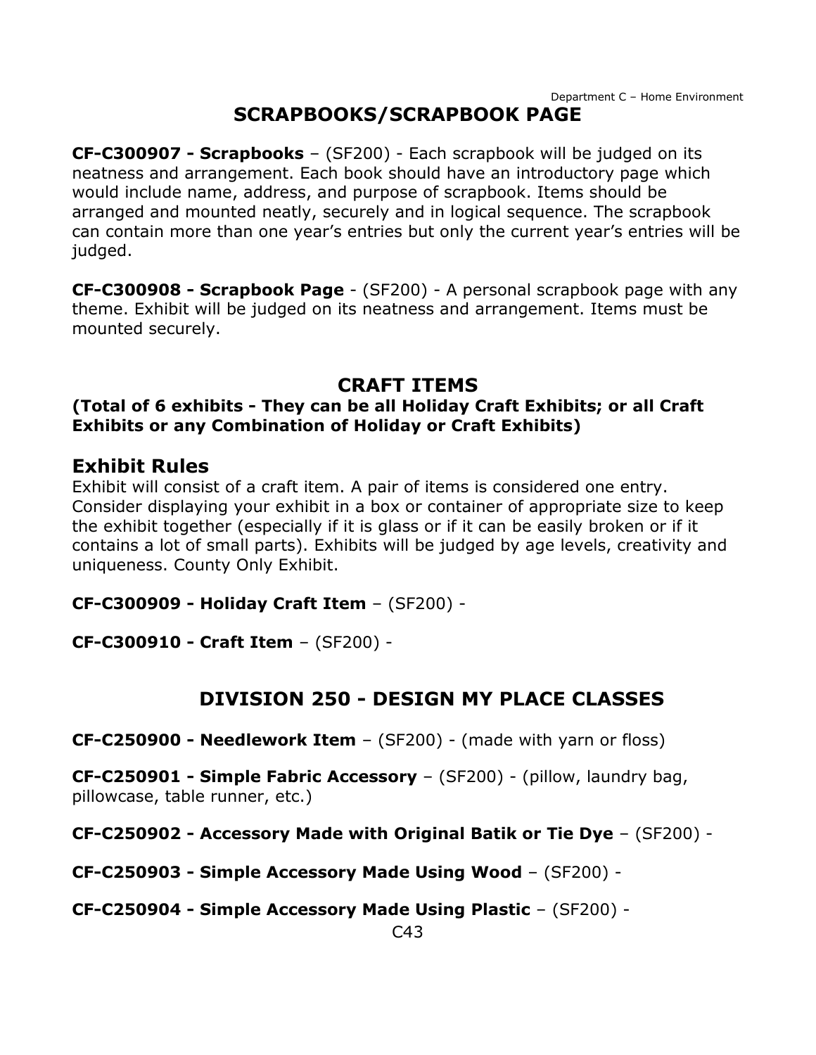## SCRAPBOOKS/SCRAPBOOK PAGE

**CF-C300907 - Scrapbooks** – (SF200) - Each scrapbook will be judged on its neatness and arrangement. Each book should have an introductory page which would include name, address, and purpose of scrapbook. Items should be arranged and mounted neatly, securely and in logical sequence. The scrapbook can contain more than one year's entries but only the current year's entries will be judged.

**CF-C300908 - Scrapbook Page** - (SF200) - A personal scrapbook page with any theme. Exhibit will be judged on its neatness and arrangement. Items must be mounted securely.

## CRAFT ITEMS

**(Total of 6 exhibits - They can be all Holiday Craft Exhibits; or all Craft Exhibits or any Combination of Holiday or Craft Exhibits)**

### Exhibit Rules

Exhibit will consist of a craft item. A pair of items is considered one entry. Consider displaying your exhibit in a box or container of appropriate size to keep the exhibit together (especially if it is glass or if it can be easily broken or if it contains a lot of small parts). Exhibits will be judged by age levels, creativity and uniqueness. County Only Exhibit.

**CF-C300909 - Holiday Craft Item** – (SF200) -

**CF-C300910 - Craft Item** – (SF200) -

## DIVISION 250 - DESIGN MY PLACE CLASSES

**CF-C250900 - Needlework Item** – (SF200) - (made with yarn or floss)

**CF-C250901 - Simple Fabric Accessory** – (SF200) - (pillow, laundry bag, pillowcase, table runner, etc.)

**CF-C250902 - Accessory Made with Original Batik or Tie Dye** – (SF200) -

**CF-C250903 - Simple Accessory Made Using Wood** – (SF200) -

**CF-C250904 - Simple Accessory Made Using Plastic** – (SF200) -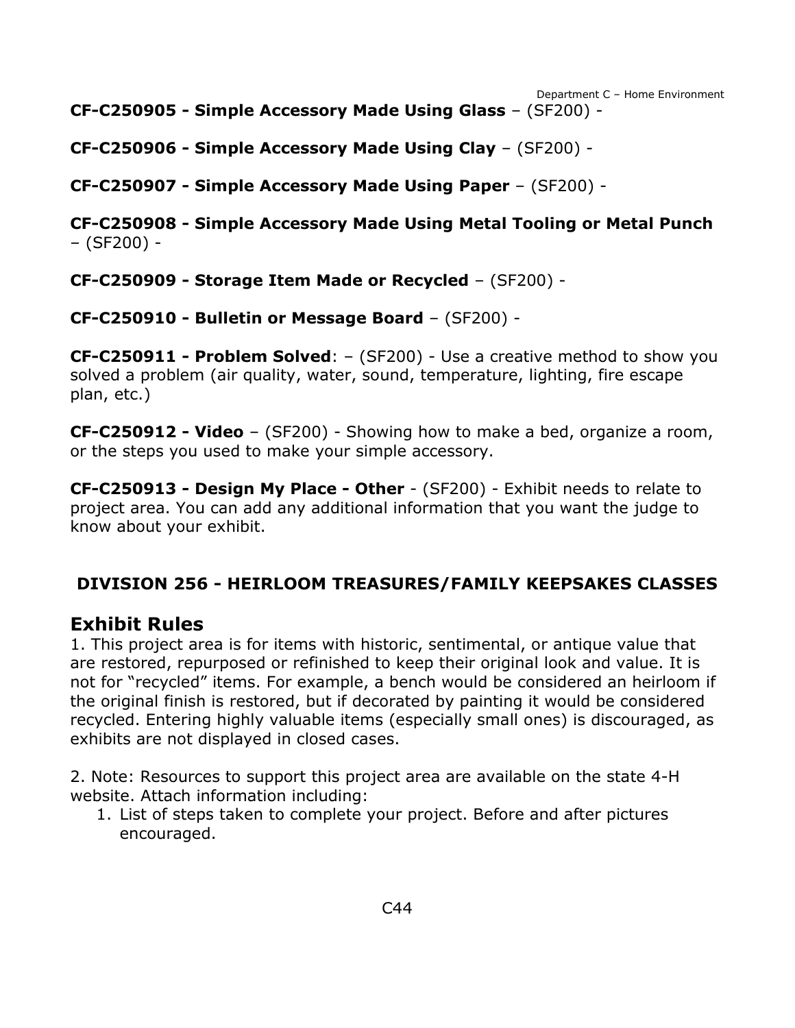**CF-C250905 - Simple Accessory Made Using Glass** – (SF200) -

**CF-C250906 - Simple Accessory Made Using Clay** – (SF200) -

**CF-C250907 - Simple Accessory Made Using Paper** – (SF200) -

**CF-C250908 - Simple Accessory Made Using Metal Tooling or Metal Punch** – (SF200) -

**CF-C250909 - Storage Item Made or Recycled** – (SF200) -

**CF-C250910 - Bulletin or Message Board** – (SF200) -

**CF-C250911 - Problem Solved**: – (SF200) - Use a creative method to show you solved a problem (air quality, water, sound, temperature, lighting, fire escape plan, etc.)

**CF-C250912 - Video** – (SF200) - Showing how to make a bed, organize a room, or the steps you used to make your simple accessory.

**CF-C250913 - Design My Place - Other** - (SF200) - Exhibit needs to relate to project area. You can add any additional information that you want the judge to know about your exhibit.

## DIVISION 256 - HEIRLOOM TREASURES/FAMILY KEEPSAKES CLASSES

## Exhibit Rules

1. This project area is for items with historic, sentimental, or antique value that are restored, repurposed or refinished to keep their original look and value. It is not for "recycled" items. For example, a bench would be considered an heirloom if the original finish is restored, but if decorated by painting it would be considered recycled. Entering highly valuable items (especially small ones) is discouraged, as exhibits are not displayed in closed cases.

2. Note: Resources to support this project area are available on the state 4-H website. Attach information including:
    1. List of steps taken to complete your project. Before and after pictures encouraged.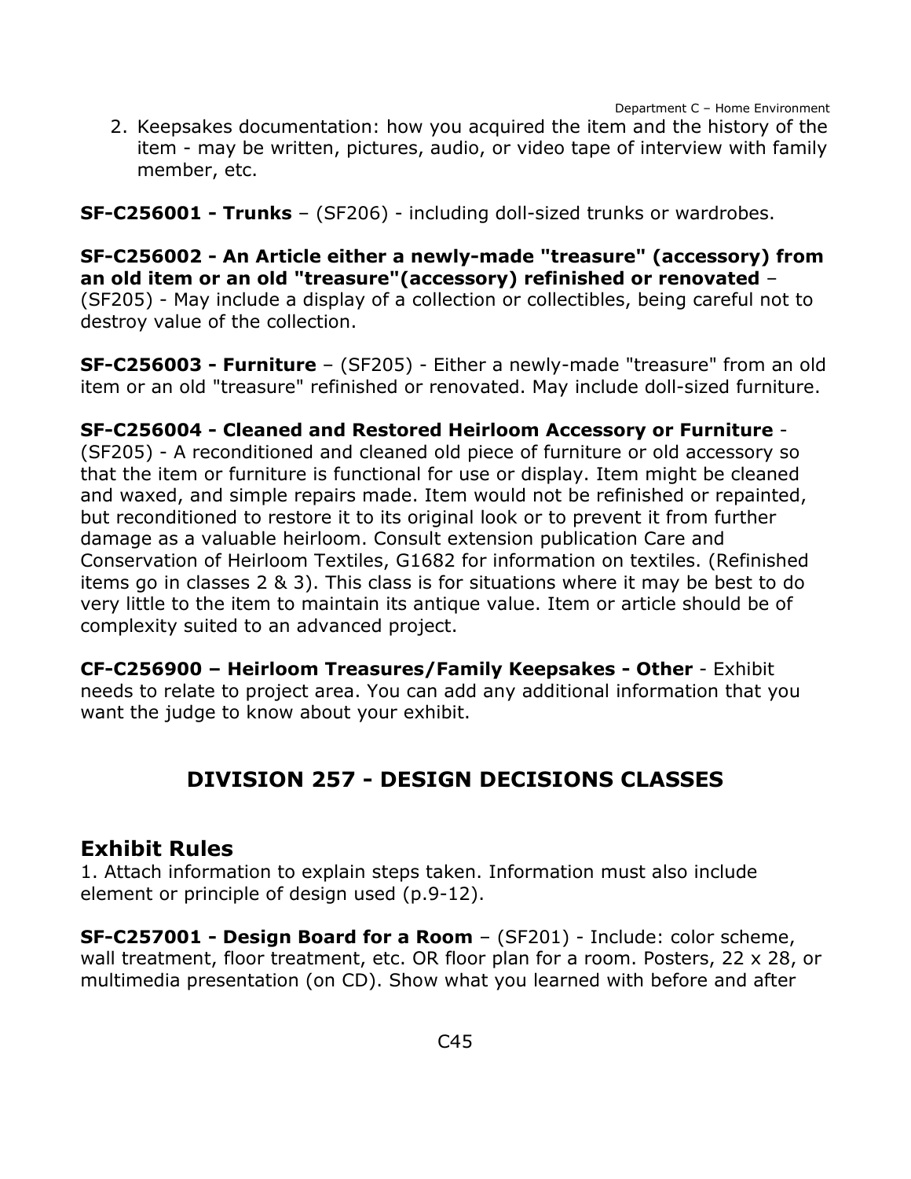2. Keepsakes documentation: how you acquired the item and the history of the item - may be written, pictures, audio, or video tape of interview with family member, etc.

**SF-C256001 - Trunks** – (SF206) - including doll-sized trunks or wardrobes.

**SF-C256002 - An Article either a newly-made "treasure" (accessory) from an old item or an old "treasure"(accessory) refinished or renovated** – (SF205) - May include a display of a collection or collectibles, being careful not to destroy value of the collection.

**SF-C256003 - Furniture** – (SF205) - Either a newly-made "treasure" from an old item or an old "treasure" refinished or renovated. May include doll-sized furniture.

**SF-C256004 - Cleaned and Restored Heirloom Accessory or Furniture** - (SF205) - A reconditioned and cleaned old piece of furniture or old accessory so that the item or furniture is functional for use or display. Item might be cleaned and waxed, and simple repairs made. Item would not be refinished or repainted, but reconditioned to restore it to its original look or to prevent it from further damage as a valuable heirloom. Consult extension publication Care and Conservation of Heirloom Textiles, G1682 for information on textiles. (Refinished items go in classes 2 & 3). This class is for situations where it may be best to do very little to the item to maintain its antique value. Item or article should be of complexity suited to an advanced project.

**CF-C256900 – Heirloom Treasures/Family Keepsakes - Other** - Exhibit needs to relate to project area. You can add any additional information that you want the judge to know about your exhibit.

## DIVISION 257 - DESIGN DECISIONS CLASSES

### Exhibit Rules

1. Attach information to explain steps taken. Information must also include element or principle of design used (p.9-12).

**SF-C257001 - Design Board for a Room** – (SF201) - Include: color scheme, wall treatment, floor treatment, etc. OR floor plan for a room. Posters, 22 x 28, or multimedia presentation (on CD). Show what you learned with before and after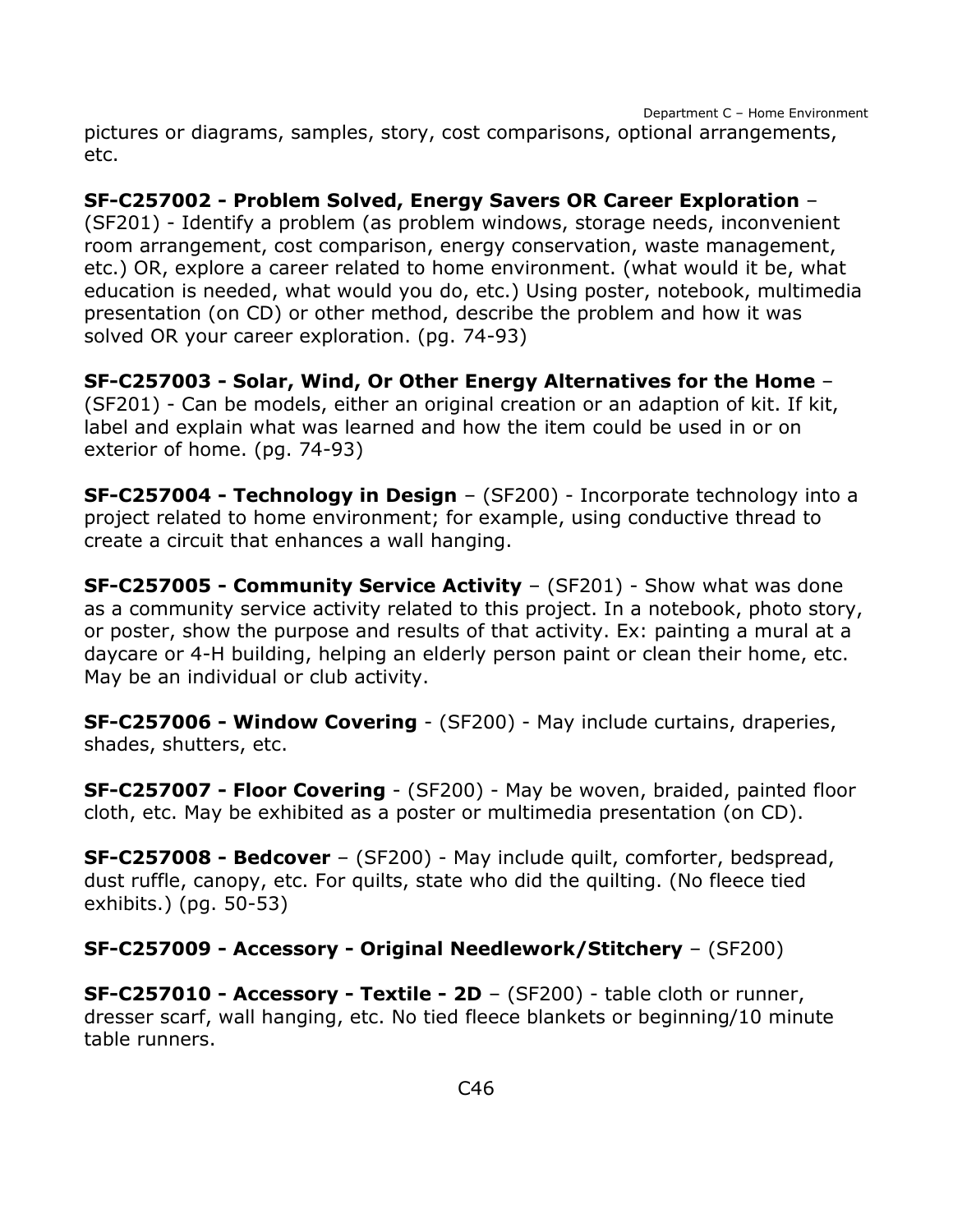pictures or diagrams, samples, story, cost comparisons, optional arrangements, etc.

**SF-C257002 - Problem Solved, Energy Savers OR Career Exploration** – (SF201) - Identify a problem (as problem windows, storage needs, inconvenient room arrangement, cost comparison, energy conservation, waste management, etc.) OR, explore a career related to home environment. (what would it be, what education is needed, what would you do, etc.) Using poster, notebook, multimedia presentation (on CD) or other method, describe the problem and how it was solved OR your career exploration. (pg. 74-93)

**SF-C257003 - Solar, Wind, Or Other Energy Alternatives for the Home** – (SF201) - Can be models, either an original creation or an adaption of kit. If kit, label and explain what was learned and how the item could be used in or on exterior of home. (pg. 74-93)

**SF-C257004 - Technology in Design** – (SF200) - Incorporate technology into a project related to home environment; for example, using conductive thread to create a circuit that enhances a wall hanging.

**SF-C257005 - Community Service Activity** – (SF201) - Show what was done as a community service activity related to this project. In a notebook, photo story, or poster, show the purpose and results of that activity. Ex: painting a mural at a daycare or 4-H building, helping an elderly person paint or clean their home, etc. May be an individual or club activity.

**SF-C257006 - Window Covering** - (SF200) - May include curtains, draperies, shades, shutters, etc.

**SF-C257007 - Floor Covering** - (SF200) - May be woven, braided, painted floor cloth, etc. May be exhibited as a poster or multimedia presentation (on CD).

**SF-C257008 - Bedcover** – (SF200) - May include quilt, comforter, bedspread, dust ruffle, canopy, etc. For quilts, state who did the quilting. (No fleece tied exhibits.) (pg. 50-53)

**SF-C257009 - Accessory - Original Needlework/Stitchery** – (SF200)

**SF-C257010 - Accessory - Textile - 2D** – (SF200) - table cloth or runner, dresser scarf, wall hanging, etc. No tied fleece blankets or beginning/10 minute table runners.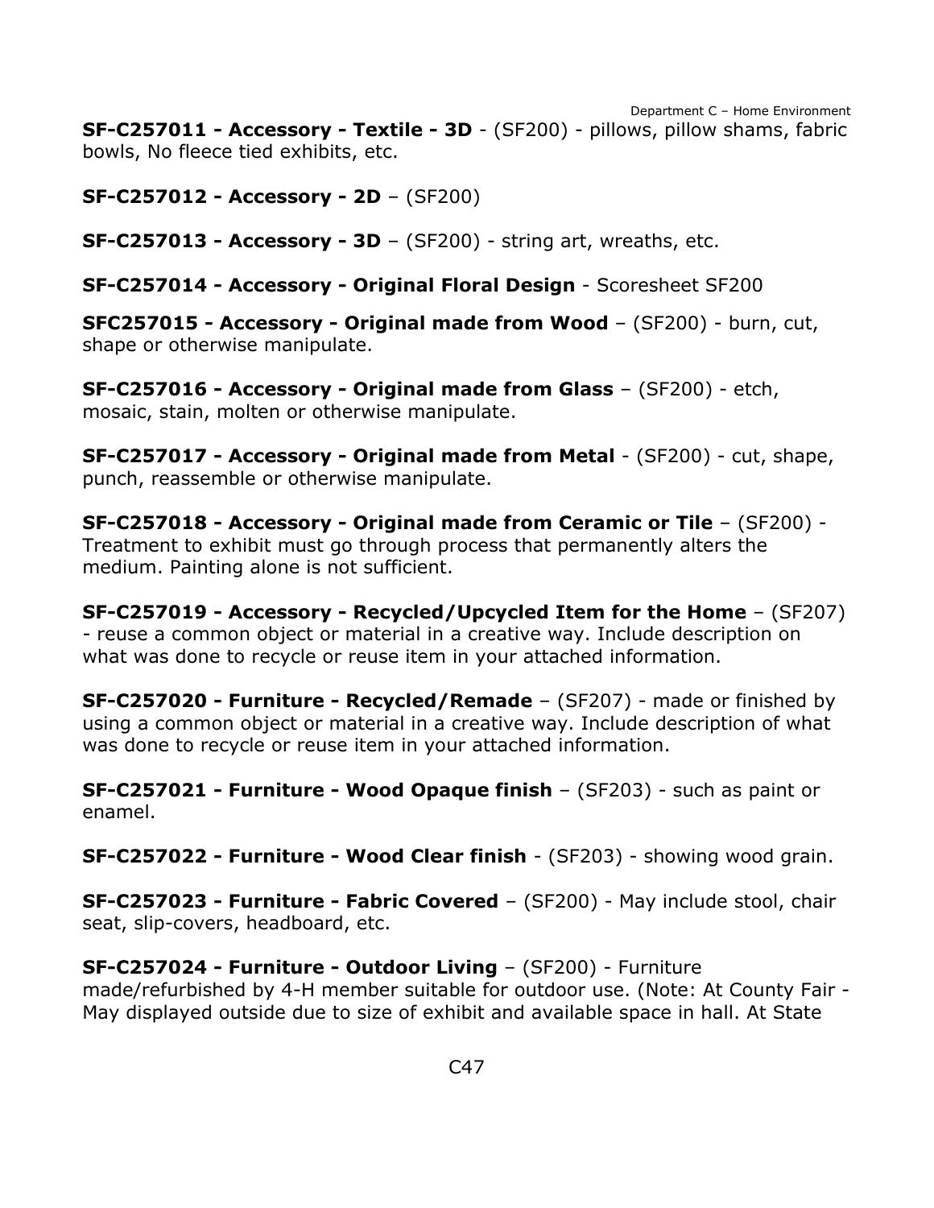**SF-C257011 - Accessory - Textile - 3D** - (SF200) - pillows, pillow shams, fabric bowls, No fleece tied exhibits, etc.

**SF-C257012 - Accessory - 2D** – (SF200)

**SF-C257013 - Accessory - 3D** – (SF200) - string art, wreaths, etc.

**SF-C257014 - Accessory - Original Floral Design** - Scoresheet SF200

**SFC257015 - Accessory - Original made from Wood** – (SF200) - burn, cut, shape or otherwise manipulate.

**SF-C257016 - Accessory - Original made from Glass** – (SF200) - etch, mosaic, stain, molten or otherwise manipulate.

**SF-C257017 - Accessory - Original made from Metal** - (SF200) - cut, shape, punch, reassemble or otherwise manipulate.

**SF-C257018 - Accessory - Original made from Ceramic or Tile** – (SF200) - Treatment to exhibit must go through process that permanently alters the medium. Painting alone is not sufficient.

**SF-C257019 - Accessory - Recycled/Upcycled Item for the Home** – (SF207) - reuse a common object or material in a creative way. Include description on what was done to recycle or reuse item in your attached information.

**SF-C257020 - Furniture - Recycled/Remade** – (SF207) - made or finished by using a common object or material in a creative way. Include description of what was done to recycle or reuse item in your attached information.

**SF-C257021 - Furniture - Wood Opaque finish** – (SF203) - such as paint or enamel.

**SF-C257022 - Furniture - Wood Clear finish** - (SF203) - showing wood grain.

**SF-C257023 - Furniture - Fabric Covered** – (SF200) - May include stool, chair seat, slip-covers, headboard, etc.

**SF-C257024 - Furniture - Outdoor Living** – (SF200) - Furniture made/refurbished by 4-H member suitable for outdoor use. (Note: At County Fair - May displayed outside due to size of exhibit and available space in hall. At State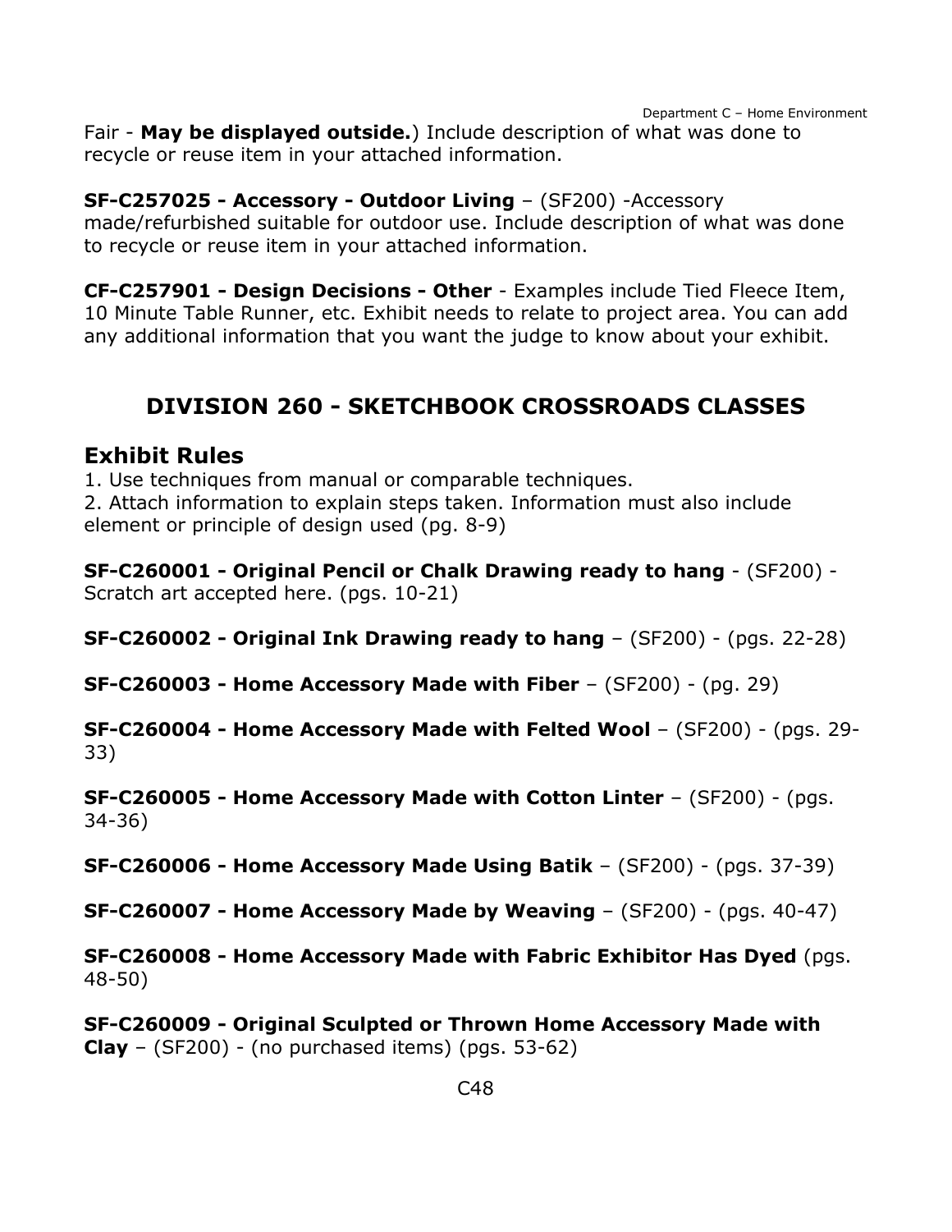Fair - **May be displayed outside.**) Include description of what was done to recycle or reuse item in your attached information.

**SF-C257025 - Accessory - Outdoor Living** – (SF200) -Accessory made/refurbished suitable for outdoor use. Include description of what was done to recycle or reuse item in your attached information.

**CF-C257901 - Design Decisions - Other** - Examples include Tied Fleece Item, 10 Minute Table Runner, etc. Exhibit needs to relate to project area. You can add any additional information that you want the judge to know about your exhibit.

## DIVISION 260 - SKETCHBOOK CROSSROADS CLASSES

### Exhibit Rules

1. Use techniques from manual or comparable techniques.
2. Attach information to explain steps taken. Information must also include element or principle of design used (pg. 8-9)

**SF-C260001 - Original Pencil or Chalk Drawing ready to hang** - (SF200) - Scratch art accepted here. (pgs. 10-21)

**SF-C260002 - Original Ink Drawing ready to hang** – (SF200) - (pgs. 22-28)

**SF-C260003 - Home Accessory Made with Fiber** – (SF200) - (pg. 29)

**SF-C260004 - Home Accessory Made with Felted Wool** – (SF200) - (pgs. 29-33)

**SF-C260005 - Home Accessory Made with Cotton Linter** – (SF200) - (pgs. 34-36)

**SF-C260006 - Home Accessory Made Using Batik** – (SF200) - (pgs. 37-39)

**SF-C260007 - Home Accessory Made by Weaving** – (SF200) - (pgs. 40-47)

**SF-C260008 - Home Accessory Made with Fabric Exhibitor Has Dyed** (pgs. 48-50)

**SF-C260009 - Original Sculpted or Thrown Home Accessory Made with Clay** – (SF200) - (no purchased items) (pgs. 53-62)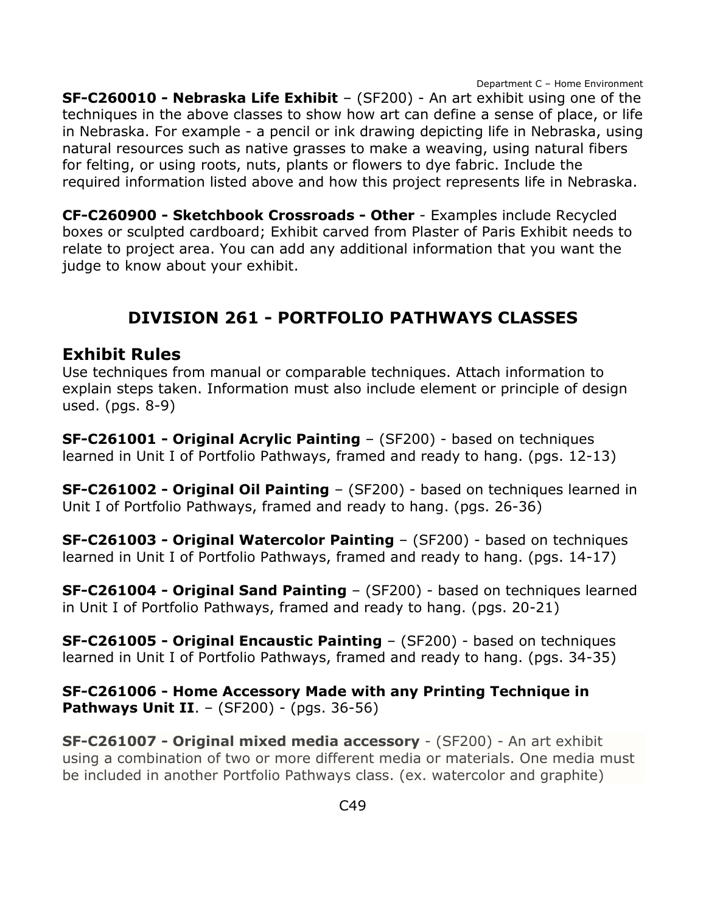**SF-C260010 - Nebraska Life Exhibit** – (SF200) - An art exhibit using one of the techniques in the above classes to show how art can define a sense of place, or life in Nebraska. For example - a pencil or ink drawing depicting life in Nebraska, using natural resources such as native grasses to make a weaving, using natural fibers for felting, or using roots, nuts, plants or flowers to dye fabric. Include the required information listed above and how this project represents life in Nebraska.

**CF-C260900 - Sketchbook Crossroads - Other** - Examples include Recycled boxes or sculpted cardboard; Exhibit carved from Plaster of Paris Exhibit needs to relate to project area. You can add any additional information that you want the judge to know about your exhibit.

## DIVISION 261 - PORTFOLIO PATHWAYS CLASSES

### Exhibit Rules

Use techniques from manual or comparable techniques. Attach information to explain steps taken. Information must also include element or principle of design used. (pgs. 8-9)

**SF-C261001 - Original Acrylic Painting** – (SF200) - based on techniques learned in Unit I of Portfolio Pathways, framed and ready to hang. (pgs. 12-13)

**SF-C261002 - Original Oil Painting** – (SF200) - based on techniques learned in Unit I of Portfolio Pathways, framed and ready to hang. (pgs. 26-36)

**SF-C261003 - Original Watercolor Painting** – (SF200) - based on techniques learned in Unit I of Portfolio Pathways, framed and ready to hang. (pgs. 14-17)

**SF-C261004 - Original Sand Painting** – (SF200) - based on techniques learned in Unit I of Portfolio Pathways, framed and ready to hang. (pgs. 20-21)

**SF-C261005 - Original Encaustic Painting** – (SF200) - based on techniques learned in Unit I of Portfolio Pathways, framed and ready to hang. (pgs. 34-35)

**SF-C261006 - Home Accessory Made with any Printing Technique in Pathways Unit II**. – (SF200) - (pgs. 36-56)

**SF-C261007 - Original mixed media accessory** - (SF200) - An art exhibit using a combination of two or more different media or materials. One media must be included in another Portfolio Pathways class. (ex. watercolor and graphite)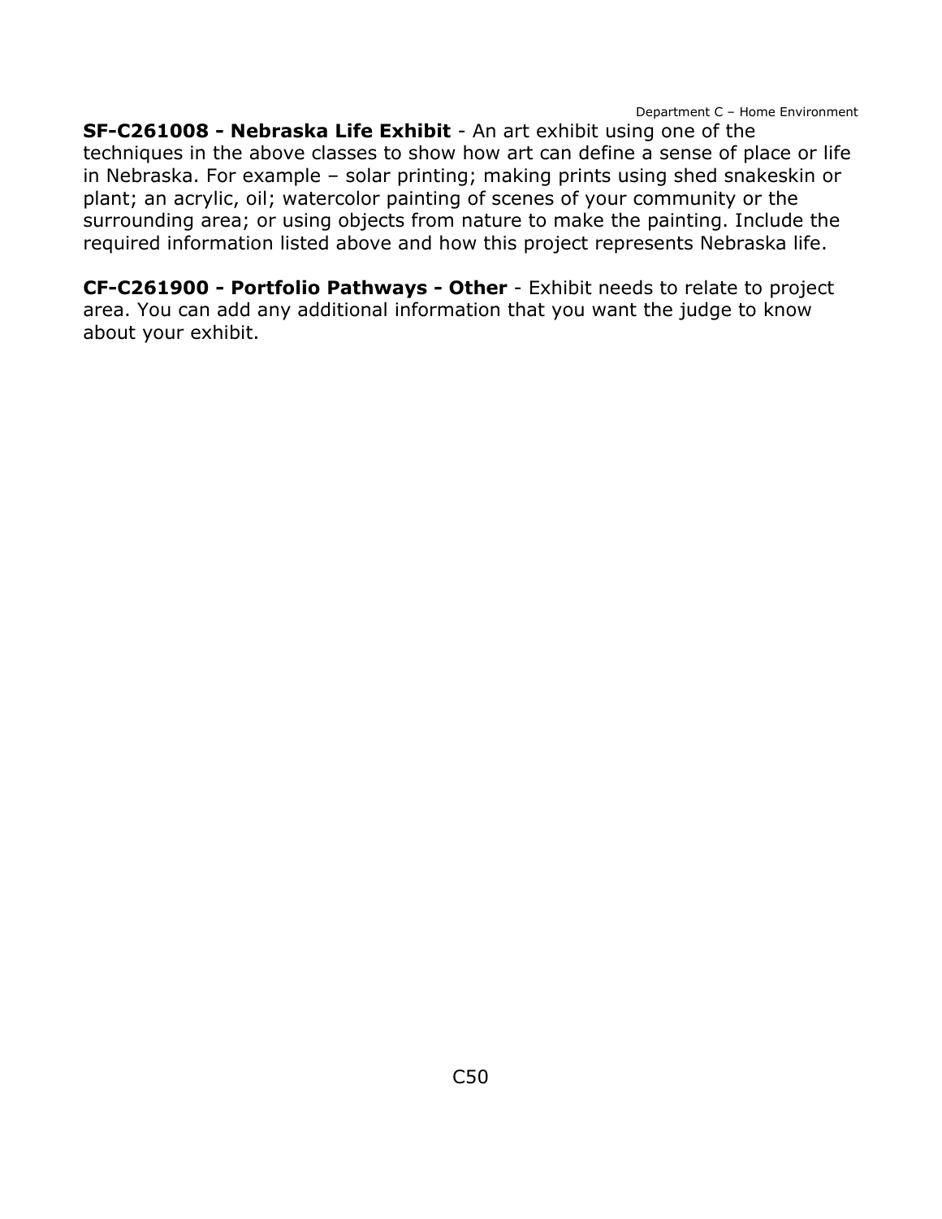**SF-C261008 - Nebraska Life Exhibit** - An art exhibit using one of the techniques in the above classes to show how art can define a sense of place or life in Nebraska. For example – solar printing; making prints using shed snakeskin or plant; an acrylic, oil; watercolor painting of scenes of your community or the surrounding area; or using objects from nature to make the painting. Include the required information listed above and how this project represents Nebraska life.

**CF-C261900 - Portfolio Pathways - Other** - Exhibit needs to relate to project area. You can add any additional information that you want the judge to know about your exhibit.